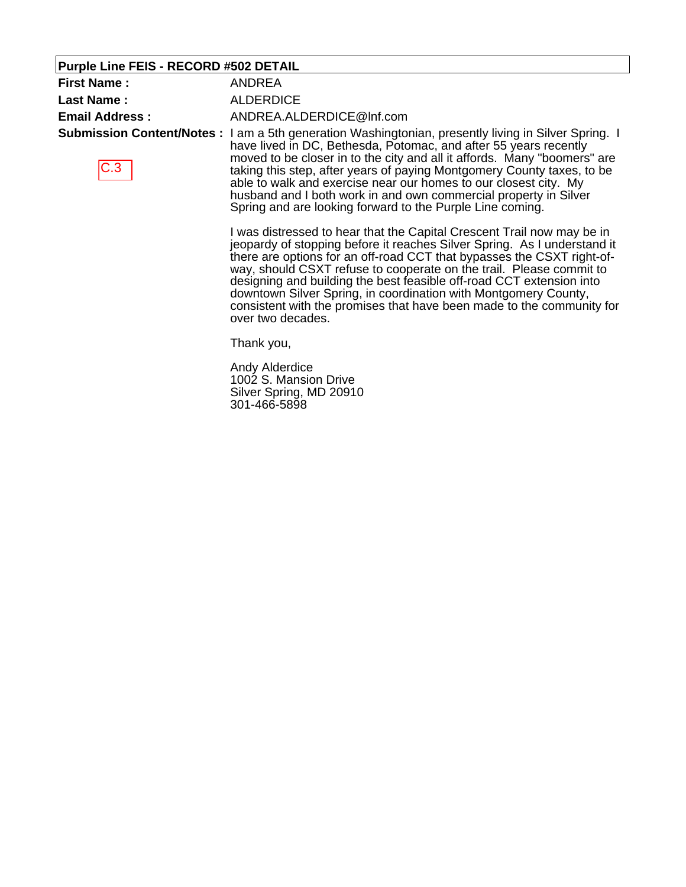**Purple Line FEIS - RECORD #502 DETAIL**

**First Name :** ANDREA

**Last Name :** ALDERDICE

**Email Address :** ANDREA.ALDERDICE@lnf.com

**Submission Content/Notes :**

C.3

I am a 5th generation Washingtonian, presently living in Silver Spring. I have lived in DC, Bethesda, Potomac, and after 55 years recently moved to be closer in to the city and all it affords. Many "boomers" are taking this step, after years of paying Montgomery County taxes, to be able to walk and exercise near our homes to our closest city. My husband and I both work in and own commercial property in Silver Spring and are looking forward to the Purple Line coming.

I was distressed to hear that the Capital Crescent Trail now may be in jeopardy of stopping before it reaches Silver Spring. As I understand it there are options for an off-road CCT that bypasses the CSXT right-of-way, should CSXT refuse to cooperate on the trail. Please commit to designing and building the best feasible off-road CCT extension into downtown Silver Spring, in coordination with Montgomery County, consistent with the promises that have been made to the community for over two decades.

Thank you,

Andy Alderdice
1002 S. Mansion Drive
Silver Spring, MD 20910
301-466-5898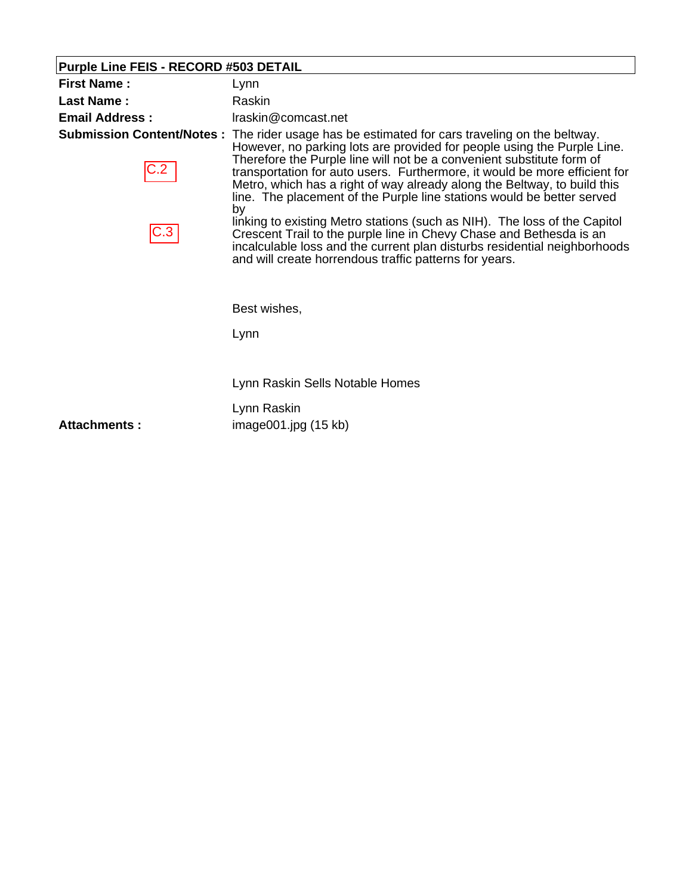## Purple Line FEIS - RECORD #503 DETAIL

**First Name :** Lynn

**Last Name :** Raskin

**Email Address :** lraskin@comcast.net

**Submission Content/Notes :**

C.2

C.3

The rider usage has be estimated for cars traveling on the beltway. However, no parking lots are provided for people using the Purple Line. Therefore the Purple line will not be a convenient substitute form of transportation for auto users. Furthermore, it would be more efficient for Metro, which has a right of way already along the Beltway, to build this line. The placement of the Purple line stations would be better served by linking to existing Metro stations (such as NIH). The loss of the Capitol Crescent Trail to the purple line in Chevy Chase and Bethesda is an incalculable loss and the current plan disturbs residential neighborhoods and will create horrendous traffic patterns for years.

Best wishes,

Lynn

Lynn Raskin Sells Notable Homes

Lynn Raskin

**Attachments :** image001.jpg (15 kb)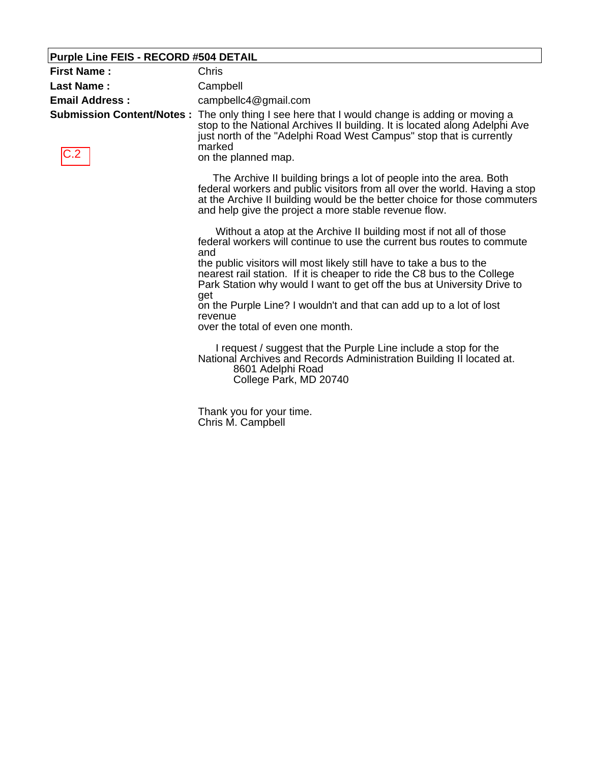**Purple Line FEIS - RECORD #504 DETAIL**

**First Name :** Chris

**Last Name :** Campbell

**Email Address :** campbellc4@gmail.com

**Submission Content/Notes :**

C.2

The only thing I see here that I would change is adding or moving a stop to the National Archives II building. It is located along Adelphi Ave just north of the "Adelphi Road West Campus" stop that is currently marked
on the planned map.

The Archive II building brings a lot of people into the area. Both federal workers and public visitors from all over the world. Having a stop at the Archive II building would be the better choice for those commuters and help give the project a more stable revenue flow.

Without a atop at the Archive II building most if not all of those federal workers will continue to use the current bus routes to commute and
the public visitors will most likely still have to take a bus to the nearest rail station. If it is cheaper to ride the C8 bus to the College Park Station why would I want to get off the bus at University Drive to get
on the Purple Line? I wouldn't and that can add up to a lot of lost revenue
over the total of even one month.

I request / suggest that the Purple Line include a stop for the National Archives and Records Administration Building II located at.
8601 Adelphi Road
College Park, MD 20740

Thank you for your time.
Chris M. Campbell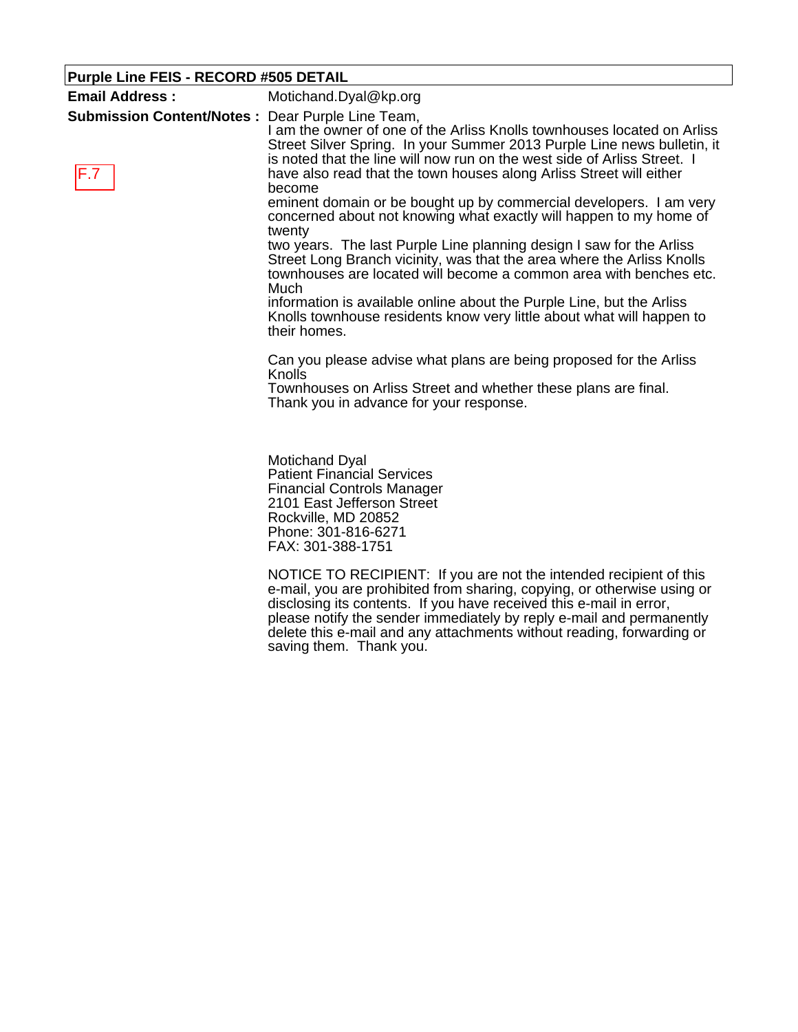**Purple Line FEIS - RECORD #505 DETAIL**

**Email Address :** Motichand.Dyal@kp.org

**Submission Content/Notes :**

F.7

Dear Purple Line Team,
I am the owner of one of the Arliss Knolls townhouses located on Arliss Street Silver Spring. In your Summer 2013 Purple Line news bulletin, it is noted that the line will now run on the west side of Arliss Street. I have also read that the town houses along Arliss Street will either become
eminent domain or be bought up by commercial developers. I am very concerned about not knowing what exactly will happen to my home of twenty
two years. The last Purple Line planning design I saw for the Arliss Street Long Branch vicinity, was that the area where the Arliss Knolls townhouses are located will become a common area with benches etc. Much
information is available online about the Purple Line, but the Arliss Knolls townhouse residents know very little about what will happen to their homes.

Can you please advise what plans are being proposed for the Arliss Knolls
Townhouses on Arliss Street and whether these plans are final.
Thank you in advance for your response.

Motichand Dyal
Patient Financial Services
Financial Controls Manager
2101 East Jefferson Street
Rockville, MD 20852
Phone: 301-816-6271
FAX: 301-388-1751

NOTICE TO RECIPIENT: If you are not the intended recipient of this e-mail, you are prohibited from sharing, copying, or otherwise using or disclosing its contents. If you have received this e-mail in error, please notify the sender immediately by reply e-mail and permanently delete this e-mail and any attachments without reading, forwarding or saving them. Thank you.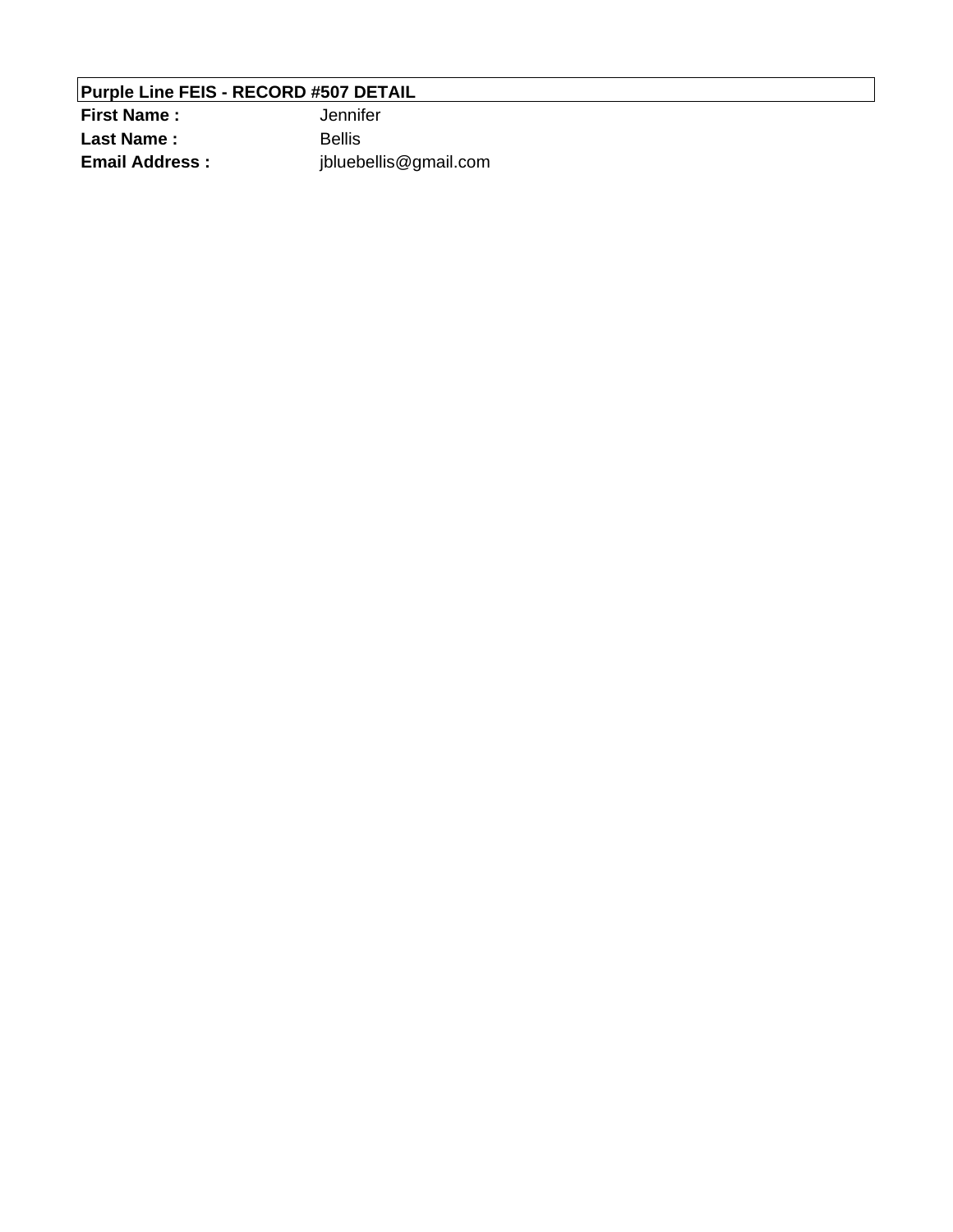## Purple Line FEIS - RECORD #507 DETAIL

| | |
|---|---|
| **First Name :** | Jennifer |
| **Last Name :** | Bellis |
| **Email Address :** | jbluebellis@gmail.com |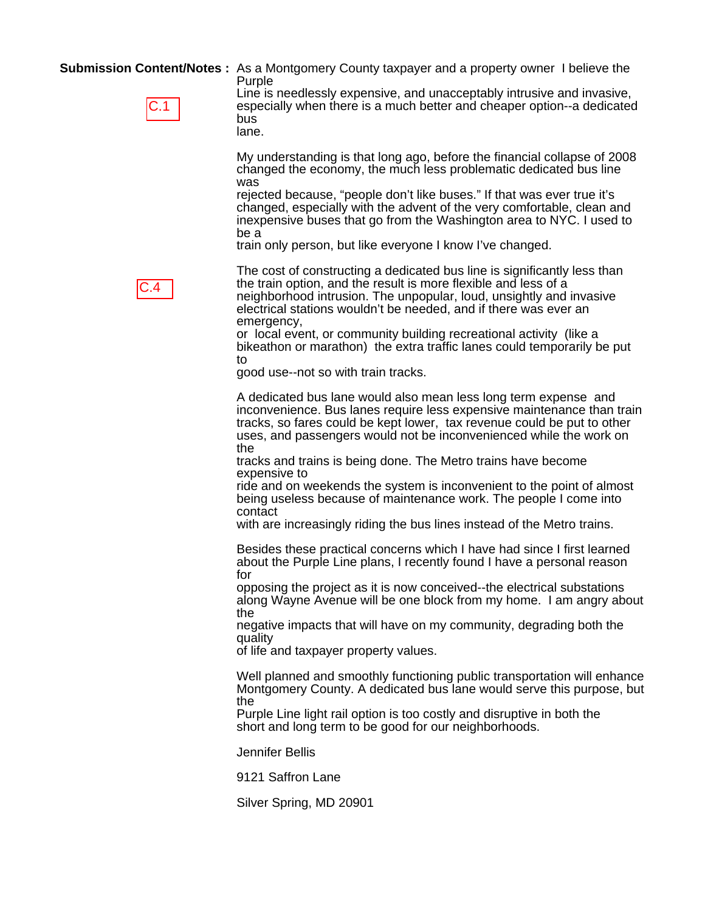**Submission Content/Notes :** As a Montgomery County taxpayer and a property owner I believe the Purple Line is needlessly expensive, and unacceptably intrusive and invasive, especially when there is a much better and cheaper option--a dedicated bus lane.

C.1

My understanding is that long ago, before the financial collapse of 2008 changed the economy, the much less problematic dedicated bus line was rejected because, "people don't like buses." If that was ever true it's changed, especially with the advent of the very comfortable, clean and inexpensive buses that go from the Washington area to NYC. I used to be a train only person, but like everyone I know I've changed.

C.4

The cost of constructing a dedicated bus line is significantly less than the train option, and the result is more flexible and less of a neighborhood intrusion. The unpopular, loud, unsightly and invasive electrical stations wouldn't be needed, and if there was ever an emergency, or local event, or community building recreational activity (like a bikeathon or marathon) the extra traffic lanes could temporarily be put to good use--not so with train tracks.

A dedicated bus lane would also mean less long term expense and inconvenience. Bus lanes require less expensive maintenance than train tracks, so fares could be kept lower, tax revenue could be put to other uses, and passengers would not be inconvenienced while the work on the tracks and trains is being done. The Metro trains have become expensive to ride and on weekends the system is inconvenient to the point of almost being useless because of maintenance work. The people I come into contact with are increasingly riding the bus lines instead of the Metro trains.

Besides these practical concerns which I have had since I first learned about the Purple Line plans, I recently found I have a personal reason for opposing the project as it is now conceived--the electrical substations along Wayne Avenue will be one block from my home. I am angry about the negative impacts that will have on my community, degrading both the quality of life and taxpayer property values.

Well planned and smoothly functioning public transportation will enhance Montgomery County. A dedicated bus lane would serve this purpose, but the Purple Line light rail option is too costly and disruptive in both the short and long term to be good for our neighborhoods.

Jennifer Bellis

9121 Saffron Lane

Silver Spring, MD 20901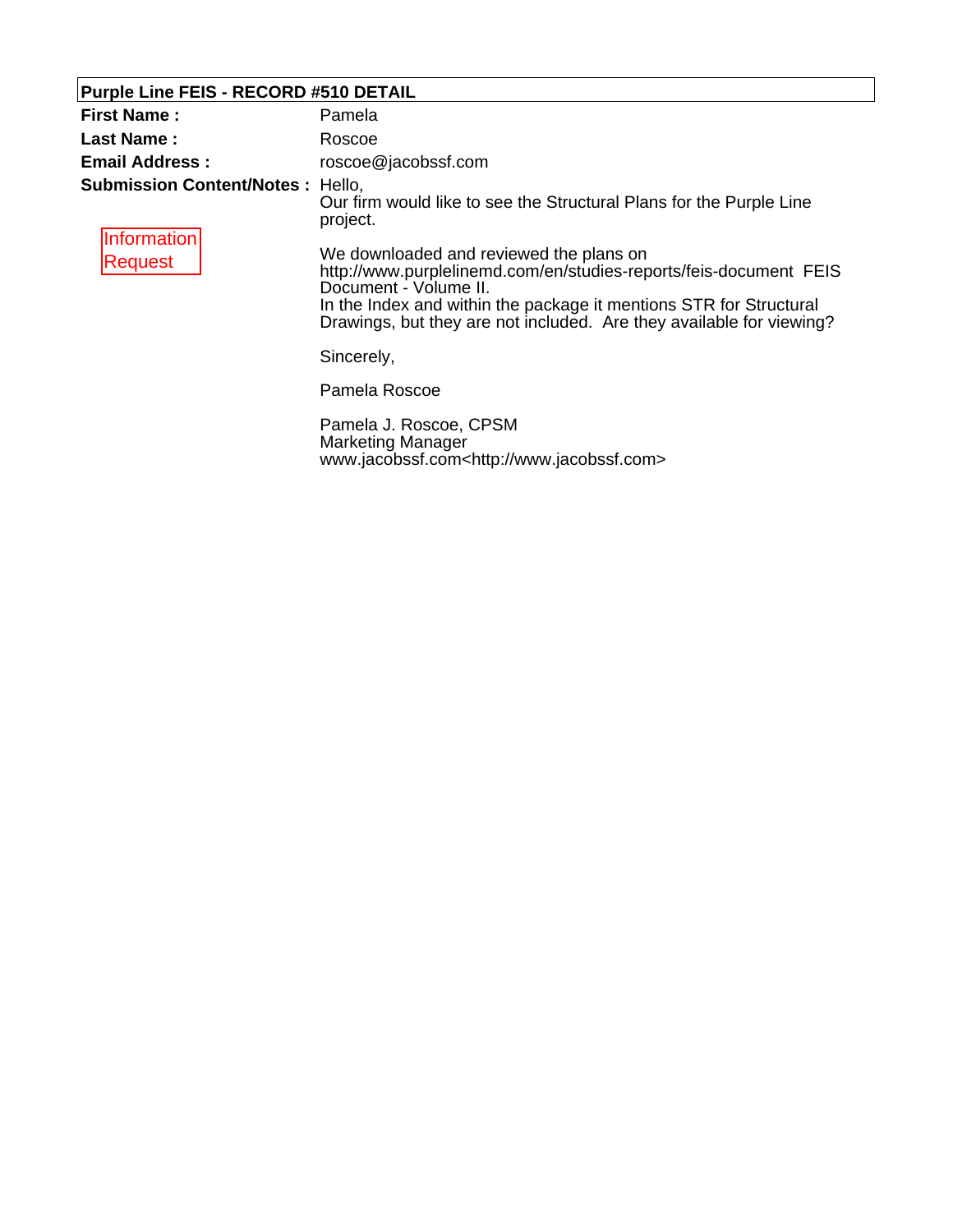**Purple Line FEIS - RECORD #510 DETAIL**

| | |
|---|---|
| **First Name :** | Pamela |
| **Last Name :** | Roscoe |
| **Email Address :** | roscoe@jacobssf.com |

**Submission Content/Notes :**

Information Request

Hello,
Our firm would like to see the Structural Plans for the Purple Line project.

We downloaded and reviewed the plans on http://www.purplelinemd.com/en/studies-reports/feis-document FEIS Document - Volume II.
In the Index and within the package it mentions STR for Structural Drawings, but they are not included. Are they available for viewing?

Sincerely,

Pamela Roscoe

Pamela J. Roscoe, CPSM
Marketing Manager
www.jacobssf.com<http://www.jacobssf.com>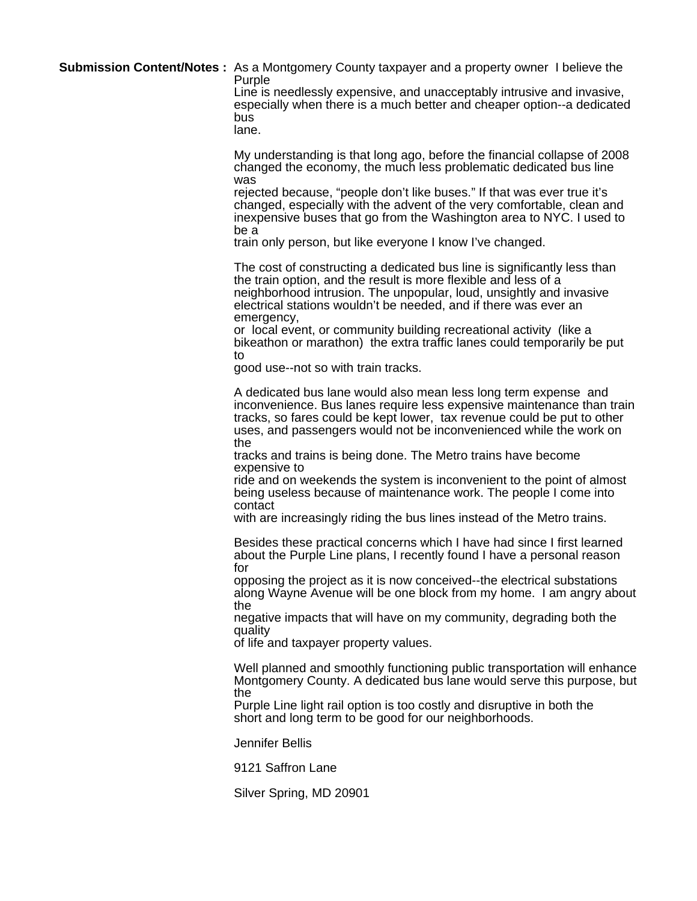**Submission Content/Notes :** As a Montgomery County taxpayer and a property owner I believe the Purple Line is needlessly expensive, and unacceptably intrusive and invasive, especially when there is a much better and cheaper option--a dedicated bus lane.

My understanding is that long ago, before the financial collapse of 2008 changed the economy, the much less problematic dedicated bus line was rejected because, "people don't like buses." If that was ever true it's changed, especially with the advent of the very comfortable, clean and inexpensive buses that go from the Washington area to NYC. I used to be a train only person, but like everyone I know I've changed.

The cost of constructing a dedicated bus line is significantly less than the train option, and the result is more flexible and less of a neighborhood intrusion. The unpopular, loud, unsightly and invasive electrical stations wouldn't be needed, and if there was ever an emergency, or local event, or community building recreational activity (like a bikeathon or marathon) the extra traffic lanes could temporarily be put to good use--not so with train tracks.

A dedicated bus lane would also mean less long term expense and inconvenience. Bus lanes require less expensive maintenance than train tracks, so fares could be kept lower, tax revenue could be put to other uses, and passengers would not be inconvenienced while the work on the tracks and trains is being done. The Metro trains have become expensive to ride and on weekends the system is inconvenient to the point of almost being useless because of maintenance work. The people I come into contact with are increasingly riding the bus lines instead of the Metro trains.

Besides these practical concerns which I have had since I first learned about the Purple Line plans, I recently found I have a personal reason for opposing the project as it is now conceived--the electrical substations along Wayne Avenue will be one block from my home. I am angry about the negative impacts that will have on my community, degrading both the quality of life and taxpayer property values.

Well planned and smoothly functioning public transportation will enhance Montgomery County. A dedicated bus lane would serve this purpose, but the Purple Line light rail option is too costly and disruptive in both the short and long term to be good for our neighborhoods.

Jennifer Bellis

9121 Saffron Lane

Silver Spring, MD 20901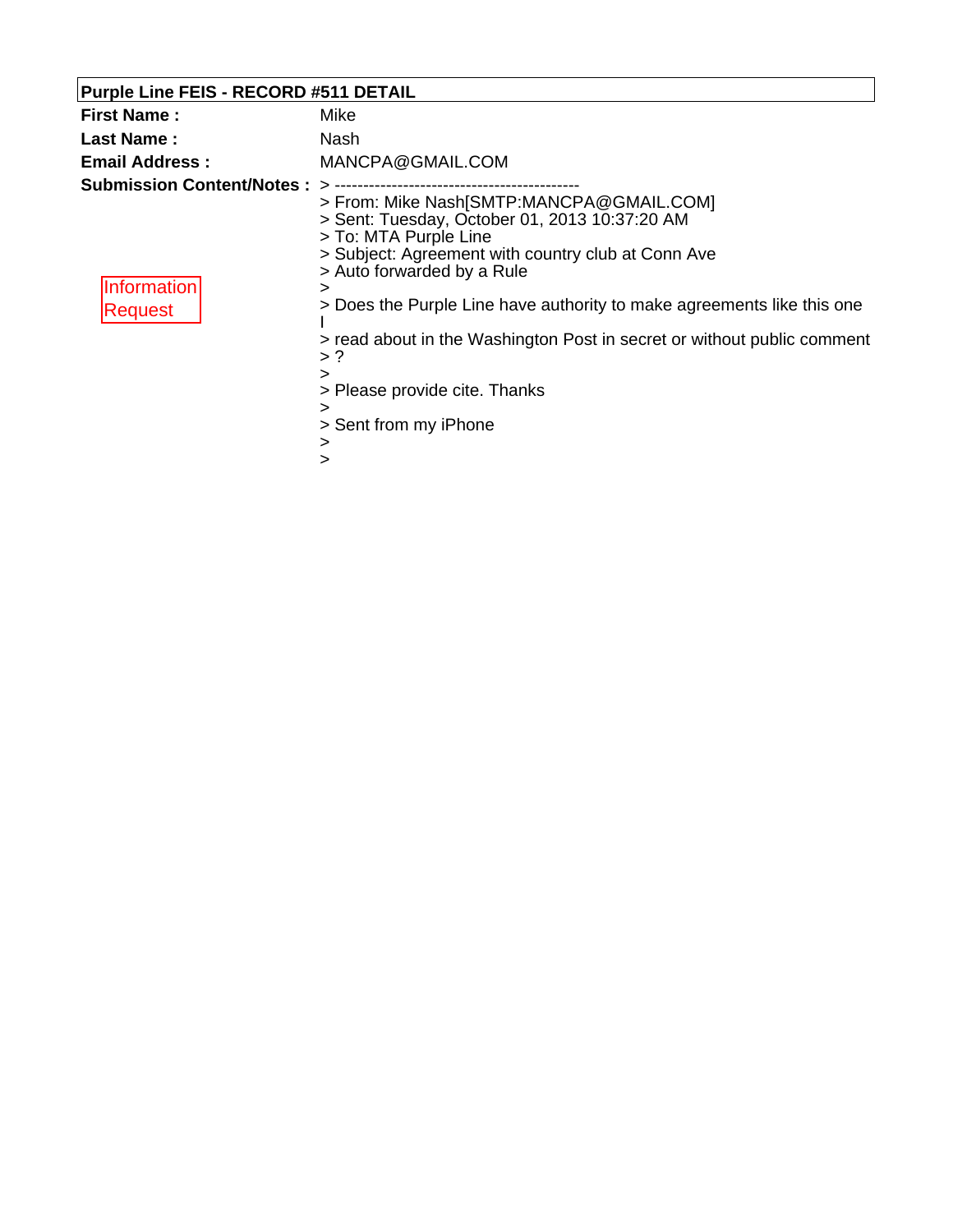**Purple Line FEIS - RECORD #511 DETAIL**

**First Name :** Mike

**Last Name :** Nash

**Email Address :** MANCPA@GMAIL.COM

**Submission Content/Notes :**

Information Request

> -------------------------------------------
> From: Mike Nash[SMTP:MANCPA@GMAIL.COM]
> Sent: Tuesday, October 01, 2013 10:37:20 AM
> To: MTA Purple Line
> Subject: Agreement with country club at Conn Ave
> Auto forwarded by a Rule
>
> Does the Purple Line have authority to make agreements like this one I
> read about in the Washington Post in secret or without public comment
> ?
>
> Please provide cite. Thanks
>
> Sent from my iPhone
>
>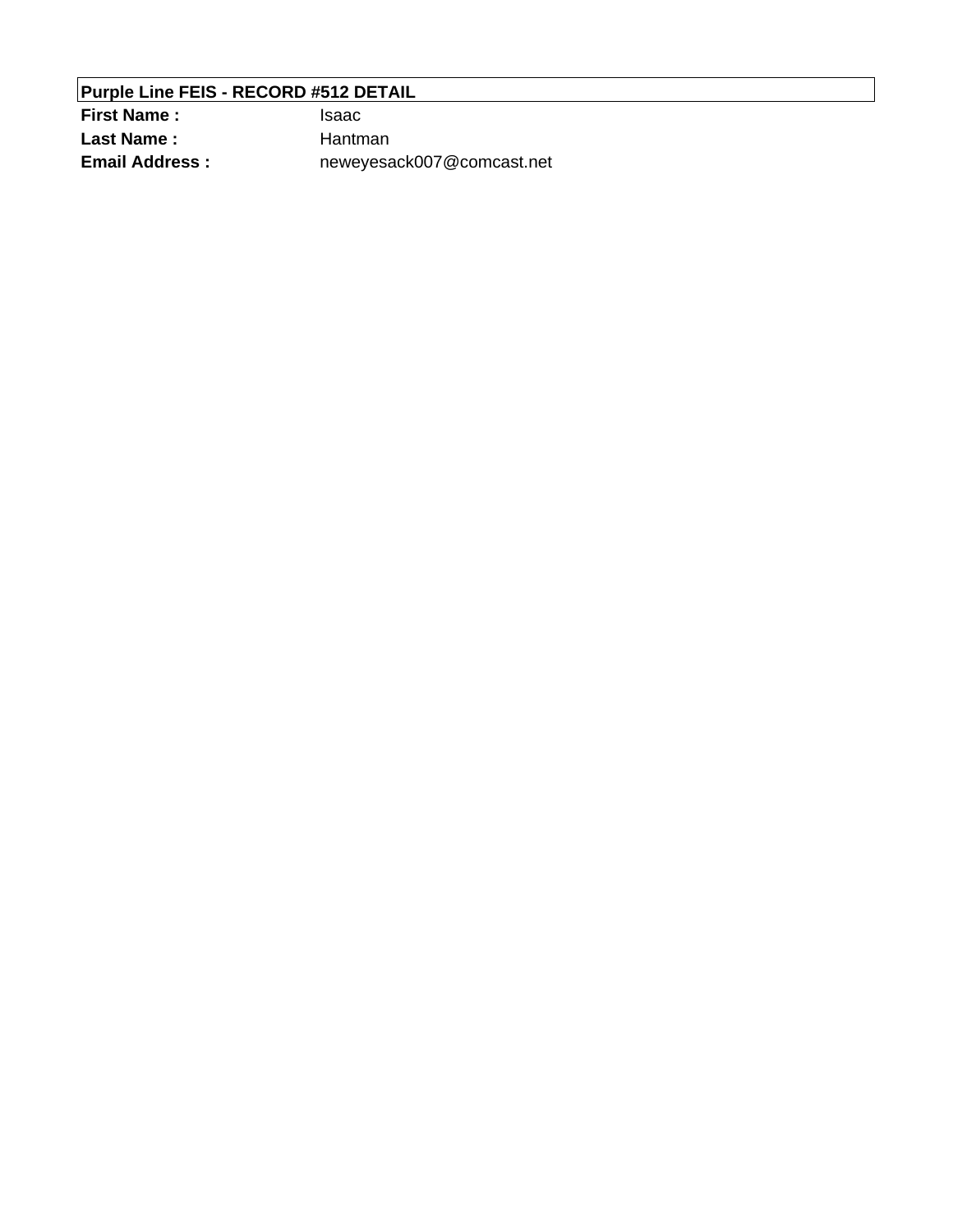**Purple Line FEIS - RECORD #512 DETAIL**

| | |
|---|---|
| **First Name :** | Isaac |
| **Last Name :** | Hantman |
| **Email Address :** | neweyesack007@comcast.net |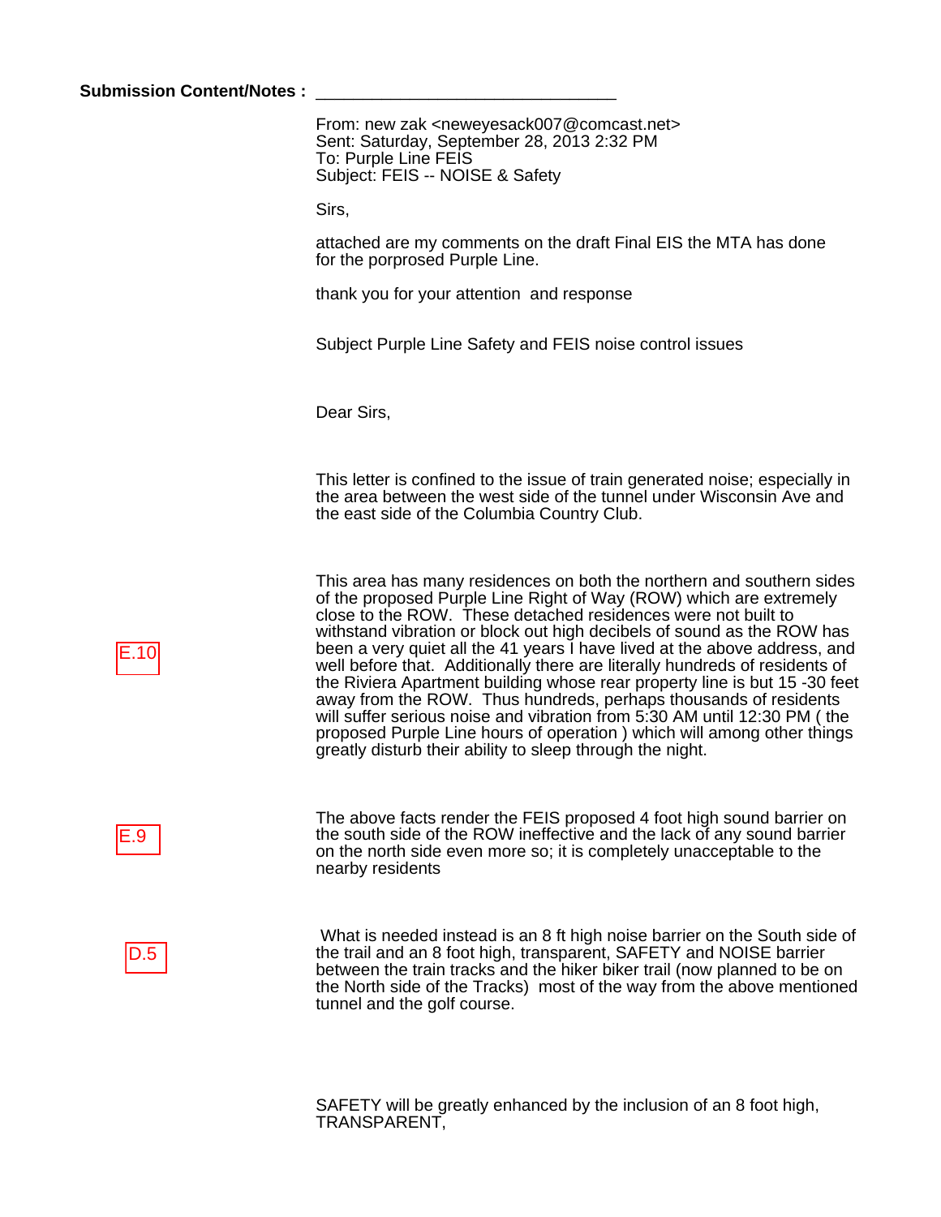**Submission Content/Notes :** ________________________________

From: new zak <neweyesack007@comcast.net>
Sent: Saturday, September 28, 2013 2:32 PM
To: Purple Line FEIS
Subject: FEIS -- NOISE & Safety

Sirs,

attached are my comments on the draft Final EIS the MTA has done for the porprosed Purple Line.

thank you for your attention and response

Subject Purple Line Safety and FEIS noise control issues

Dear Sirs,

This letter is confined to the issue of train generated noise; especially in the area between the west side of the tunnel under Wisconsin Ave and the east side of the Columbia Country Club.

E.10

This area has many residences on both the northern and southern sides of the proposed Purple Line Right of Way (ROW) which are extremely close to the ROW. These detached residences were not built to withstand vibration or block out high decibels of sound as the ROW has been a very quiet all the 41 years I have lived at the above address, and well before that. Additionally there are literally hundreds of residents of the Riviera Apartment building whose rear property line is but 15 -30 feet away from the ROW. Thus hundreds, perhaps thousands of residents will suffer serious noise and vibration from 5:30 AM until 12:30 PM ( the proposed Purple Line hours of operation ) which will among other things greatly disturb their ability to sleep through the night.

E.9

The above facts render the FEIS proposed 4 foot high sound barrier on the south side of the ROW ineffective and the lack of any sound barrier on the north side even more so; it is completely unacceptable to the nearby residents

D.5

What is needed instead is an 8 ft high noise barrier on the South side of the trail and an 8 foot high, transparent, SAFETY and NOISE barrier between the train tracks and the hiker biker trail (now planned to be on the North side of the Tracks) most of the way from the above mentioned tunnel and the golf course.

SAFETY will be greatly enhanced by the inclusion of an 8 foot high, TRANSPARENT,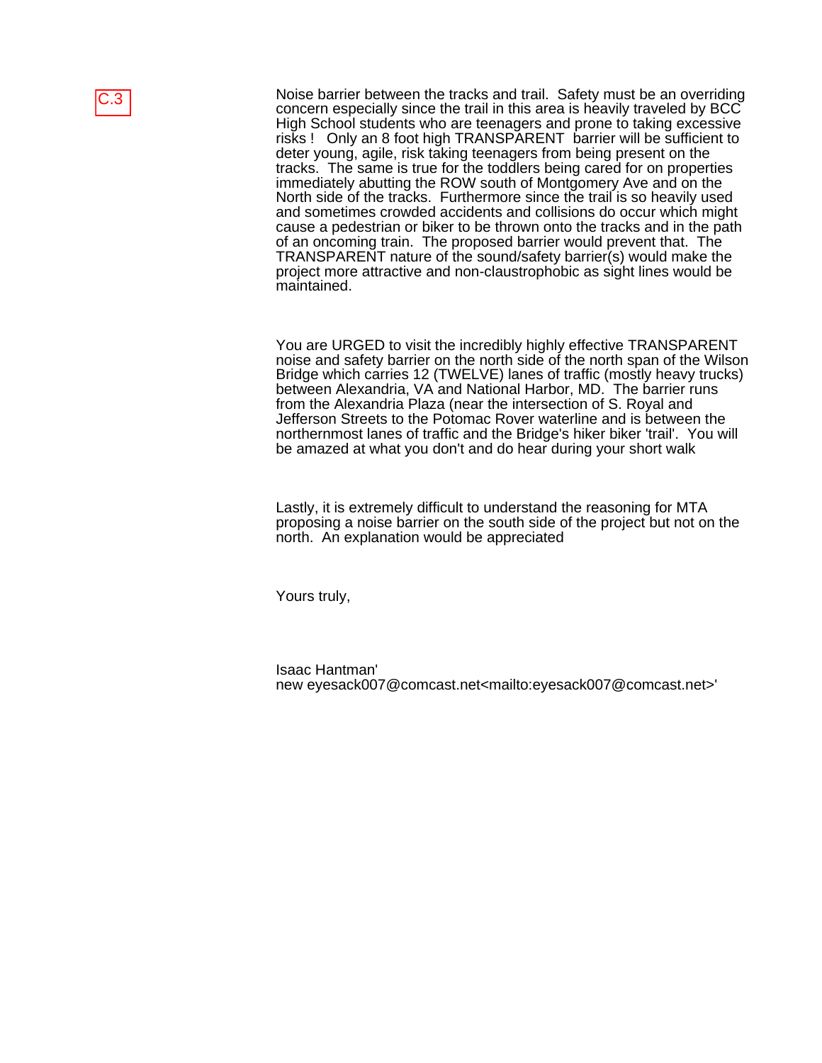C.3

Noise barrier between the tracks and trail. Safety must be an overriding concern especially since the trail in this area is heavily traveled by BCC High School students who are teenagers and prone to taking excessive risks ! Only an 8 foot high TRANSPARENT barrier will be sufficient to deter young, agile, risk taking teenagers from being present on the tracks. The same is true for the toddlers being cared for on properties immediately abutting the ROW south of Montgomery Ave and on the North side of the tracks. Furthermore since the trail is so heavily used and sometimes crowded accidents and collisions do occur which might cause a pedestrian or biker to be thrown onto the tracks and in the path of an oncoming train. The proposed barrier would prevent that. The TRANSPARENT nature of the sound/safety barrier(s) would make the project more attractive and non-claustrophobic as sight lines would be maintained.

You are URGED to visit the incredibly highly effective TRANSPARENT noise and safety barrier on the north side of the north span of the Wilson Bridge which carries 12 (TWELVE) lanes of traffic (mostly heavy trucks) between Alexandria, VA and National Harbor, MD. The barrier runs from the Alexandria Plaza (near the intersection of S. Royal and Jefferson Streets to the Potomac Rover waterline and is between the northernmost lanes of traffic and the Bridge's hiker biker 'trail'. You will be amazed at what you don't and do hear during your short walk

Lastly, it is extremely difficult to understand the reasoning for MTA proposing a noise barrier on the south side of the project but not on the north. An explanation would be appreciated

Yours truly,

Isaac Hantman'
new eyesack007@comcast.net<mailto:eyesack007@comcast.net>'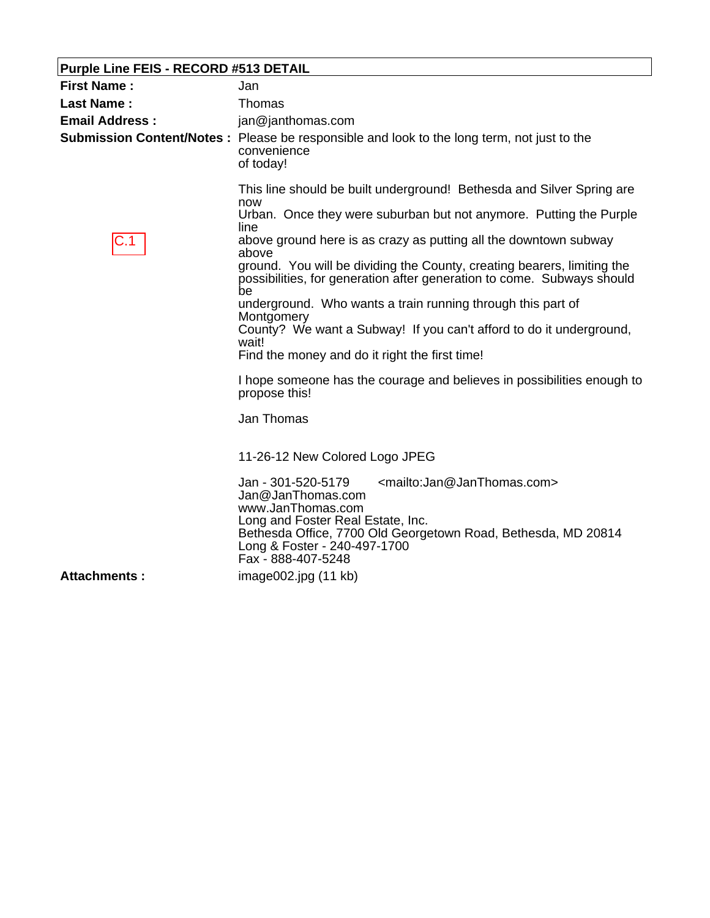**Purple Line FEIS - RECORD #513 DETAIL**

| | |
|---|---|
| **First Name :** | Jan |
| **Last Name :** | Thomas |
| **Email Address :** | jan@janthomas.com |
| **Submission Content/Notes :** | Please be responsible and look to the long term, not just to the convenience of today! |

C.1

This line should be built underground! Bethesda and Silver Spring are now Urban. Once they were suburban but not anymore. Putting the Purple line above ground here is as crazy as putting all the downtown subway above ground. You will be dividing the County, creating bearers, limiting the possibilities, for generation after generation to come. Subways should be underground. Who wants a train running through this part of Montgomery County? We want a Subway! If you can't afford to do it underground, wait! Find the money and do it right the first time!

I hope someone has the courage and believes in possibilities enough to propose this!

Jan Thomas

11-26-12 New Colored Logo JPEG

Jan - 301-520-5179 <mailto:Jan@JanThomas.com>
Jan@JanThomas.com
www.JanThomas.com
Long and Foster Real Estate, Inc.
Bethesda Office, 7700 Old Georgetown Road, Bethesda, MD 20814
Long & Foster - 240-497-1700
Fax - 888-407-5248

**Attachments :** image002.jpg (11 kb)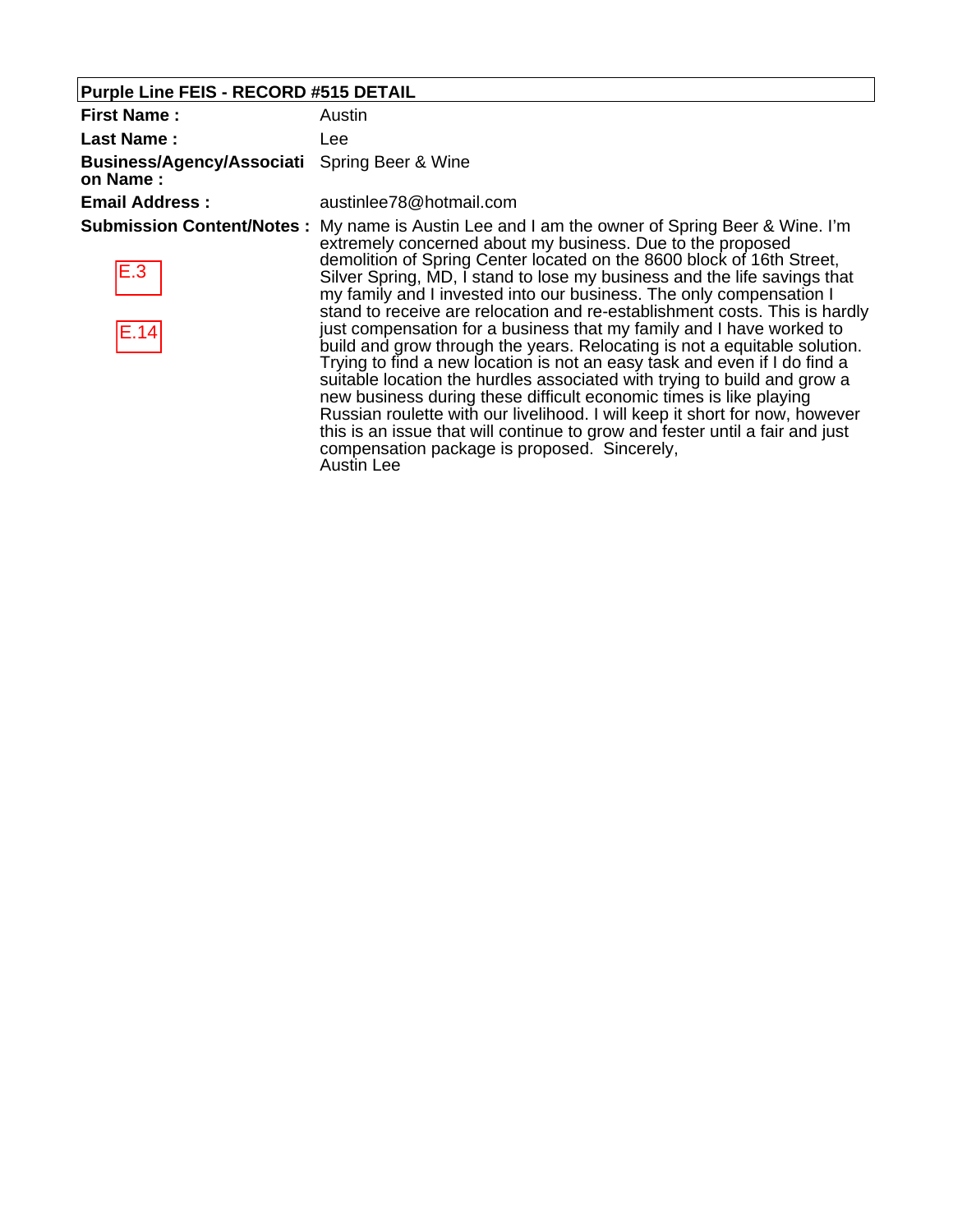**Purple Line FEIS - RECORD #515 DETAIL**

| | |
|---|---|
| **First Name :** | Austin |
| **Last Name :** | Lee |
| **Business/Agency/Association Name :** | Spring Beer & Wine |
| **Email Address :** | austinlee78@hotmail.com |
| **Submission Content/Notes :**<br><br>E.3<br><br>E.14 | My name is Austin Lee and I am the owner of Spring Beer & Wine. I'm extremely concerned about my business. Due to the proposed demolition of Spring Center located on the 8600 block of 16th Street, Silver Spring, MD, I stand to lose my business and the life savings that my family and I invested into our business. The only compensation I stand to receive are relocation and re-establishment costs. This is hardly just compensation for a business that my family and I have worked to build and grow through the years. Relocating is not a equitable solution. Trying to find a new location is not an easy task and even if I do find a suitable location the hurdles associated with trying to build and grow a new business during these difficult economic times is like playing Russian roulette with our livelihood. I will keep it short for now, however this is an issue that will continue to grow and fester until a fair and just compensation package is proposed. Sincerely,<br>Austin Lee |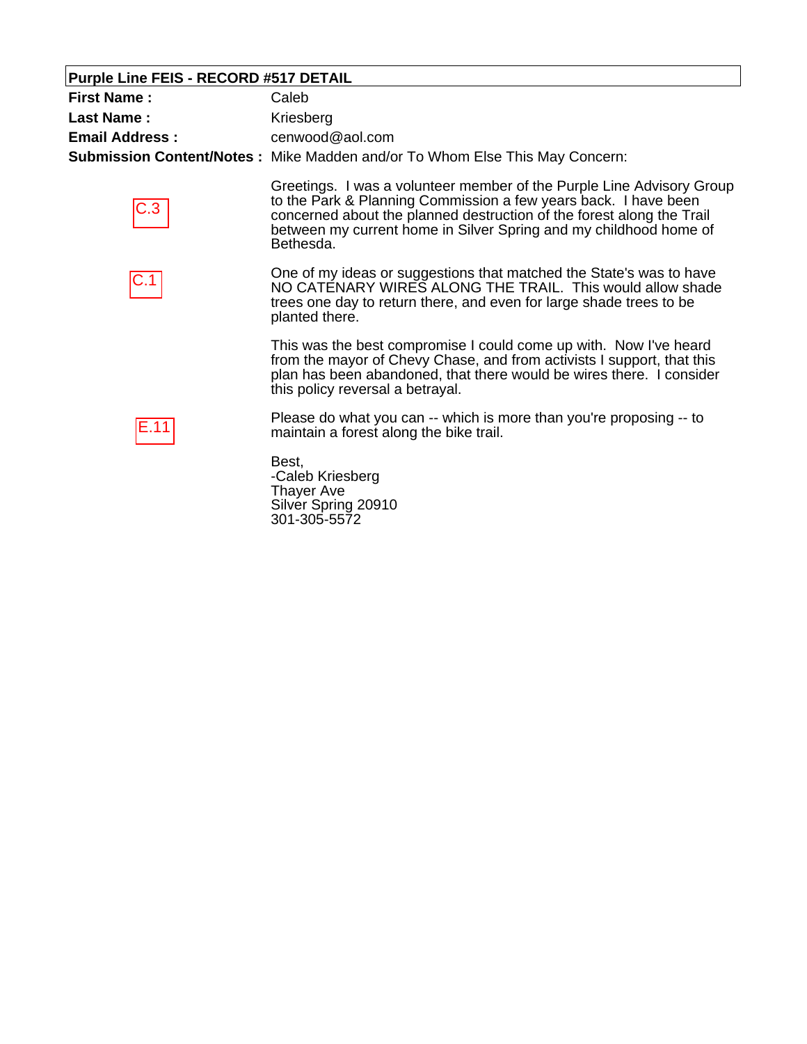**Purple Line FEIS - RECORD #517 DETAIL**

**First Name :** Caleb

**Last Name :** Kriesberg

**Email Address :** cenwood@aol.com

**Submission Content/Notes :** Mike Madden and/or To Whom Else This May Concern:

C.3

Greetings. I was a volunteer member of the Purple Line Advisory Group to the Park & Planning Commission a few years back. I have been concerned about the planned destruction of the forest along the Trail between my current home in Silver Spring and my childhood home of Bethesda.

C.1

One of my ideas or suggestions that matched the State's was to have NO CATENARY WIRES ALONG THE TRAIL. This would allow shade trees one day to return there, and even for large shade trees to be planted there.

This was the best compromise I could come up with. Now I've heard from the mayor of Chevy Chase, and from activists I support, that this plan has been abandoned, that there would be wires there. I consider this policy reversal a betrayal.

E.11

Please do what you can -- which is more than you're proposing -- to maintain a forest along the bike trail.

Best,
-Caleb Kriesberg
Thayer Ave
Silver Spring 20910
301-305-5572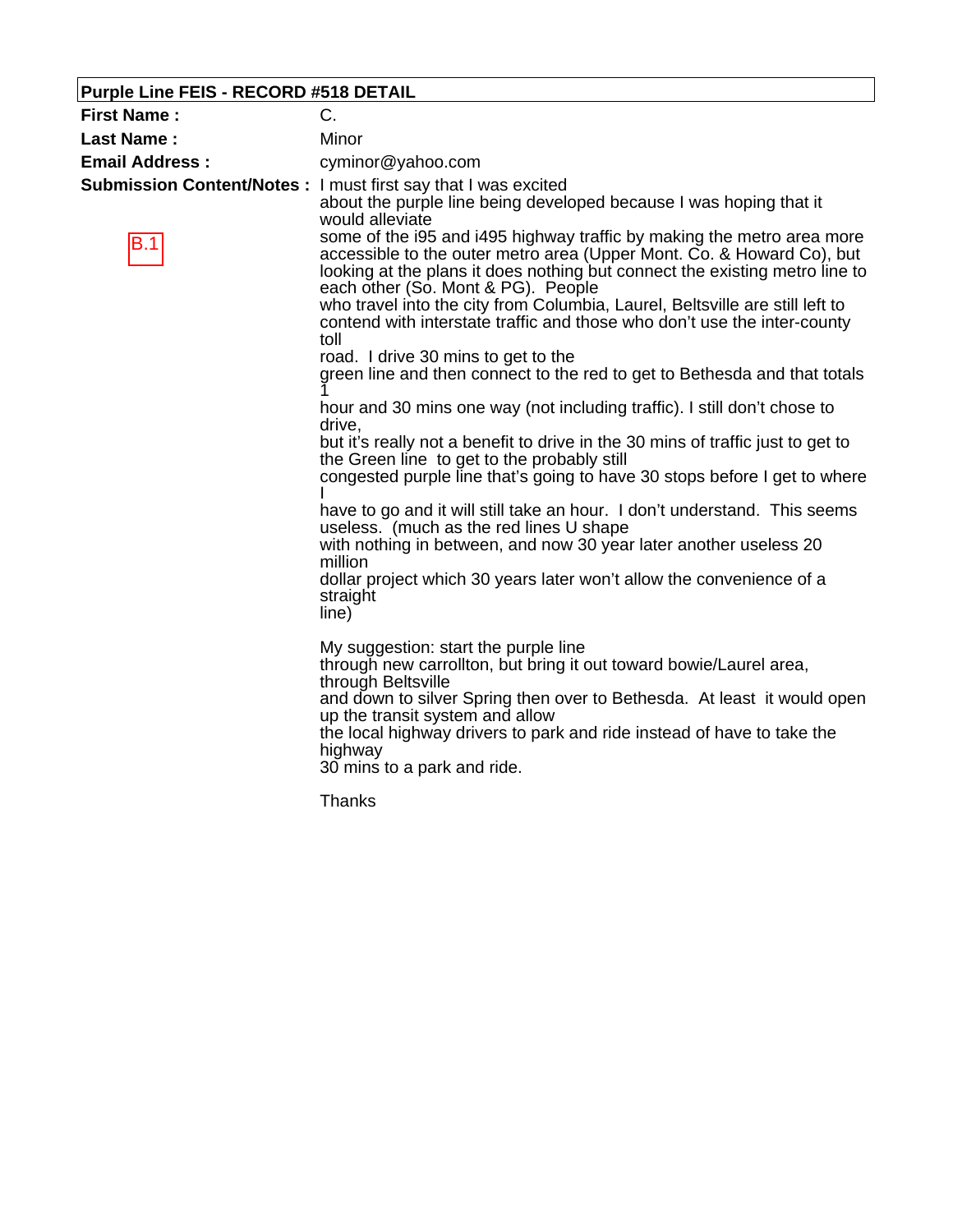**Purple Line FEIS - RECORD #518 DETAIL**

**First Name :** C.

**Last Name :** Minor

**Email Address :** cyminor@yahoo.com

**Submission Content/Notes :**

B.1

I must first say that I was excited
about the purple line being developed because I was hoping that it would alleviate
some of the i95 and i495 highway traffic by making the metro area more accessible to the outer metro area (Upper Mont. Co. & Howard Co), but looking at the plans it does nothing but connect the existing metro line to each other (So. Mont & PG). People
who travel into the city from Columbia, Laurel, Beltsville are still left to contend with interstate traffic and those who don't use the inter-county toll
road. I drive 30 mins to get to the
green line and then connect to the red to get to Bethesda and that totals 1
hour and 30 mins one way (not including traffic). I still don't chose to drive,
but it's really not a benefit to drive in the 30 mins of traffic just to get to the Green line to get to the probably still
congested purple line that's going to have 30 stops before I get to where I
have to go and it will still take an hour. I don't understand. This seems useless. (much as the red lines U shape
with nothing in between, and now 30 year later another useless 20 million
dollar project which 30 years later won't allow the convenience of a straight
line)

My suggestion: start the purple line
through new carrollton, but bring it out toward bowie/Laurel area, through Beltsville
and down to silver Spring then over to Bethesda. At least it would open up the transit system and allow
the local highway drivers to park and ride instead of have to take the highway
30 mins to a park and ride.

Thanks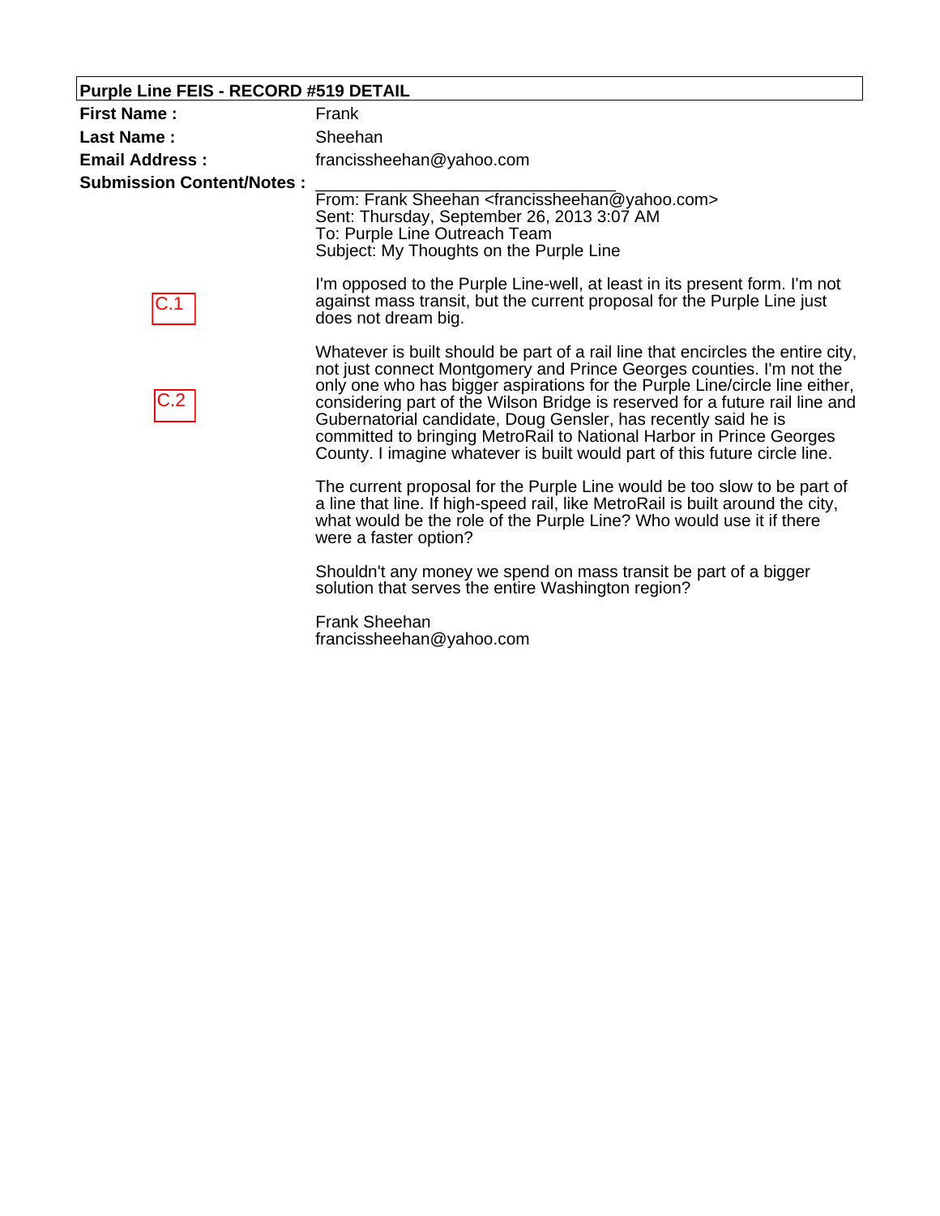**Purple Line FEIS - RECORD #519 DETAIL**

**First Name :** Frank

**Last Name :** Sheehan

**Email Address :** francissheehan@yahoo.com

**Submission Content/Notes :**

From: Frank Sheehan <francissheehan@yahoo.com>
Sent: Thursday, September 26, 2013 3:07 AM
To: Purple Line Outreach Team
Subject: My Thoughts on the Purple Line

C.1

I'm opposed to the Purple Line-well, at least in its present form. I'm not against mass transit, but the current proposal for the Purple Line just does not dream big.

C.2

Whatever is built should be part of a rail line that encircles the entire city, not just connect Montgomery and Prince Georges counties. I'm not the only one who has bigger aspirations for the Purple Line/circle line either, considering part of the Wilson Bridge is reserved for a future rail line and Gubernatorial candidate, Doug Gensler, has recently said he is committed to bringing MetroRail to National Harbor in Prince Georges County. I imagine whatever is built would part of this future circle line.

The current proposal for the Purple Line would be too slow to be part of a line that line. If high-speed rail, like MetroRail is built around the city, what would be the role of the Purple Line? Who would use it if there were a faster option?

Shouldn't any money we spend on mass transit be part of a bigger solution that serves the entire Washington region?

Frank Sheehan
francissheehan@yahoo.com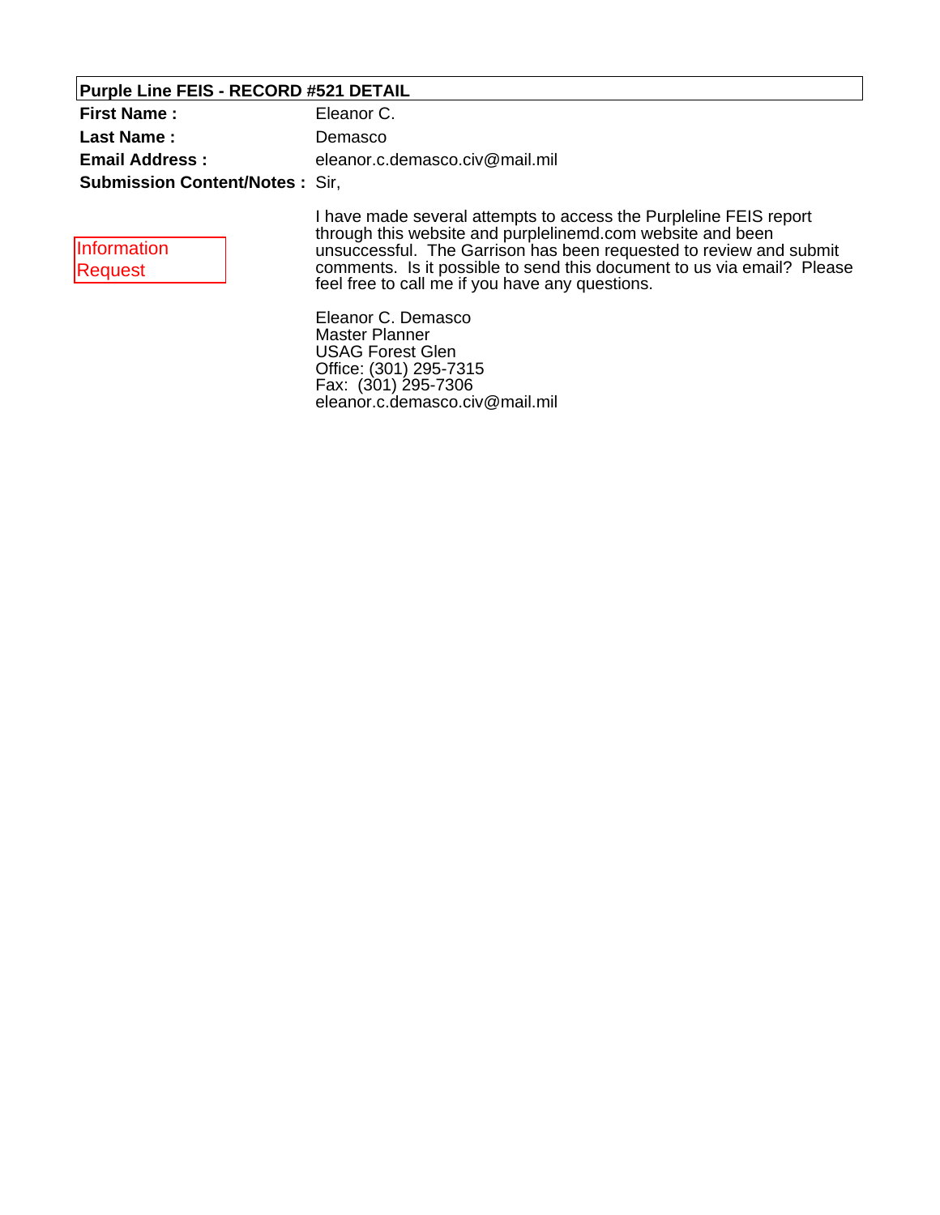**Purple Line FEIS - RECORD #521 DETAIL**

| | |
|---|---|
| **First Name :** | Eleanor C. |
| **Last Name :** | Demasco |
| **Email Address :** | eleanor.c.demasco.civ@mail.mil |
| **Submission Content/Notes :** | Sir, |

Information Request

I have made several attempts to access the Purpleline FEIS report through this website and purplelinemd.com website and been unsuccessful. The Garrison has been requested to review and submit comments. Is it possible to send this document to us via email? Please feel free to call me if you have any questions.

Eleanor C. Demasco
Master Planner
USAG Forest Glen
Office: (301) 295-7315
Fax: (301) 295-7306
eleanor.c.demasco.civ@mail.mil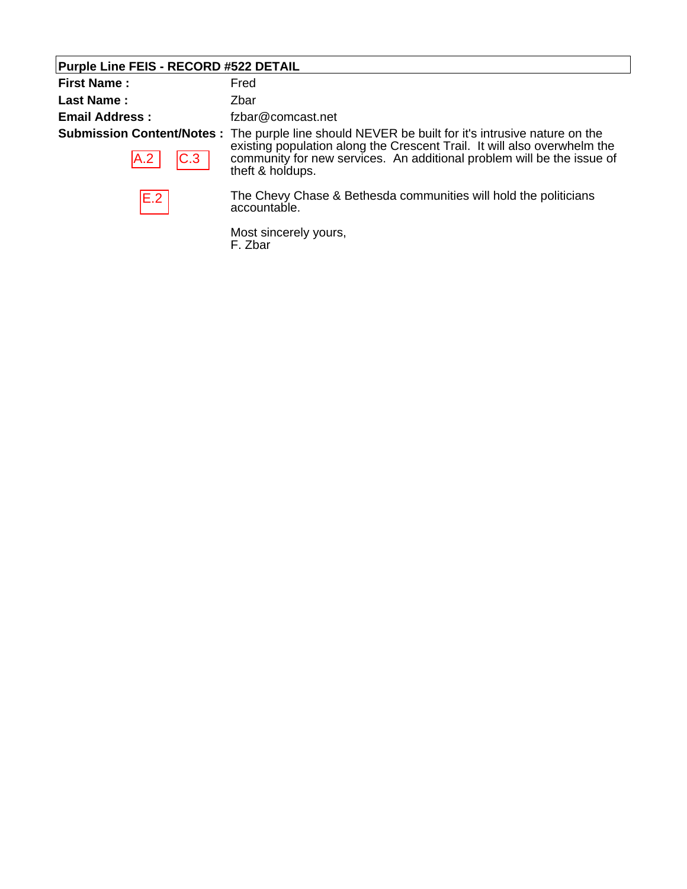## Purple Line FEIS - RECORD #522 DETAIL

**First Name :** Fred

**Last Name :** Zbar

**Email Address :** fzbar@comcast.net

**Submission Content/Notes :**

A.2 C.3

The purple line should NEVER be built for it's intrusive nature on the existing population along the Crescent Trail. It will also overwhelm the community for new services. An additional problem will be the issue of theft & holdups.

E.2

The Chevy Chase & Bethesda communities will hold the politicians accountable.

Most sincerely yours,
F. Zbar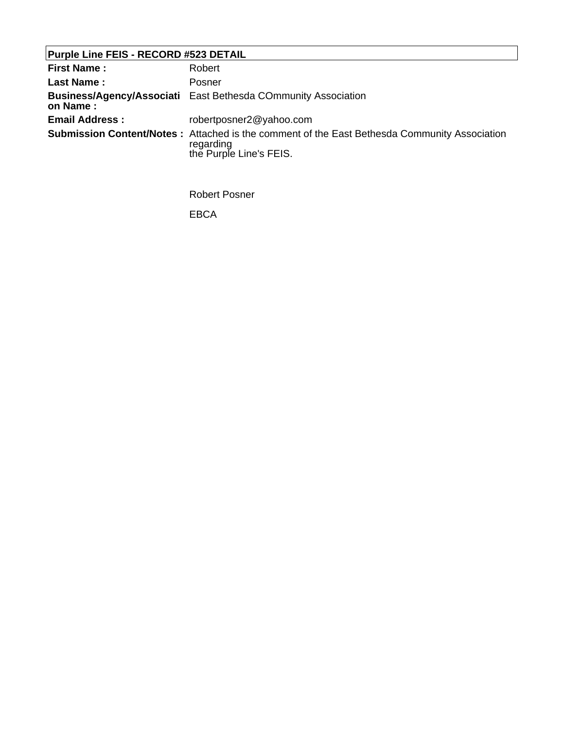**Purple Line FEIS - RECORD #523 DETAIL**

| | |
|---|---|
| **First Name :** | Robert |
| **Last Name :** | Posner |
| **Business/Agency/Association Name :** | East Bethesda COmmunity Association |
| **Email Address :** | robertposner2@yahoo.com |
| **Submission Content/Notes :** | Attached is the comment of the East Bethesda Community Association regarding the Purple Line's FEIS.<br><br>Robert Posner<br><br>EBCA |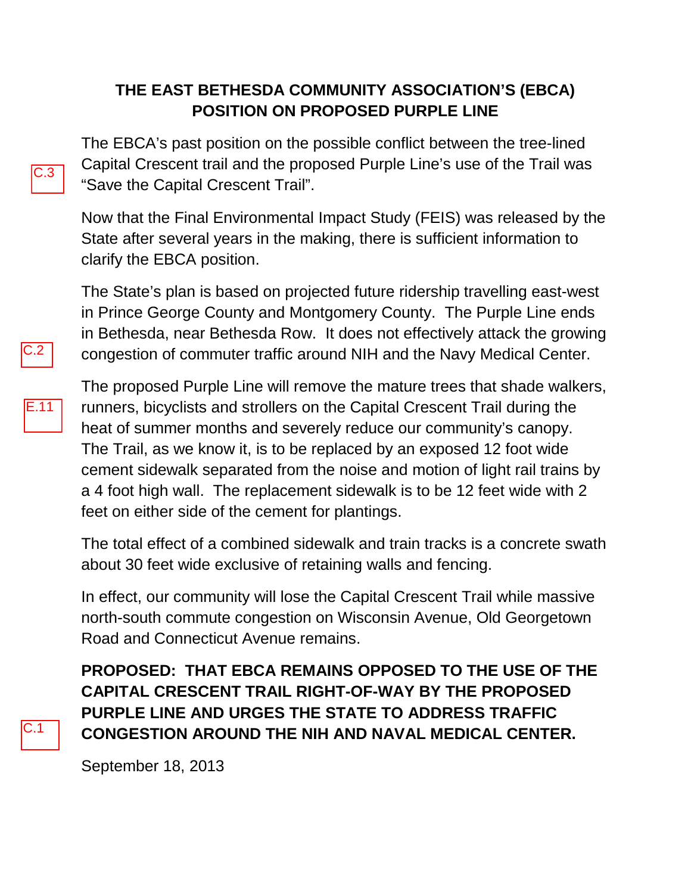# THE EAST BETHESDA COMMUNITY ASSOCIATION'S (EBCA) POSITION ON PROPOSED PURPLE LINE

C.3

The EBCA's past position on the possible conflict between the tree-lined Capital Crescent trail and the proposed Purple Line's use of the Trail was "Save the Capital Crescent Trail".

Now that the Final Environmental Impact Study (FEIS) was released by the State after several years in the making, there is sufficient information to clarify the EBCA position.

C.2

The State's plan is based on projected future ridership travelling east-west in Prince George County and Montgomery County. The Purple Line ends in Bethesda, near Bethesda Row. It does not effectively attack the growing congestion of commuter traffic around NIH and the Navy Medical Center.

E.11

The proposed Purple Line will remove the mature trees that shade walkers, runners, bicyclists and strollers on the Capital Crescent Trail during the heat of summer months and severely reduce our community's canopy. The Trail, as we know it, is to be replaced by an exposed 12 foot wide cement sidewalk separated from the noise and motion of light rail trains by a 4 foot high wall. The replacement sidewalk is to be 12 feet wide with 2 feet on either side of the cement for plantings.

The total effect of a combined sidewalk and train tracks is a concrete swath about 30 feet wide exclusive of retaining walls and fencing.

In effect, our community will lose the Capital Crescent Trail while massive north-south commute congestion on Wisconsin Avenue, Old Georgetown Road and Connecticut Avenue remains.

C.1

**PROPOSED: THAT EBCA REMAINS OPPOSED TO THE USE OF THE CAPITAL CRESCENT TRAIL RIGHT-OF-WAY BY THE PROPOSED PURPLE LINE AND URGES THE STATE TO ADDRESS TRAFFIC CONGESTION AROUND THE NIH AND NAVAL MEDICAL CENTER.**

September 18, 2013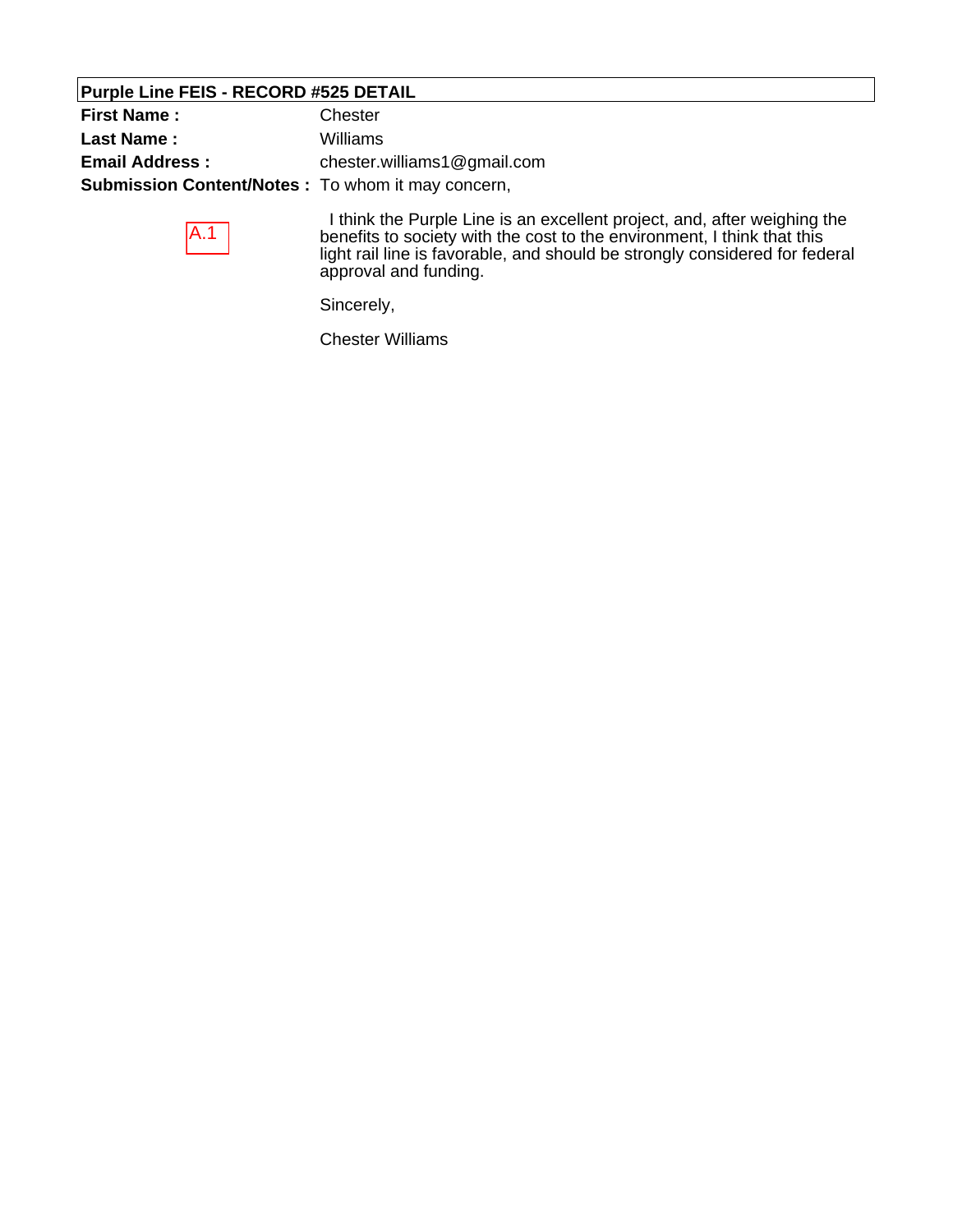**Purple Line FEIS - RECORD #525 DETAIL**

**First Name :** Chester

**Last Name :** Williams

**Email Address :** chester.williams1@gmail.com

**Submission Content/Notes :** To whom it may concern,

A.1

I think the Purple Line is an excellent project, and, after weighing the benefits to society with the cost to the environment, I think that this light rail line is favorable, and should be strongly considered for federal approval and funding.

Sincerely,

Chester Williams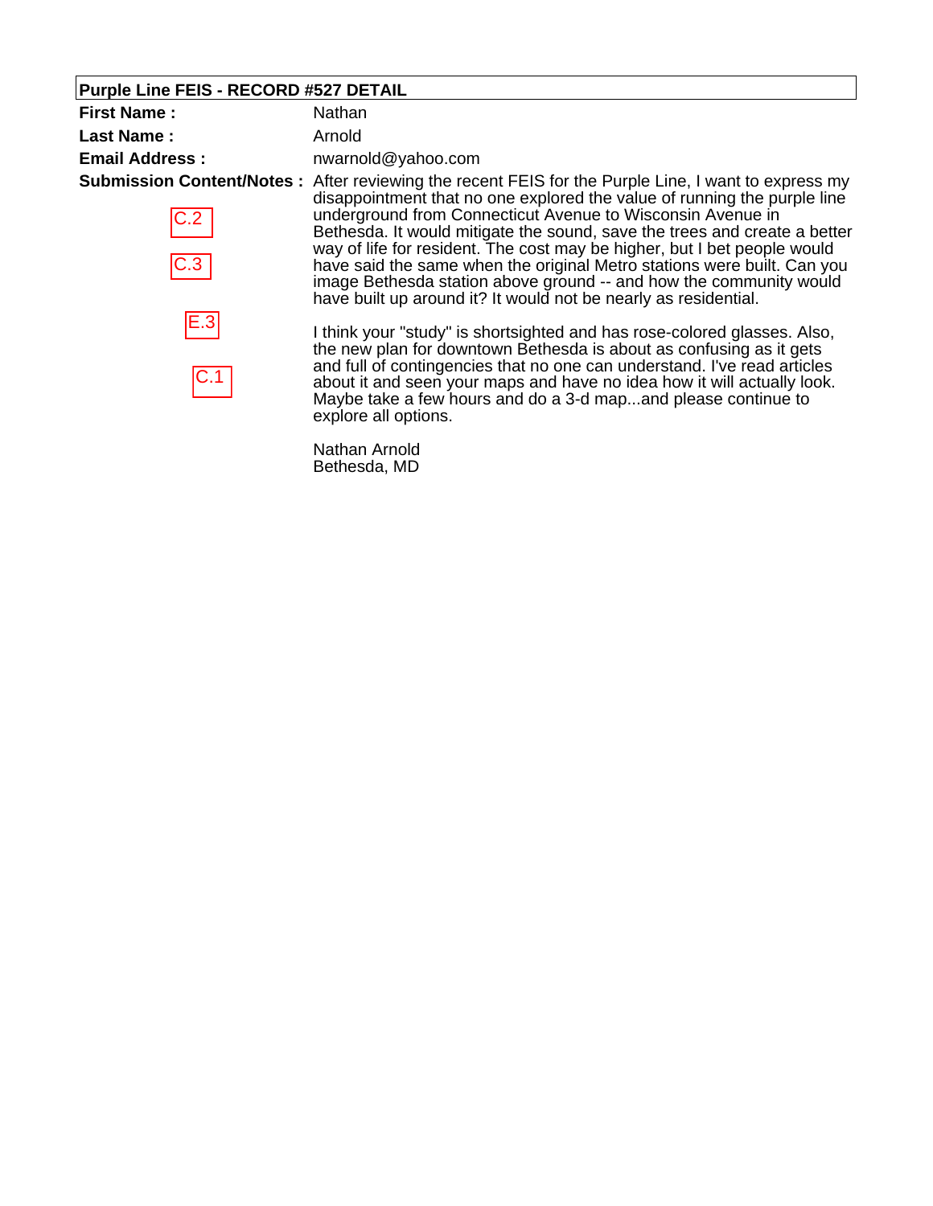## Purple Line FEIS - RECORD #527 DETAIL

| | |
|---|---|
| **First Name :** | Nathan |
| **Last Name :** | Arnold |
| **Email Address :** | nwarnold@yahoo.com |

**Submission Content/Notes :**

C.2

C.3

E.3

C.1

After reviewing the recent FEIS for the Purple Line, I want to express my disappointment that no one explored the value of running the purple line underground from Connecticut Avenue to Wisconsin Avenue in Bethesda. It would mitigate the sound, save the trees and create a better way of life for resident. The cost may be higher, but I bet people would have said the same when the original Metro stations were built. Can you image Bethesda station above ground -- and how the community would have built up around it? It would not be nearly as residential.

I think your "study" is shortsighted and has rose-colored glasses. Also, the new plan for downtown Bethesda is about as confusing as it gets and full of contingencies that no one can understand. I've read articles about it and seen your maps and have no idea how it will actually look. Maybe take a few hours and do a 3-d map...and please continue to explore all options.

Nathan Arnold
Bethesda, MD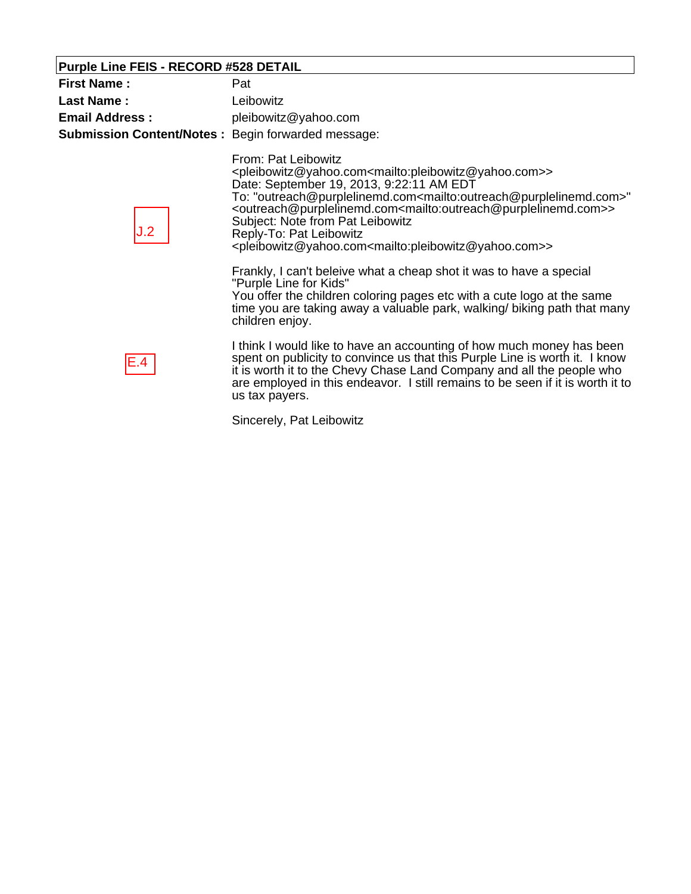**Purple Line FEIS - RECORD #528 DETAIL**

**First Name :** Pat

**Last Name :** Leibowitz

**Email Address :** pleibowitz@yahoo.com

**Submission Content/Notes :** Begin forwarded message:

From: Pat Leibowitz
<pleibowitz@yahoo.com<mailto:pleibowitz@yahoo.com>>
Date: September 19, 2013, 9:22:11 AM EDT
To: "outreach@purplelinemd.com<mailto:outreach@purplelinemd.com>"
<outreach@purplelinemd.com<mailto:outreach@purplelinemd.com>>
Subject: Note from Pat Leibowitz
Reply-To: Pat Leibowitz
<pleibowitz@yahoo.com<mailto:pleibowitz@yahoo.com>>

J.2

Frankly, I can't beleive what a cheap shot it was to have a special "Purple Line for Kids"
You offer the children coloring pages etc with a cute logo at the same time you are taking away a valuable park, walking/ biking path that many children enjoy.

E.4

I think I would like to have an accounting of how much money has been spent on publicity to convince us that this Purple Line is worth it. I know it is worth it to the Chevy Chase Land Company and all the people who are employed in this endeavor. I still remains to be seen if it is worth it to us tax payers.

Sincerely, Pat Leibowitz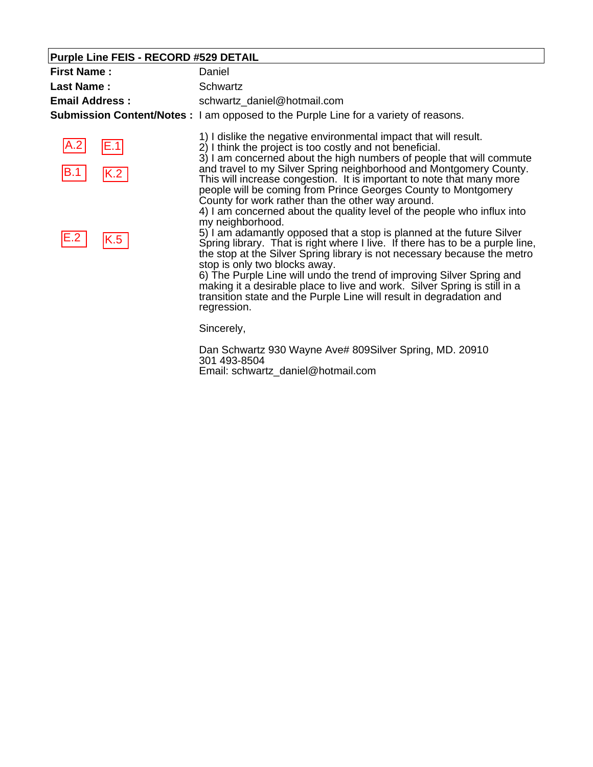## Purple Line FEIS - RECORD #529 DETAIL

**First Name :** Daniel

**Last Name :** Schwartz

**Email Address :** schwartz_daniel@hotmail.com

**Submission Content/Notes :** I am opposed to the Purple Line for a variety of reasons.

A.2 E.1

B.1 K.2

E.2 K.5

1) I dislike the negative environmental impact that will result.
2) I think the project is too costly and not beneficial.
3) I am concerned about the high numbers of people that will commute and travel to my Silver Spring neighborhood and Montgomery County. This will increase congestion. It is important to note that many more people will be coming from Prince Georges County to Montgomery County for work rather than the other way around.
4) I am concerned about the quality level of the people who influx into my neighborhood.
5) I am adamantly opposed that a stop is planned at the future Silver Spring library. That is right where I live. If there has to be a purple line, the stop at the Silver Spring library is not necessary because the metro stop is only two blocks away.
6) The Purple Line will undo the trend of improving Silver Spring and making it a desirable place to live and work. Silver Spring is still in a transition state and the Purple Line will result in degradation and regression.

Sincerely,

Dan Schwartz 930 Wayne Ave# 809Silver Spring, MD. 20910
301 493-8504
Email: schwartz_daniel@hotmail.com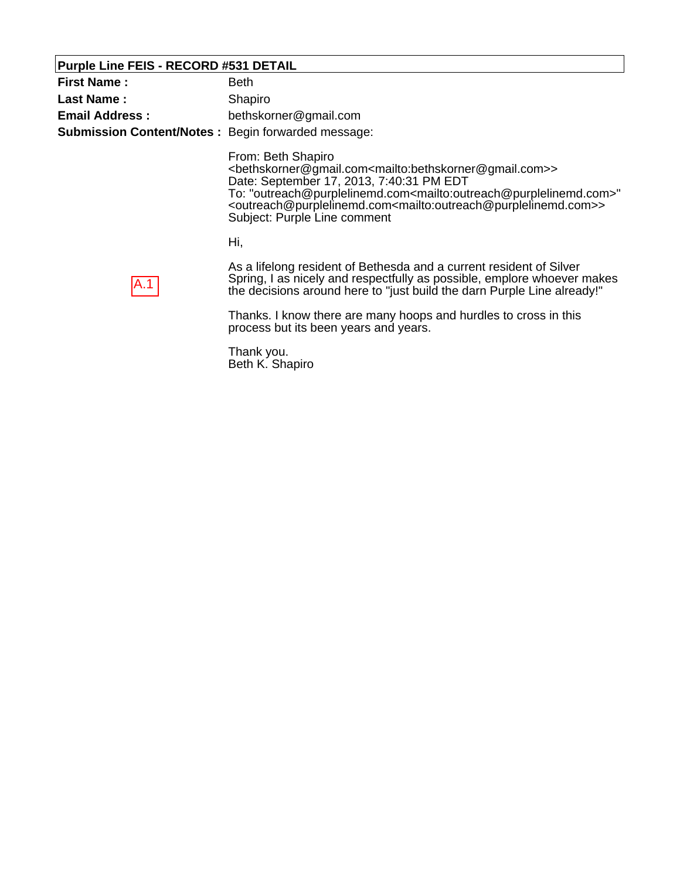## Purple Line FEIS - RECORD #531 DETAIL

**First Name :** Beth

**Last Name :** Shapiro

**Email Address :** bethskorner@gmail.com

**Submission Content/Notes :** Begin forwarded message:

From: Beth Shapiro <bethskorner@gmail.com<mailto:bethskorner@gmail.com>>
Date: September 17, 2013, 7:40:31 PM EDT
To: "outreach@purplelinemd.com<mailto:outreach@purplelinemd.com>" <outreach@purplelinemd.com<mailto:outreach@purplelinemd.com>>
Subject: Purple Line comment

Hi,

A.1

As a lifelong resident of Bethesda and a current resident of Silver Spring, I as nicely and respectfully as possible, emplore whoever makes the decisions around here to "just build the darn Purple Line already!"

Thanks. I know there are many hoops and hurdles to cross in this process but its been years and years.

Thank you.
Beth K. Shapiro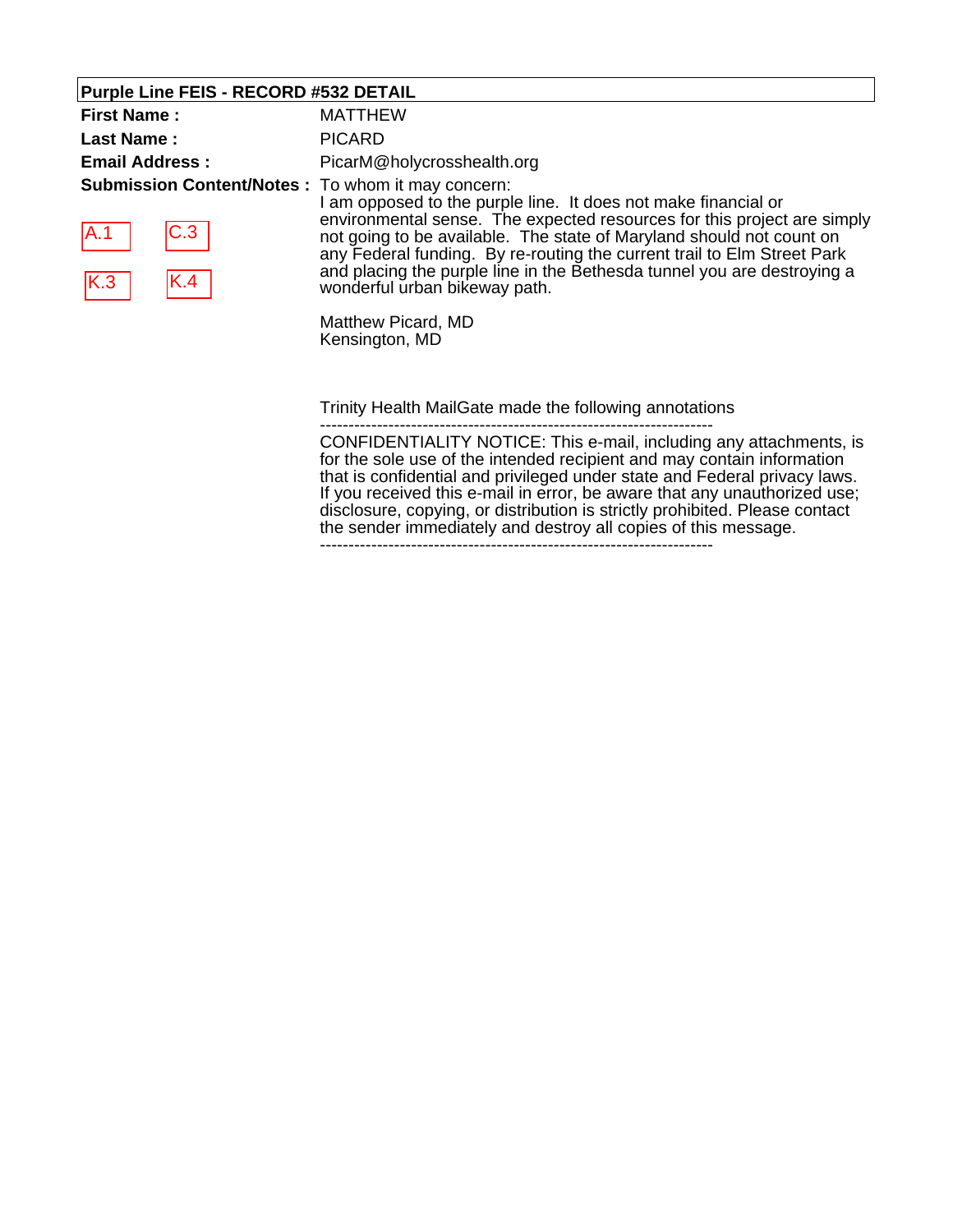## Purple Line FEIS - RECORD #532 DETAIL

**First Name :** MATTHEW

**Last Name :** PICARD

**Email Address :** PicarM@holycrosshealth.org

**Submission Content/Notes :**

A.1 C.3 K.3 K.4

To whom it may concern:
I am opposed to the purple line. It does not make financial or environmental sense. The expected resources for this project are simply not going to be available. The state of Maryland should not count on any Federal funding. By re-routing the current trail to Elm Street Park and placing the purple line in the Bethesda tunnel you are destroying a wonderful urban bikeway path.

Matthew Picard, MD
Kensington, MD

Trinity Health MailGate made the following annotations

---------------------------------------------------------------------

CONFIDENTIALITY NOTICE: This e-mail, including any attachments, is for the sole use of the intended recipient and may contain information that is confidential and privileged under state and Federal privacy laws. If you received this e-mail in error, be aware that any unauthorized use; disclosure, copying, or distribution is strictly prohibited. Please contact the sender immediately and destroy all copies of this message.

---------------------------------------------------------------------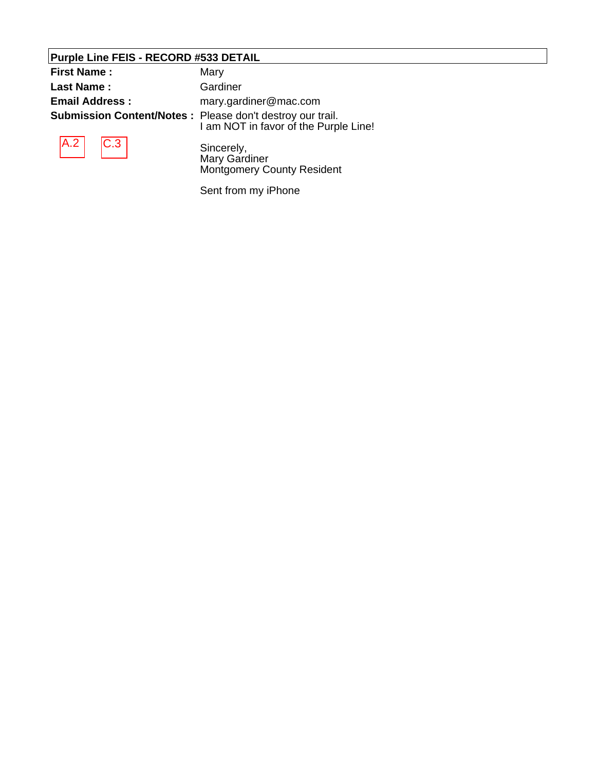**Purple Line FEIS - RECORD #533 DETAIL**

| | |
|---|---|
| **First Name :** | Mary |
| **Last Name :** | Gardiner |
| **Email Address :** | mary.gardiner@mac.com |
| **Submission Content/Notes :** | Please don't destroy our trail.<br>I am NOT in favor of the Purple Line!<br><br>Sincerely,<br>Mary Gardiner<br>Montgomery County Resident<br><br>Sent from my iPhone |

A.2 C.3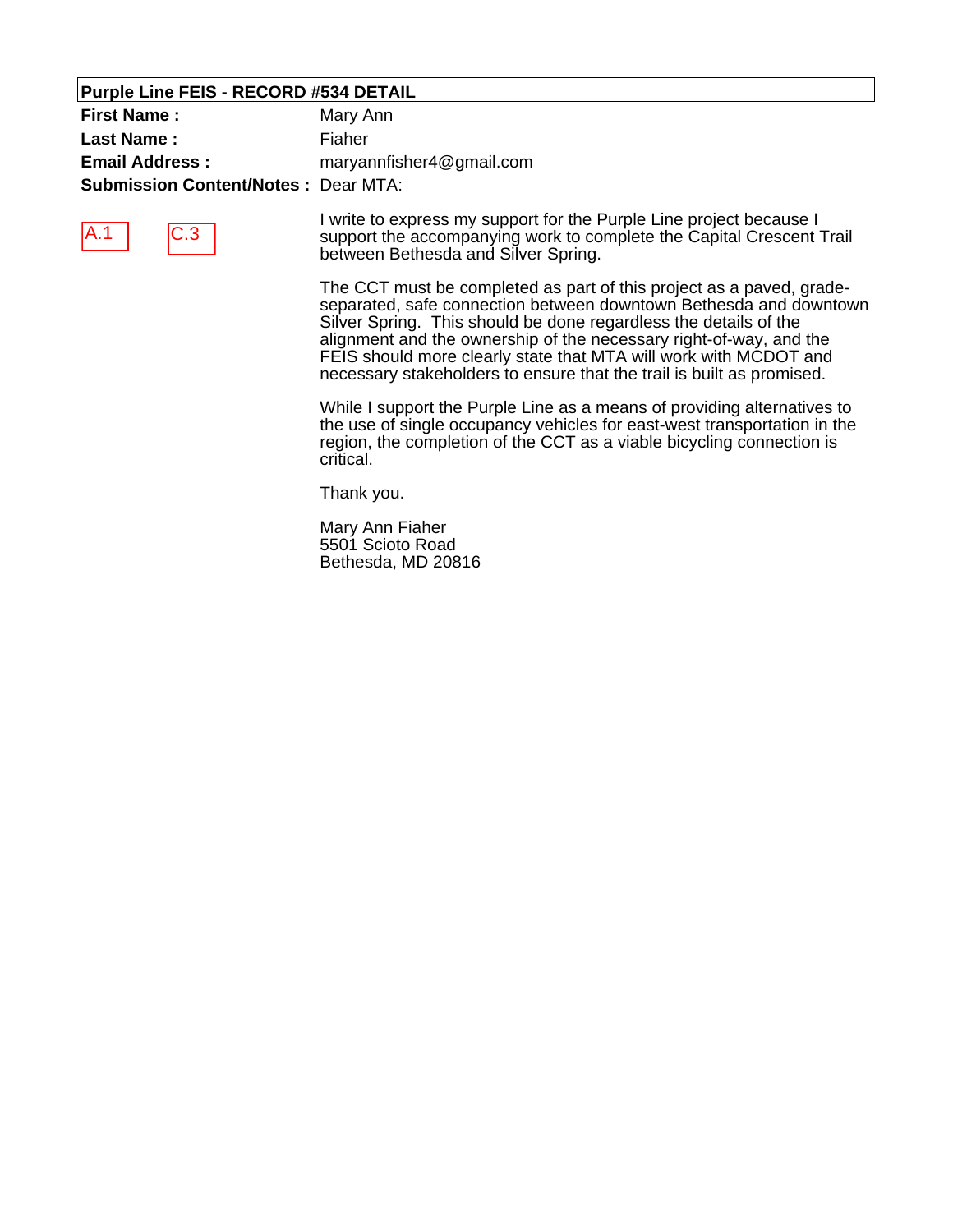**Purple Line FEIS - RECORD #534 DETAIL**

**First Name :** Mary Ann

**Last Name :** Fiaher

**Email Address :** maryannfisher4@gmail.com

**Submission Content/Notes :** Dear MTA:

A.1 C.3

I write to express my support for the Purple Line project because I support the accompanying work to complete the Capital Crescent Trail between Bethesda and Silver Spring.

The CCT must be completed as part of this project as a paved, grade-separated, safe connection between downtown Bethesda and downtown Silver Spring. This should be done regardless the details of the alignment and the ownership of the necessary right-of-way, and the FEIS should more clearly state that MTA will work with MCDOT and necessary stakeholders to ensure that the trail is built as promised.

While I support the Purple Line as a means of providing alternatives to the use of single occupancy vehicles for east-west transportation in the region, the completion of the CCT as a viable bicycling connection is critical.

Thank you.

Mary Ann Fiaher
5501 Scioto Road
Bethesda, MD 20816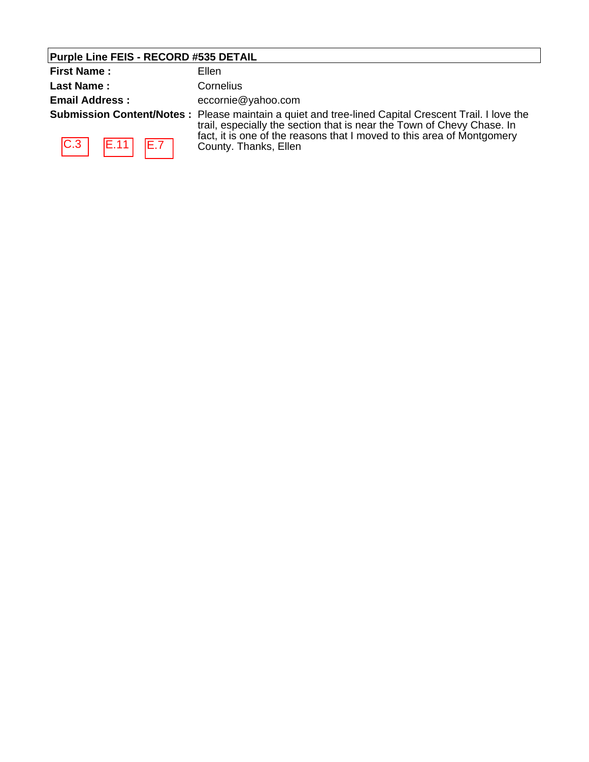**Purple Line FEIS - RECORD #535 DETAIL**

**First Name :** Ellen

**Last Name :** Cornelius

**Email Address :** eccornie@yahoo.com

**Submission Content/Notes :** Please maintain a quiet and tree-lined Capital Crescent Trail. I love the trail, especially the section that is near the Town of Chevy Chase. In fact, it is one of the reasons that I moved to this area of Montgomery County. Thanks, Ellen

C.3 E.11 E.7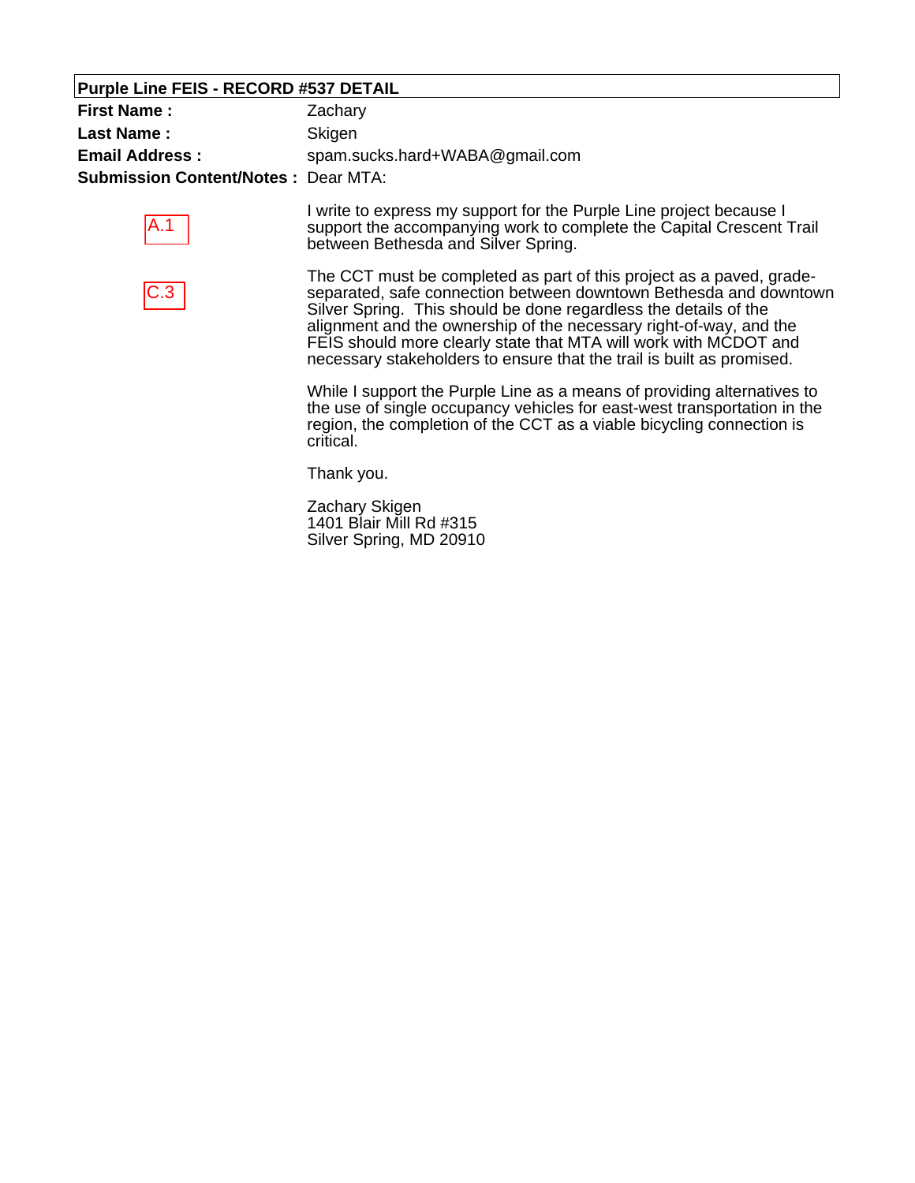**Purple Line FEIS - RECORD #537 DETAIL**

**First Name :** Zachary

**Last Name :** Skigen

**Email Address :** spam.sucks.hard+WABA@gmail.com

**Submission Content/Notes :** Dear MTA:

A.1

I write to express my support for the Purple Line project because I support the accompanying work to complete the Capital Crescent Trail between Bethesda and Silver Spring.

C.3

The CCT must be completed as part of this project as a paved, grade-separated, safe connection between downtown Bethesda and downtown Silver Spring.  This should be done regardless the details of the alignment and the ownership of the necessary right-of-way, and the FEIS should more clearly state that MTA will work with MCDOT and necessary stakeholders to ensure that the trail is built as promised.

While I support the Purple Line as a means of providing alternatives to the use of single occupancy vehicles for east-west transportation in the region, the completion of the CCT as a viable bicycling connection is critical.

Thank you.

Zachary Skigen
1401 Blair Mill Rd #315
Silver Spring, MD 20910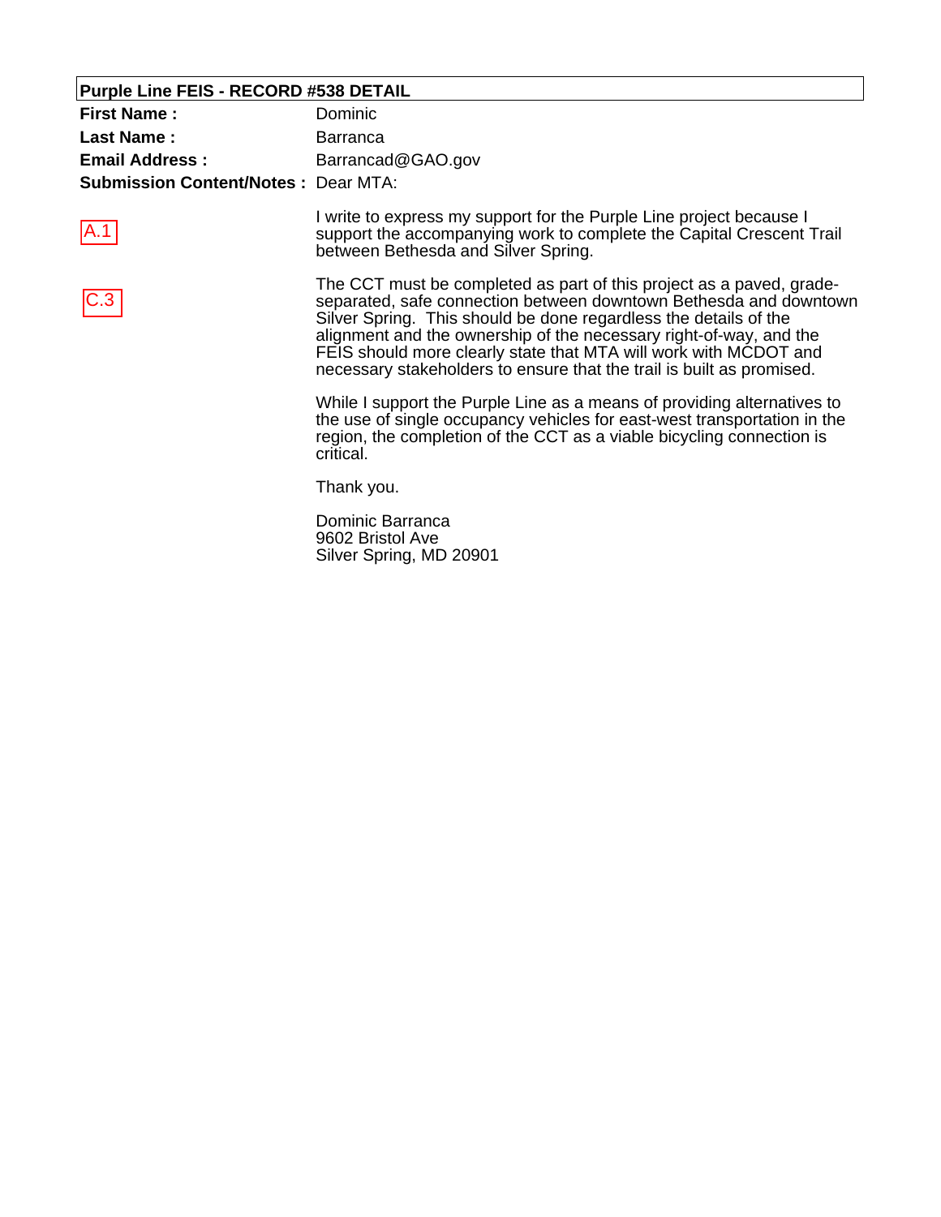**Purple Line FEIS - RECORD #538 DETAIL**

**First Name :** Dominic

**Last Name :** Barranca

**Email Address :** Barrancad@GAO.gov

**Submission Content/Notes :** Dear MTA:

A.1

I write to express my support for the Purple Line project because I support the accompanying work to complete the Capital Crescent Trail between Bethesda and Silver Spring.

C.3

The CCT must be completed as part of this project as a paved, grade-separated, safe connection between downtown Bethesda and downtown Silver Spring. This should be done regardless the details of the alignment and the ownership of the necessary right-of-way, and the FEIS should more clearly state that MTA will work with MCDOT and necessary stakeholders to ensure that the trail is built as promised.

While I support the Purple Line as a means of providing alternatives to the use of single occupancy vehicles for east-west transportation in the region, the completion of the CCT as a viable bicycling connection is critical.

Thank you.

Dominic Barranca
9602 Bristol Ave
Silver Spring, MD 20901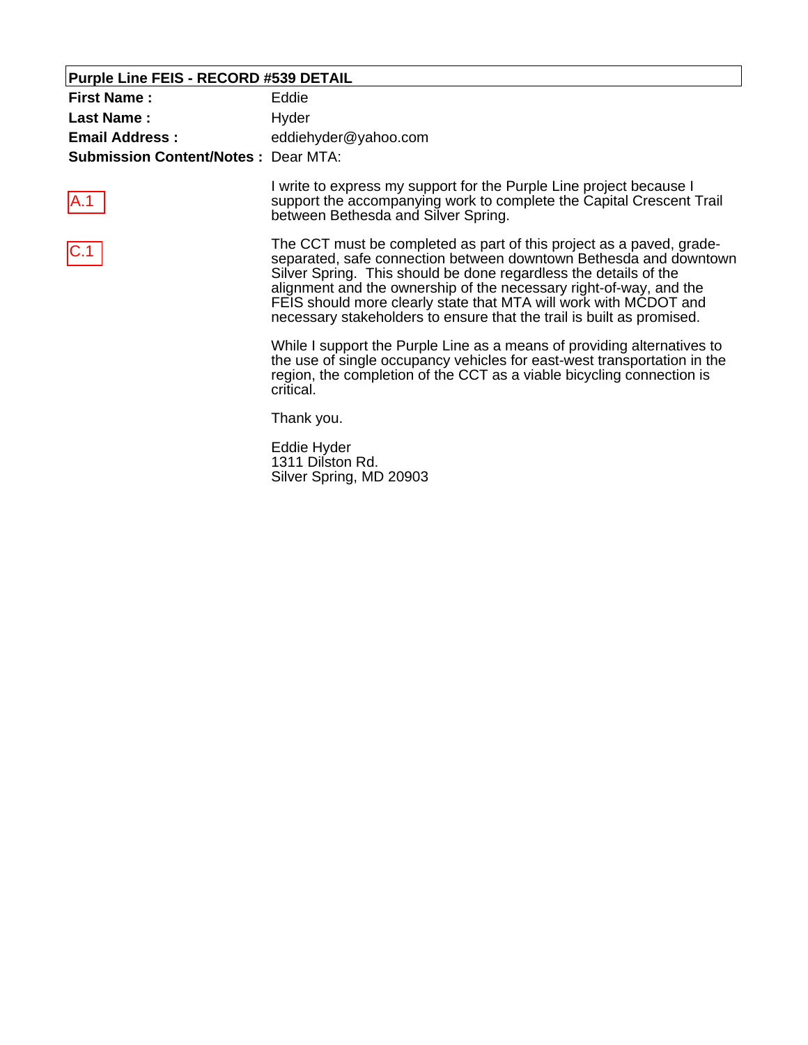## Purple Line FEIS - RECORD #539 DETAIL

**First Name :** Eddie

**Last Name :** Hyder

**Email Address :** eddiehyder@yahoo.com

**Submission Content/Notes :** Dear MTA:

A.1

I write to express my support for the Purple Line project because I support the accompanying work to complete the Capital Crescent Trail between Bethesda and Silver Spring.

C.1

The CCT must be completed as part of this project as a paved, grade-separated, safe connection between downtown Bethesda and downtown Silver Spring. This should be done regardless the details of the alignment and the ownership of the necessary right-of-way, and the FEIS should more clearly state that MTA will work with MCDOT and necessary stakeholders to ensure that the trail is built as promised.

While I support the Purple Line as a means of providing alternatives to the use of single occupancy vehicles for east-west transportation in the region, the completion of the CCT as a viable bicycling connection is critical.

Thank you.

Eddie Hyder
1311 Dilston Rd.
Silver Spring, MD 20903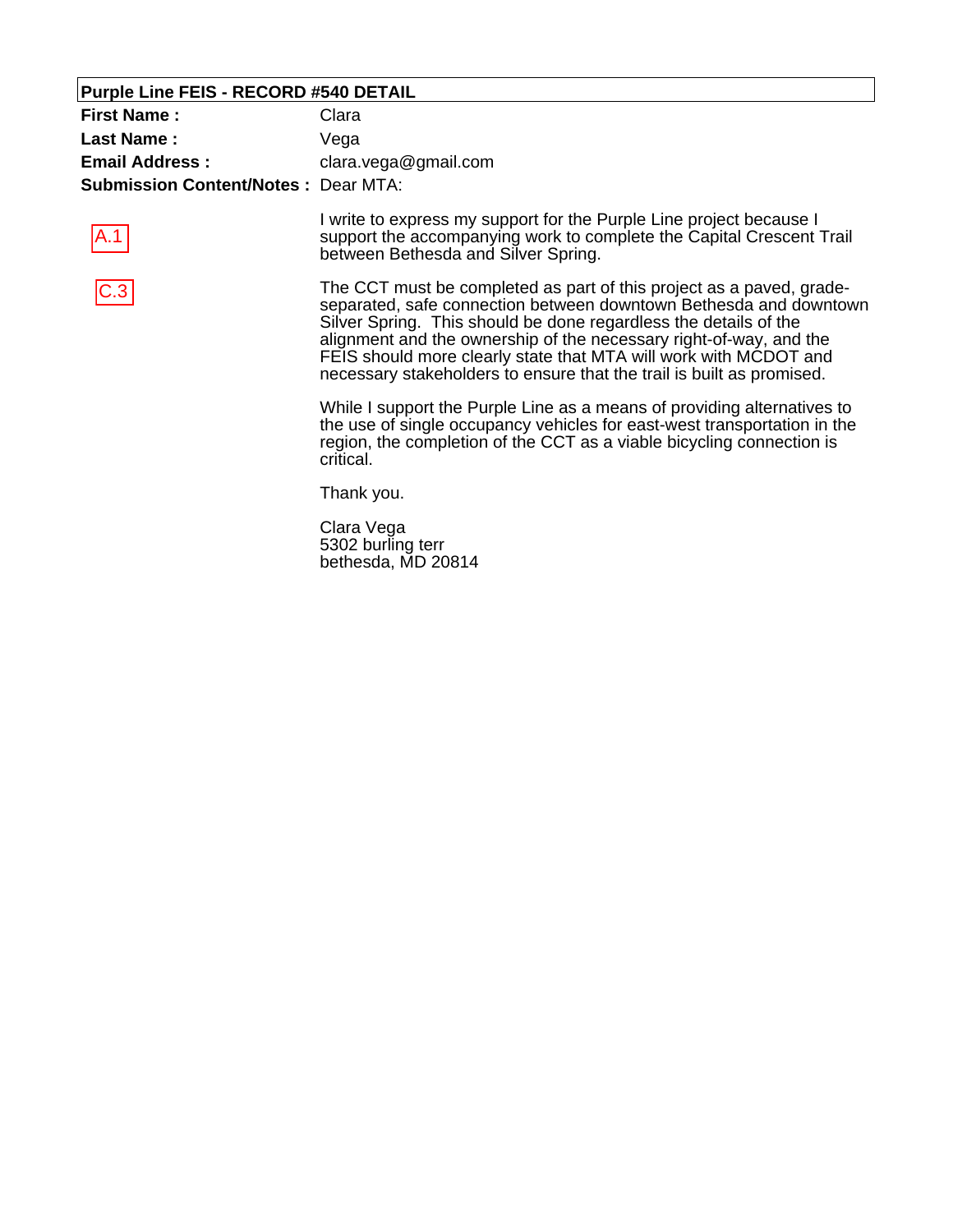**Purple Line FEIS - RECORD #540 DETAIL**

**First Name :** Clara

**Last Name :** Vega

**Email Address :** clara.vega@gmail.com

**Submission Content/Notes :** Dear MTA:

A.1

I write to express my support for the Purple Line project because I support the accompanying work to complete the Capital Crescent Trail between Bethesda and Silver Spring.

C.3

The CCT must be completed as part of this project as a paved, grade-separated, safe connection between downtown Bethesda and downtown Silver Spring. This should be done regardless the details of the alignment and the ownership of the necessary right-of-way, and the FEIS should more clearly state that MTA will work with MCDOT and necessary stakeholders to ensure that the trail is built as promised.

While I support the Purple Line as a means of providing alternatives to the use of single occupancy vehicles for east-west transportation in the region, the completion of the CCT as a viable bicycling connection is critical.

Thank you.

Clara Vega
5302 burling terr
bethesda, MD 20814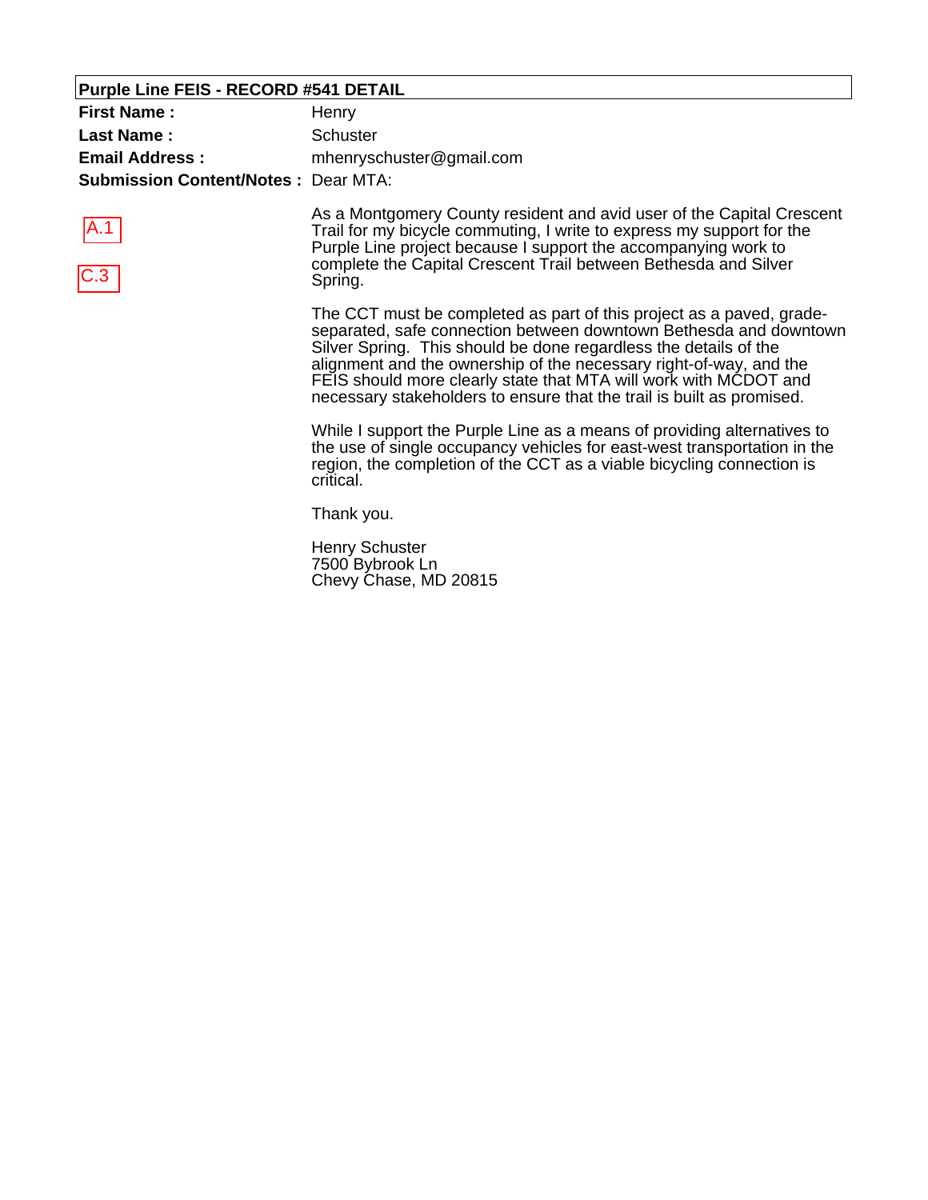**Purple Line FEIS - RECORD #541 DETAIL**

**First Name :** Henry

**Last Name :** Schuster

**Email Address :** mhenryschuster@gmail.com

**Submission Content/Notes :** Dear MTA:

A.1

C.3

As a Montgomery County resident and avid user of the Capital Crescent Trail for my bicycle commuting, I write to express my support for the Purple Line project because I support the accompanying work to complete the Capital Crescent Trail between Bethesda and Silver Spring.

The CCT must be completed as part of this project as a paved, grade-separated, safe connection between downtown Bethesda and downtown Silver Spring. This should be done regardless the details of the alignment and the ownership of the necessary right-of-way, and the FEIS should more clearly state that MTA will work with MCDOT and necessary stakeholders to ensure that the trail is built as promised.

While I support the Purple Line as a means of providing alternatives to the use of single occupancy vehicles for east-west transportation in the region, the completion of the CCT as a viable bicycling connection is critical.

Thank you.

Henry Schuster
7500 Bybrook Ln
Chevy Chase, MD 20815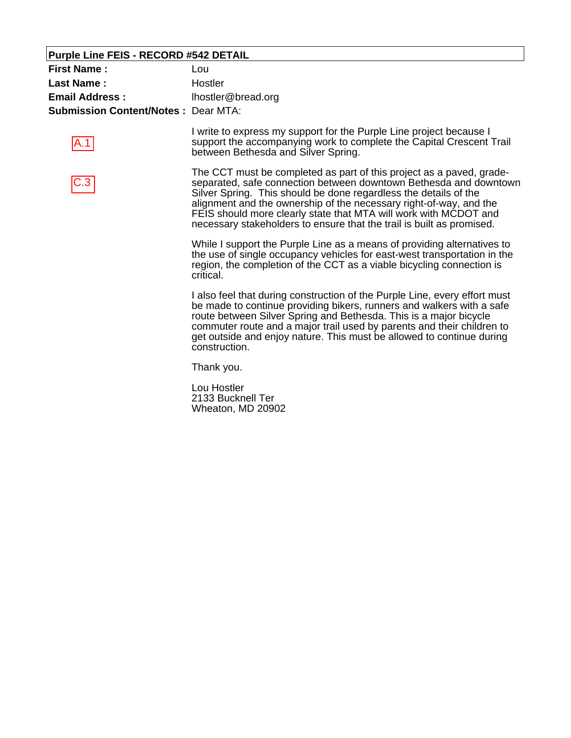**Purple Line FEIS - RECORD #542 DETAIL**

**First Name :** Lou

**Last Name :** Hostler

**Email Address :** lhostler@bread.org

**Submission Content/Notes :** Dear MTA:

A.1

I write to express my support for the Purple Line project because I support the accompanying work to complete the Capital Crescent Trail between Bethesda and Silver Spring.

C.3

The CCT must be completed as part of this project as a paved, grade-separated, safe connection between downtown Bethesda and downtown Silver Spring. This should be done regardless the details of the alignment and the ownership of the necessary right-of-way, and the FEIS should more clearly state that MTA will work with MCDOT and necessary stakeholders to ensure that the trail is built as promised.

While I support the Purple Line as a means of providing alternatives to the use of single occupancy vehicles for east-west transportation in the region, the completion of the CCT as a viable bicycling connection is critical.

I also feel that during construction of the Purple Line, every effort must be made to continue providing bikers, runners and walkers with a safe route between Silver Spring and Bethesda. This is a major bicycle commuter route and a major trail used by parents and their children to get outside and enjoy nature. This must be allowed to continue during construction.

Thank you.

Lou Hostler
2133 Bucknell Ter
Wheaton, MD 20902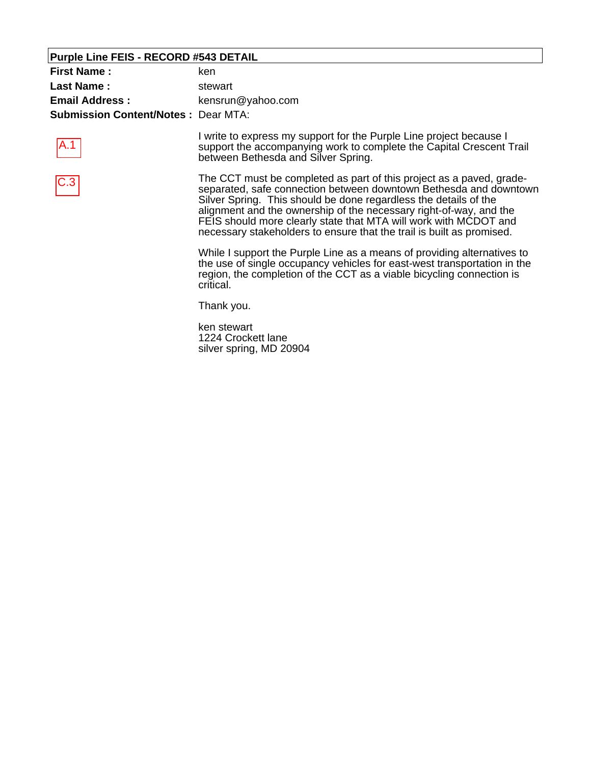## Purple Line FEIS - RECORD #543 DETAIL

**First Name :** ken

**Last Name :** stewart

**Email Address :** kensrun@yahoo.com

**Submission Content/Notes :** Dear MTA:

A.1

I write to express my support for the Purple Line project because I support the accompanying work to complete the Capital Crescent Trail between Bethesda and Silver Spring.

C.3

The CCT must be completed as part of this project as a paved, grade-separated, safe connection between downtown Bethesda and downtown Silver Spring. This should be done regardless the details of the alignment and the ownership of the necessary right-of-way, and the FEIS should more clearly state that MTA will work with MCDOT and necessary stakeholders to ensure that the trail is built as promised.

While I support the Purple Line as a means of providing alternatives to the use of single occupancy vehicles for east-west transportation in the region, the completion of the CCT as a viable bicycling connection is critical.

Thank you.

ken stewart
1224 Crockett lane
silver spring, MD 20904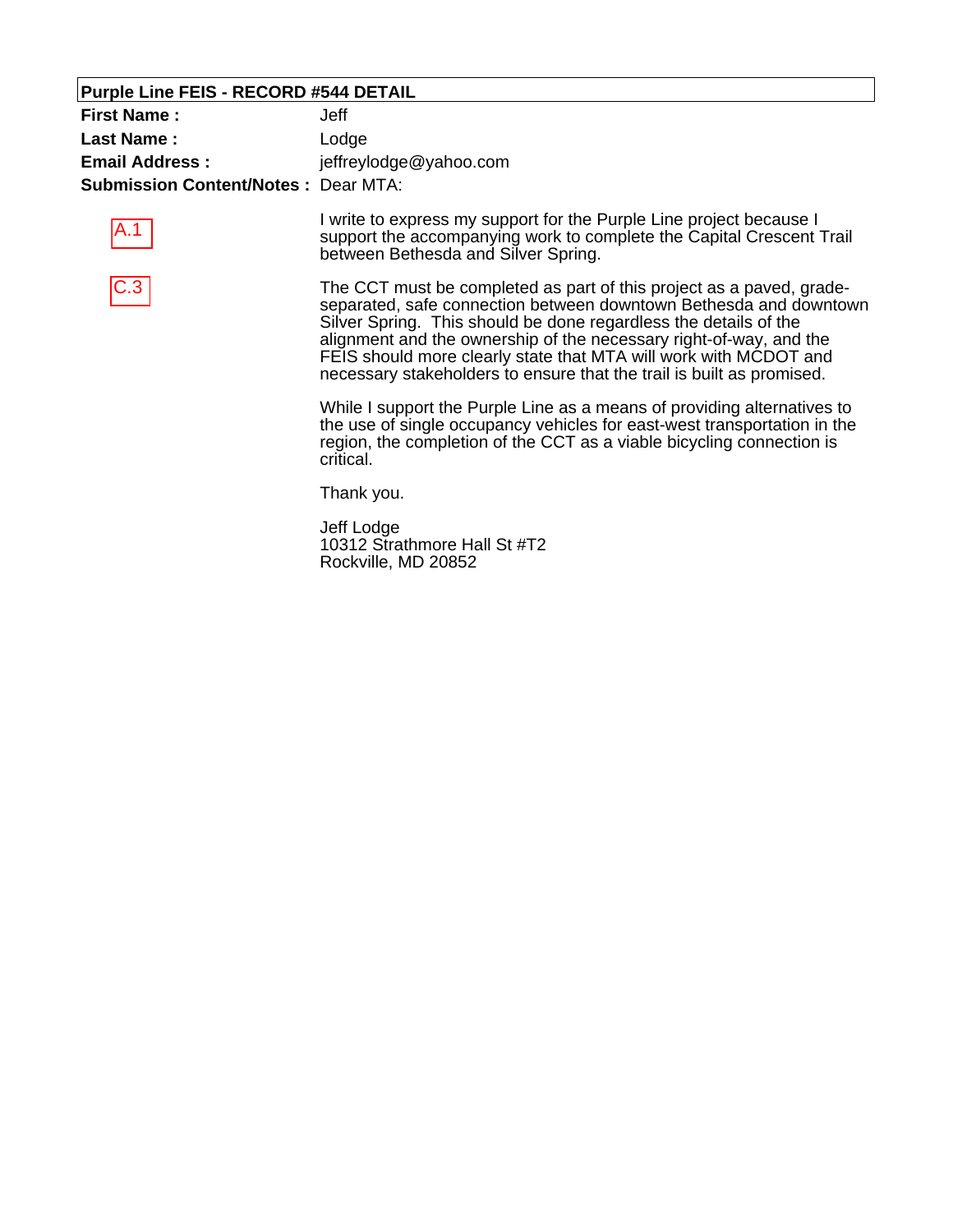**Purple Line FEIS - RECORD #544 DETAIL**

**First Name :** Jeff

**Last Name :** Lodge

**Email Address :** jeffreylodge@yahoo.com

**Submission Content/Notes :** Dear MTA:

A.1

I write to express my support for the Purple Line project because I support the accompanying work to complete the Capital Crescent Trail between Bethesda and Silver Spring.

C.3

The CCT must be completed as part of this project as a paved, grade-separated, safe connection between downtown Bethesda and downtown Silver Spring. This should be done regardless the details of the alignment and the ownership of the necessary right-of-way, and the FEIS should more clearly state that MTA will work with MCDOT and necessary stakeholders to ensure that the trail is built as promised.

While I support the Purple Line as a means of providing alternatives to the use of single occupancy vehicles for east-west transportation in the region, the completion of the CCT as a viable bicycling connection is critical.

Thank you.

Jeff Lodge
10312 Strathmore Hall St #T2
Rockville, MD 20852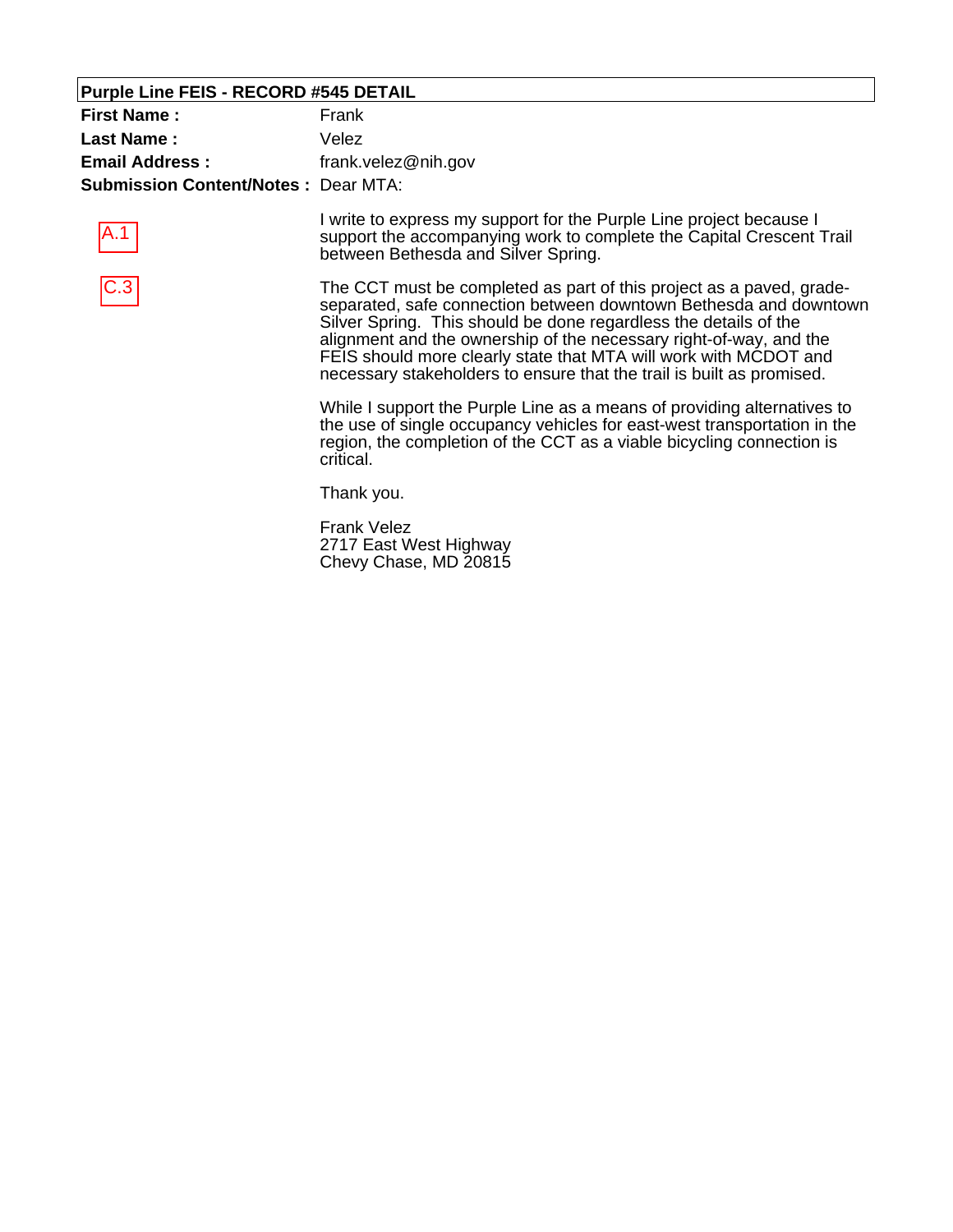**Purple Line FEIS - RECORD #545 DETAIL**

**First Name :** Frank

**Last Name :** Velez

**Email Address :** frank.velez@nih.gov

**Submission Content/Notes :** Dear MTA:

A.1

I write to express my support for the Purple Line project because I support the accompanying work to complete the Capital Crescent Trail between Bethesda and Silver Spring.

C.3

The CCT must be completed as part of this project as a paved, grade-separated, safe connection between downtown Bethesda and downtown Silver Spring. This should be done regardless the details of the alignment and the ownership of the necessary right-of-way, and the FEIS should more clearly state that MTA will work with MCDOT and necessary stakeholders to ensure that the trail is built as promised.

While I support the Purple Line as a means of providing alternatives to the use of single occupancy vehicles for east-west transportation in the region, the completion of the CCT as a viable bicycling connection is critical.

Thank you.

Frank Velez
2717 East West Highway
Chevy Chase, MD 20815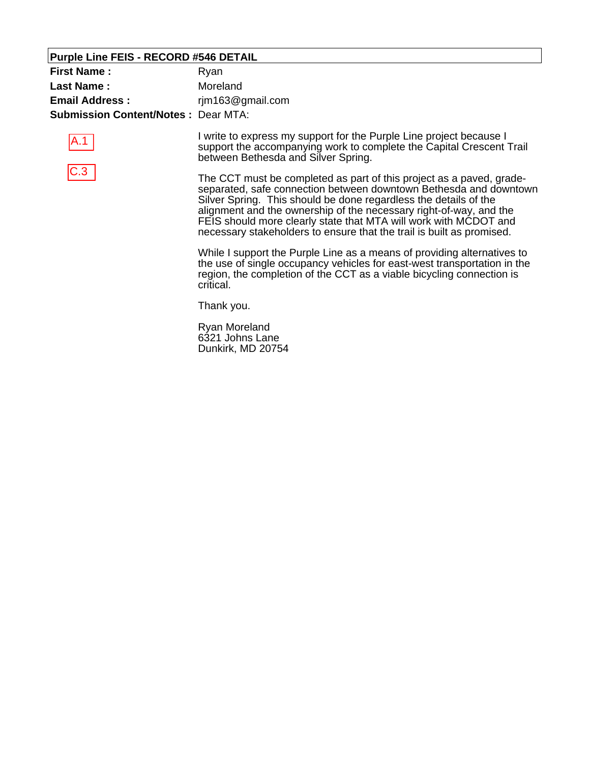**Purple Line FEIS - RECORD #546 DETAIL**

**First Name :** Ryan

**Last Name :** Moreland

**Email Address :** rjm163@gmail.com

**Submission Content/Notes :** Dear MTA:

A.1

C.3

I write to express my support for the Purple Line project because I support the accompanying work to complete the Capital Crescent Trail between Bethesda and Silver Spring.

The CCT must be completed as part of this project as a paved, grade-separated, safe connection between downtown Bethesda and downtown Silver Spring. This should be done regardless the details of the alignment and the ownership of the necessary right-of-way, and the FEIS should more clearly state that MTA will work with MCDOT and necessary stakeholders to ensure that the trail is built as promised.

While I support the Purple Line as a means of providing alternatives to the use of single occupancy vehicles for east-west transportation in the region, the completion of the CCT as a viable bicycling connection is critical.

Thank you.

Ryan Moreland
6321 Johns Lane
Dunkirk, MD 20754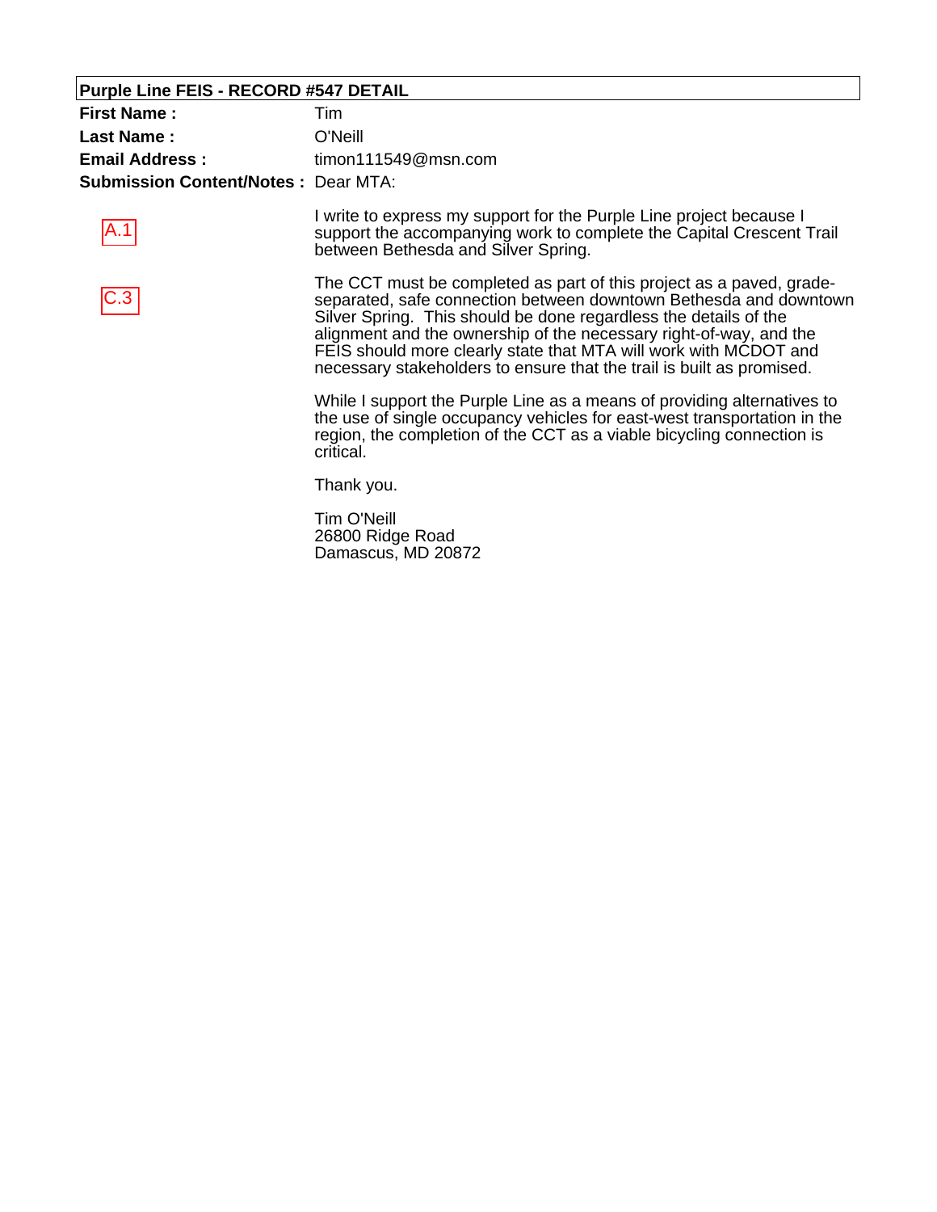**Purple Line FEIS - RECORD #547 DETAIL**

**First Name :** Tim

**Last Name :** O'Neill

**Email Address :** timon111549@msn.com

**Submission Content/Notes :** Dear MTA:

A.1

I write to express my support for the Purple Line project because I support the accompanying work to complete the Capital Crescent Trail between Bethesda and Silver Spring.

C.3

The CCT must be completed as part of this project as a paved, grade-separated, safe connection between downtown Bethesda and downtown Silver Spring. This should be done regardless the details of the alignment and the ownership of the necessary right-of-way, and the FEIS should more clearly state that MTA will work with MCDOT and necessary stakeholders to ensure that the trail is built as promised.

While I support the Purple Line as a means of providing alternatives to the use of single occupancy vehicles for east-west transportation in the region, the completion of the CCT as a viable bicycling connection is critical.

Thank you.

Tim O'Neill
26800 Ridge Road
Damascus, MD 20872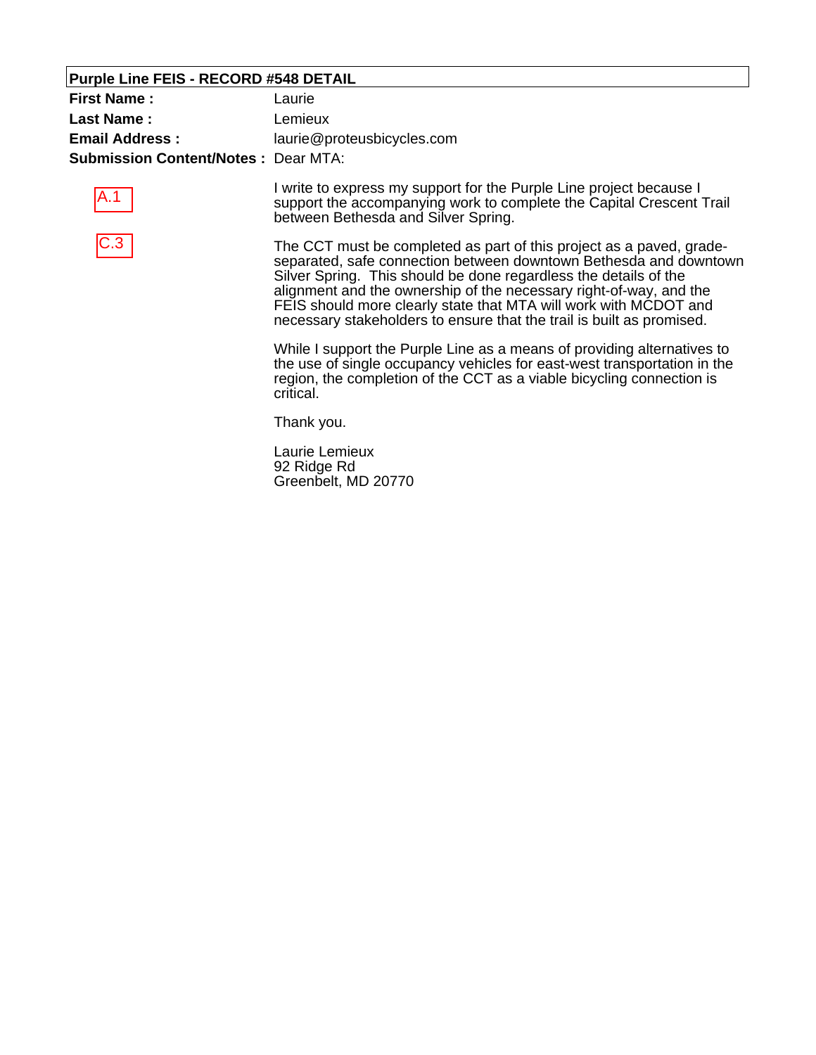**Purple Line FEIS - RECORD #548 DETAIL**

**First Name :** Laurie

**Last Name :** Lemieux

**Email Address :** laurie@proteusbicycles.com

**Submission Content/Notes :** Dear MTA:

A.1

I write to express my support for the Purple Line project because I support the accompanying work to complete the Capital Crescent Trail between Bethesda and Silver Spring.

C.3

The CCT must be completed as part of this project as a paved, grade-separated, safe connection between downtown Bethesda and downtown Silver Spring. This should be done regardless the details of the alignment and the ownership of the necessary right-of-way, and the FEIS should more clearly state that MTA will work with MCDOT and necessary stakeholders to ensure that the trail is built as promised.

While I support the Purple Line as a means of providing alternatives to the use of single occupancy vehicles for east-west transportation in the region, the completion of the CCT as a viable bicycling connection is critical.

Thank you.

Laurie Lemieux
92 Ridge Rd
Greenbelt, MD 20770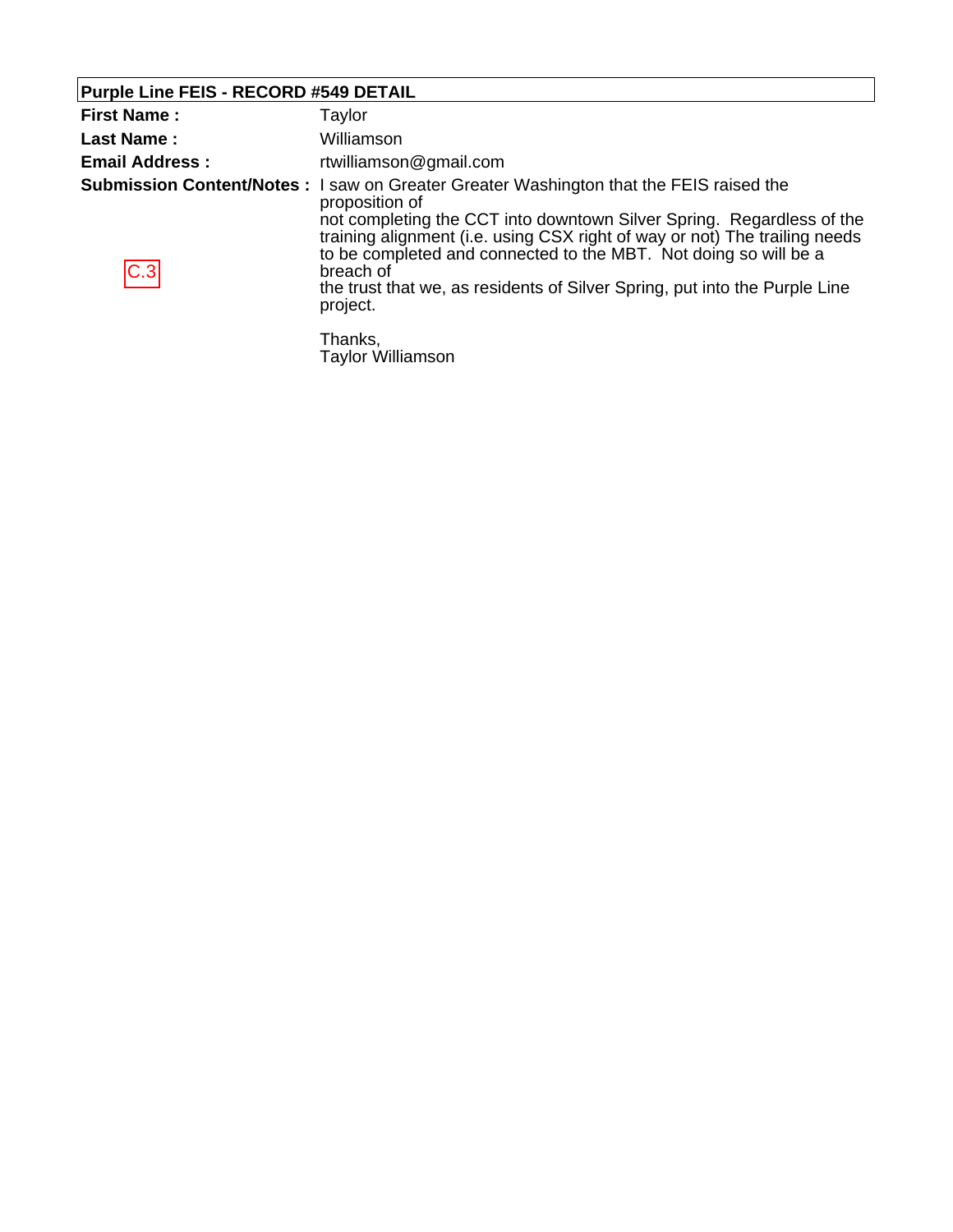**Purple Line FEIS - RECORD #549 DETAIL**

| | |
|---|---|
| **First Name :** | Taylor |
| **Last Name :** | Williamson |
| **Email Address :** | rtwilliamson@gmail.com |
| **Submission Content/Notes :** | I saw on Greater Greater Washington that the FEIS raised the proposition of not completing the CCT into downtown Silver Spring. Regardless of the training alignment (i.e. using CSX right of way or not) The trailing needs to be completed and connected to the MBT. Not doing so will be a breach of the trust that we, as residents of Silver Spring, put into the Purple Line project.<br><br>Thanks,<br>Taylor Williamson |

C.3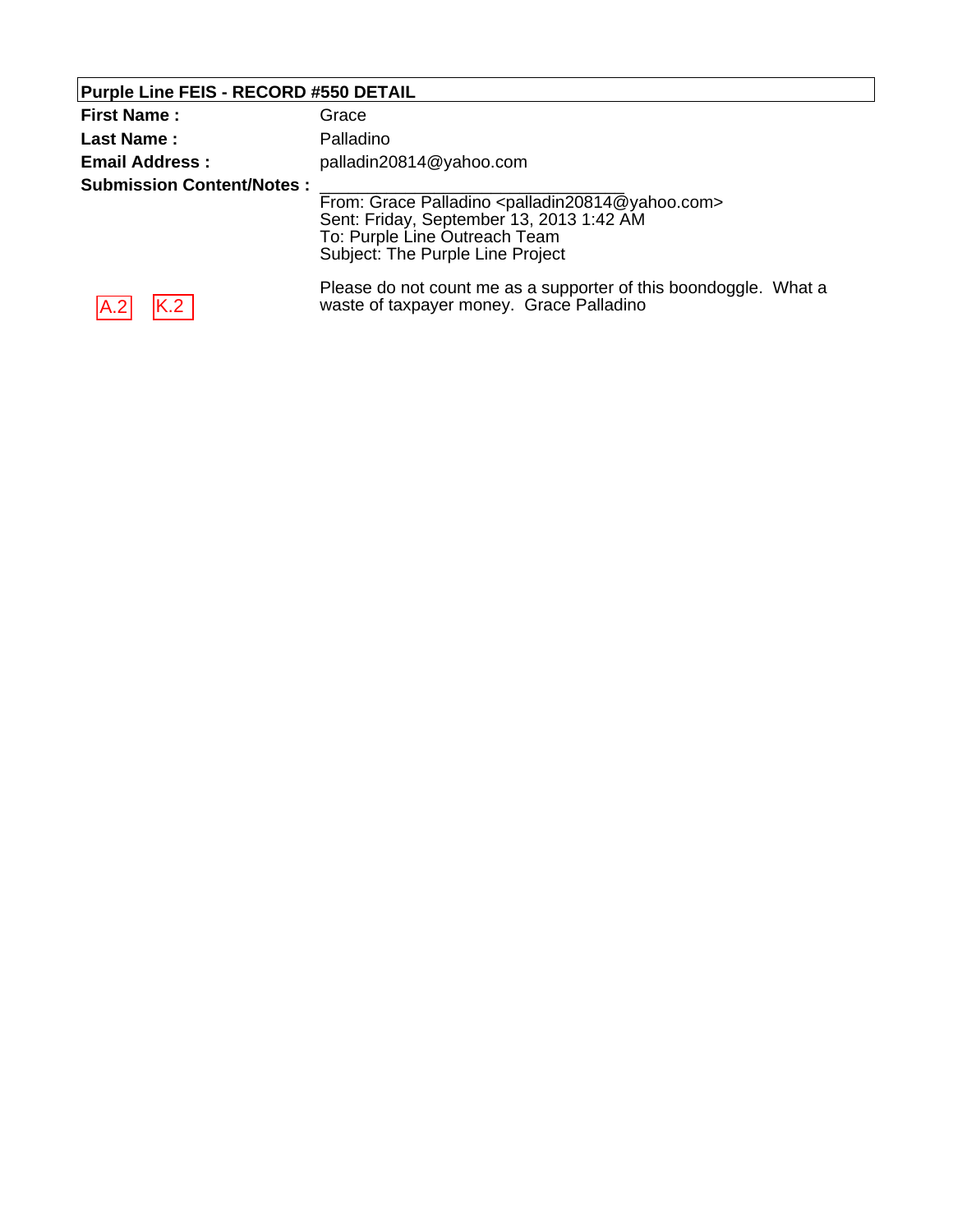## Purple Line FEIS - RECORD #550 DETAIL

**First Name :** Grace

**Last Name :** Palladino

**Email Address :** palladin20814@yahoo.com

**Submission Content/Notes :**

From: Grace Palladino <palladin20814@yahoo.com>
Sent: Friday, September 13, 2013 1:42 AM
To: Purple Line Outreach Team
Subject: The Purple Line Project

A.2 K.2

Please do not count me as a supporter of this boondoggle. What a waste of taxpayer money. Grace Palladino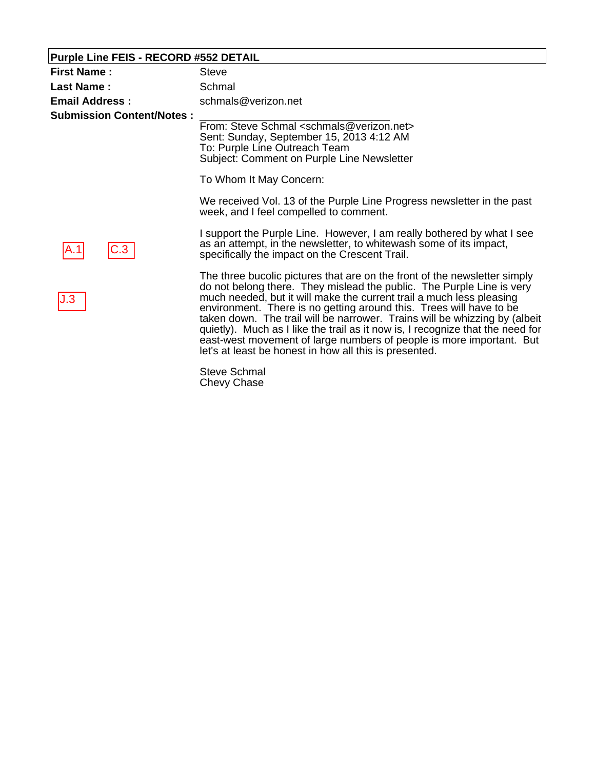## Purple Line FEIS - RECORD #552 DETAIL

**First Name :** Steve

**Last Name :** Schmal

**Email Address :** schmals@verizon.net

**Submission Content/Notes :**

From: Steve Schmal <schmals@verizon.net>
Sent: Sunday, September 15, 2013 4:12 AM
To: Purple Line Outreach Team
Subject: Comment on Purple Line Newsletter

To Whom It May Concern:

We received Vol. 13 of the Purple Line Progress newsletter in the past week, and I feel compelled to comment.

A.1 C.3

I support the Purple Line. However, I am really bothered by what I see as an attempt, in the newsletter, to whitewash some of its impact, specifically the impact on the Crescent Trail.

J.3

The three bucolic pictures that are on the front of the newsletter simply do not belong there. They mislead the public. The Purple Line is very much needed, but it will make the current trail a much less pleasing environment. There is no getting around this. Trees will have to be taken down. The trail will be narrower. Trains will be whizzing by (albeit quietly). Much as I like the trail as it now is, I recognize that the need for east-west movement of large numbers of people is more important. But let's at least be honest in how all this is presented.

Steve Schmal
Chevy Chase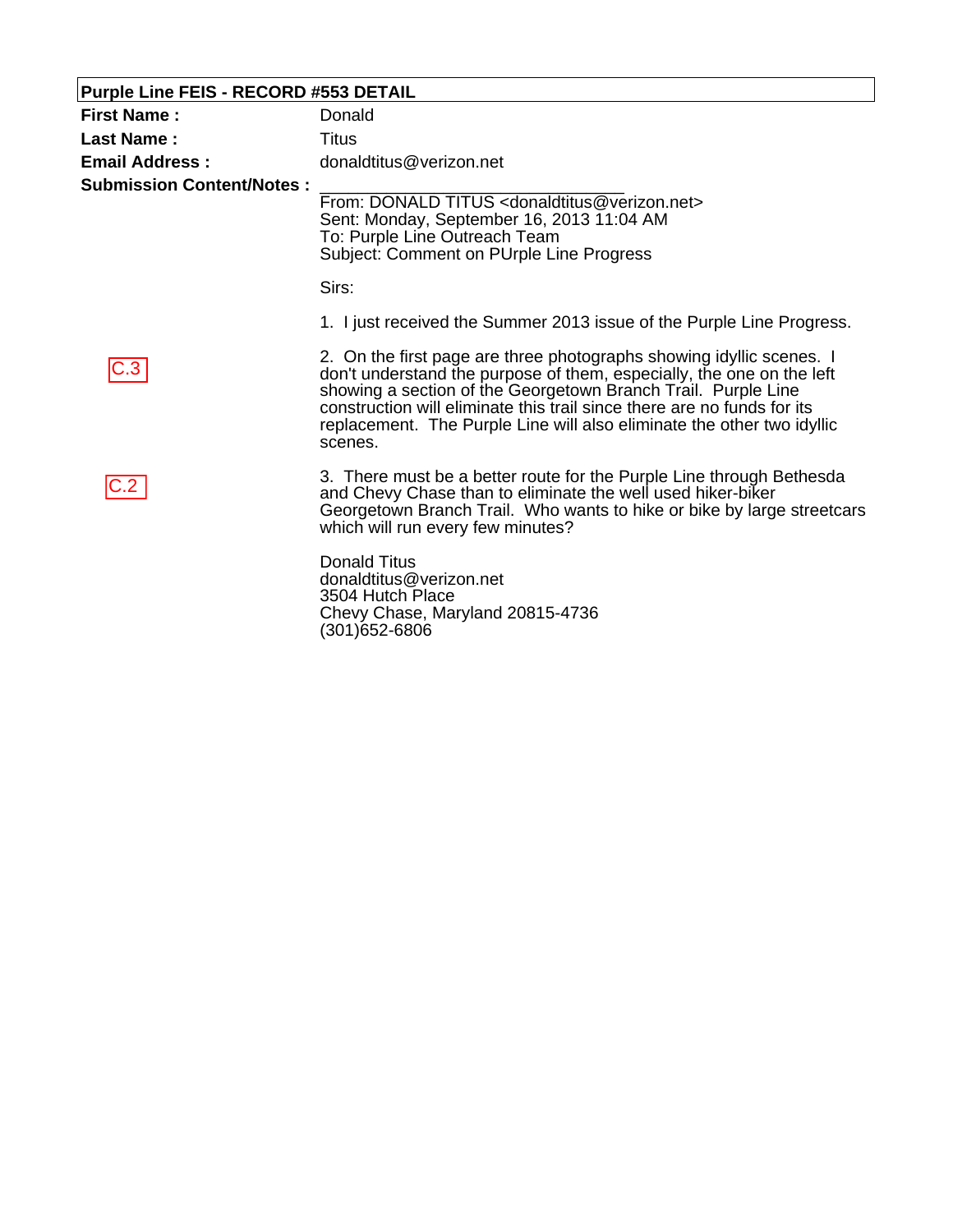**Purple Line FEIS - RECORD #553 DETAIL**

**First Name :** Donald

**Last Name :** Titus

**Email Address :** donaldtitus@verizon.net

**Submission Content/Notes :**

From: DONALD TITUS <donaldtitus@verizon.net>
Sent: Monday, September 16, 2013 11:04 AM
To: Purple Line Outreach Team
Subject: Comment on PUrple Line Progress

Sirs:

1. I just received the Summer 2013 issue of the Purple Line Progress.

C.3

2. On the first page are three photographs showing idyllic scenes. I don't understand the purpose of them, especially, the one on the left showing a section of the Georgetown Branch Trail. Purple Line construction will eliminate this trail since there are no funds for its replacement. The Purple Line will also eliminate the other two idyllic scenes.

C.2

3. There must be a better route for the Purple Line through Bethesda and Chevy Chase than to eliminate the well used hiker-biker Georgetown Branch Trail. Who wants to hike or bike by large streetcars which will run every few minutes?

Donald Titus
donaldtitus@verizon.net
3504 Hutch Place
Chevy Chase, Maryland 20815-4736
(301)652-6806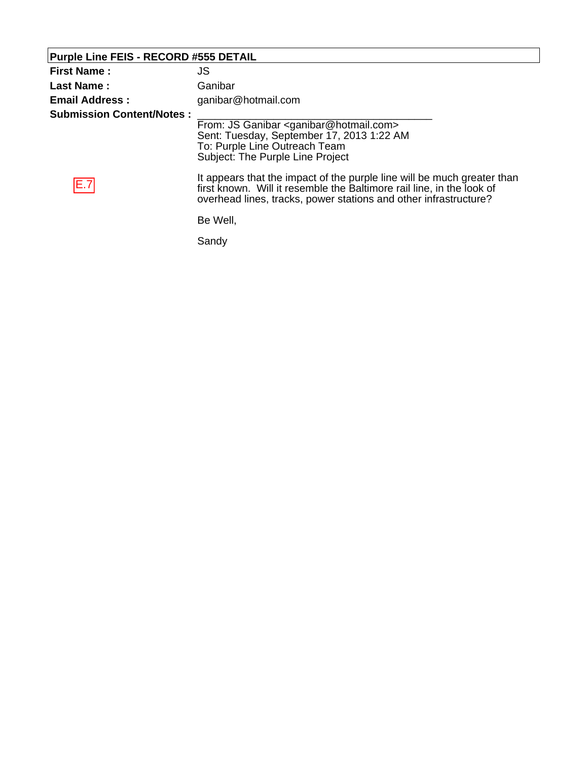**Purple Line FEIS - RECORD #555 DETAIL**

| | |
|---|---|
| **First Name :** | JS |
| **Last Name :** | Ganibar |
| **Email Address :** | ganibar@hotmail.com |
| **Submission Content/Notes :** | |

From: JS Ganibar <ganibar@hotmail.com>
Sent: Tuesday, September 17, 2013 1:22 AM
To: Purple Line Outreach Team
Subject: The Purple Line Project

E.7

It appears that the impact of the purple line will be much greater than first known. Will it resemble the Baltimore rail line, in the look of overhead lines, tracks, power stations and other infrastructure?

Be Well,

Sandy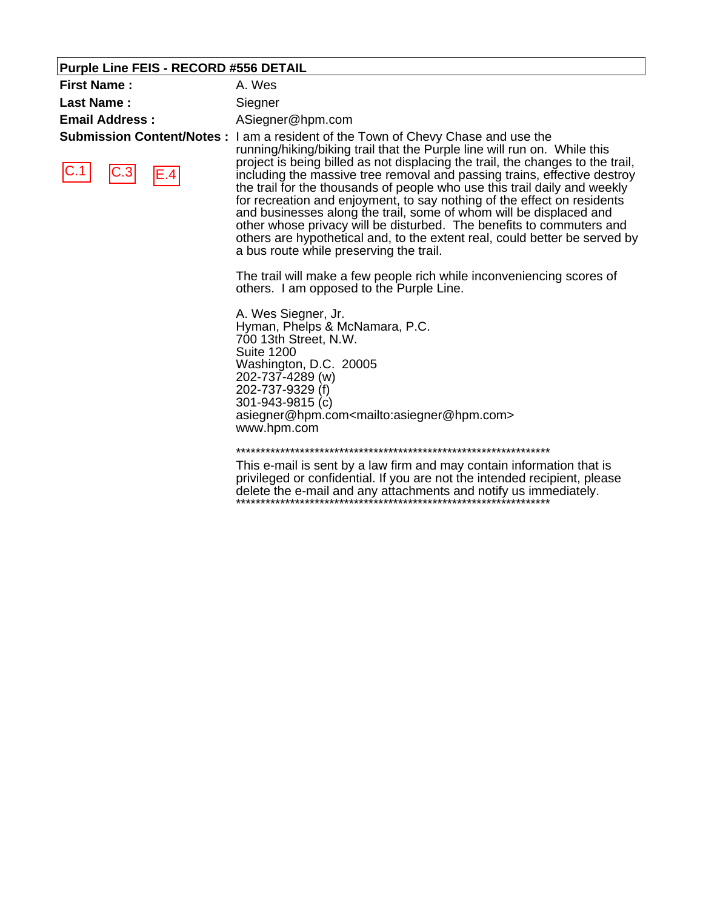**Purple Line FEIS - RECORD #556 DETAIL**

**First Name :** A. Wes

**Last Name :** Siegner

**Email Address :** ASiegner@hpm.com

**Submission Content/Notes :**

C.1 C.3 E.4

I am a resident of the Town of Chevy Chase and use the running/hiking/biking trail that the Purple line will run on. While this project is being billed as not displacing the trail, the changes to the trail, including the massive tree removal and passing trains, effective destroy the trail for the thousands of people who use this trail daily and weekly for recreation and enjoyment, to say nothing of the effect on residents and businesses along the trail, some of whom will be displaced and other whose privacy will be disturbed. The benefits to commuters and others are hypothetical and, to the extent real, could better be served by a bus route while preserving the trail.

The trail will make a few people rich while inconveniencing scores of others. I am opposed to the Purple Line.

A. Wes Siegner, Jr.
Hyman, Phelps & McNamara, P.C.
700 13th Street, N.W.
Suite 1200
Washington, D.C. 20005
202-737-4289 (w)
202-737-9329 (f)
301-943-9815 (c)
asiegner@hpm.com<mailto:asiegner@hpm.com>
www.hpm.com

*********************************************************************
This e-mail is sent by a law firm and may contain information that is privileged or confidential. If you are not the intended recipient, please delete the e-mail and any attachments and notify us immediately.
*********************************************************************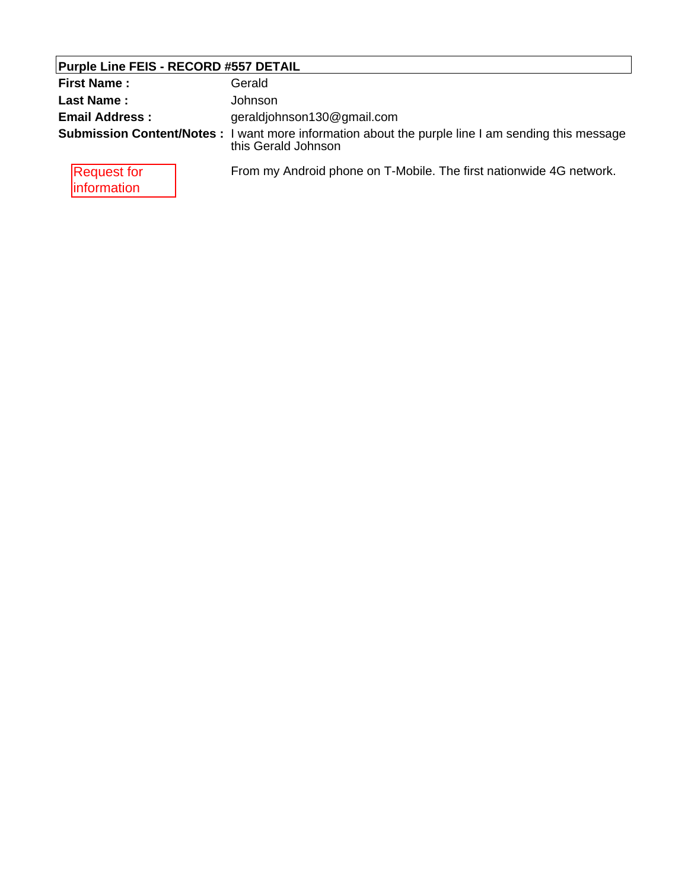**Purple Line FEIS - RECORD #557 DETAIL**

**First Name :** Gerald

**Last Name :** Johnson

**Email Address :** geraldjohnson130@gmail.com

**Submission Content/Notes :** I want more information about the purple line I am sending this message this Gerald Johnson

From my Android phone on T-Mobile. The first nationwide 4G network.

Request for information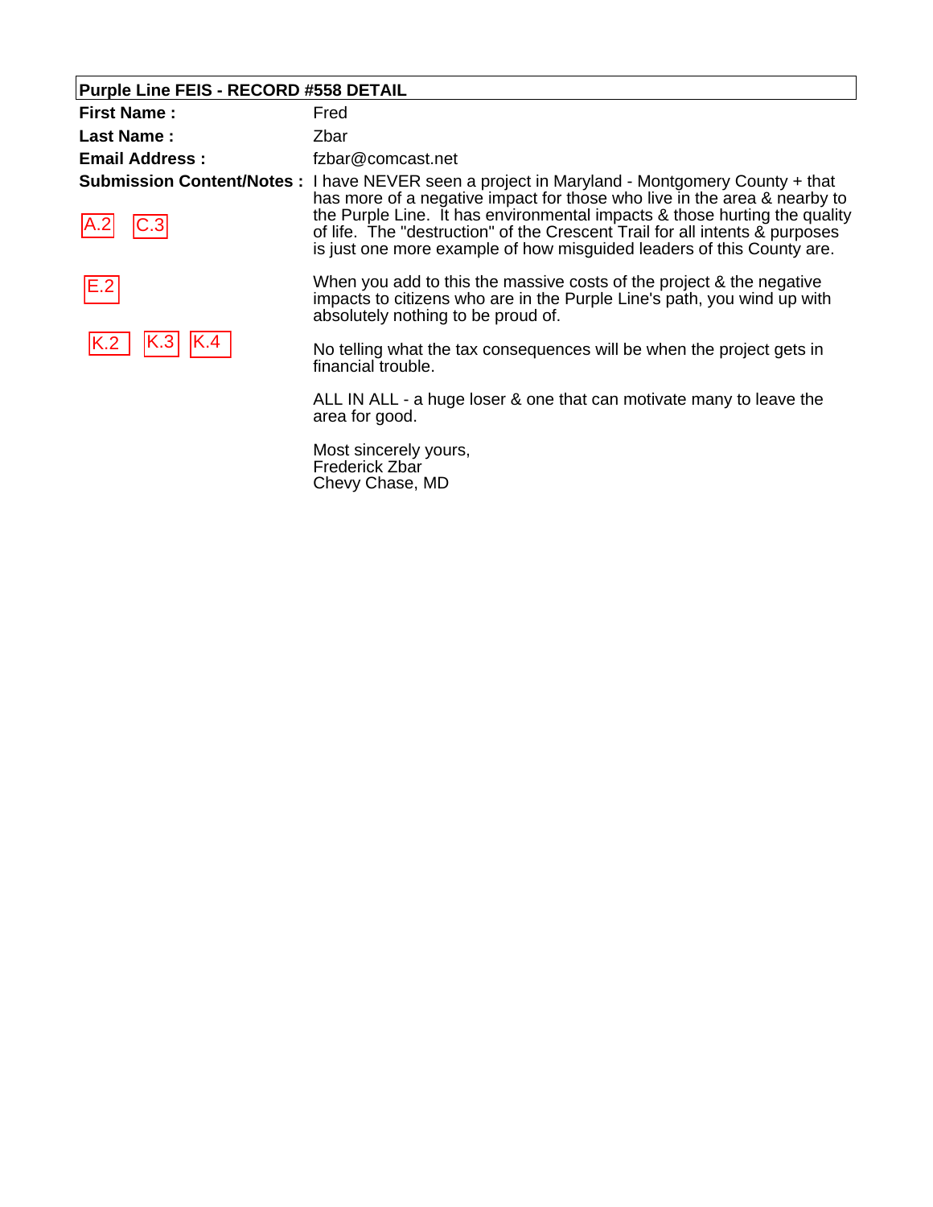## Purple Line FEIS - RECORD #558 DETAIL

**First Name :** Fred

**Last Name :** Zbar

**Email Address :** fzbar@comcast.net

**Submission Content/Notes :**

A.2 C.3

I have NEVER seen a project in Maryland - Montgomery County + that has more of a negative impact for those who live in the area & nearby to the Purple Line. It has environmental impacts & those hurting the quality of life. The "destruction" of the Crescent Trail for all intents & purposes is just one more example of how misguided leaders of this County are.

E.2

When you add to this the massive costs of the project & the negative impacts to citizens who are in the Purple Line's path, you wind up with absolutely nothing to be proud of.

K.2 K.3 K.4

No telling what the tax consequences will be when the project gets in financial trouble.

ALL IN ALL - a huge loser & one that can motivate many to leave the area for good.

Most sincerely yours,
Frederick Zbar
Chevy Chase, MD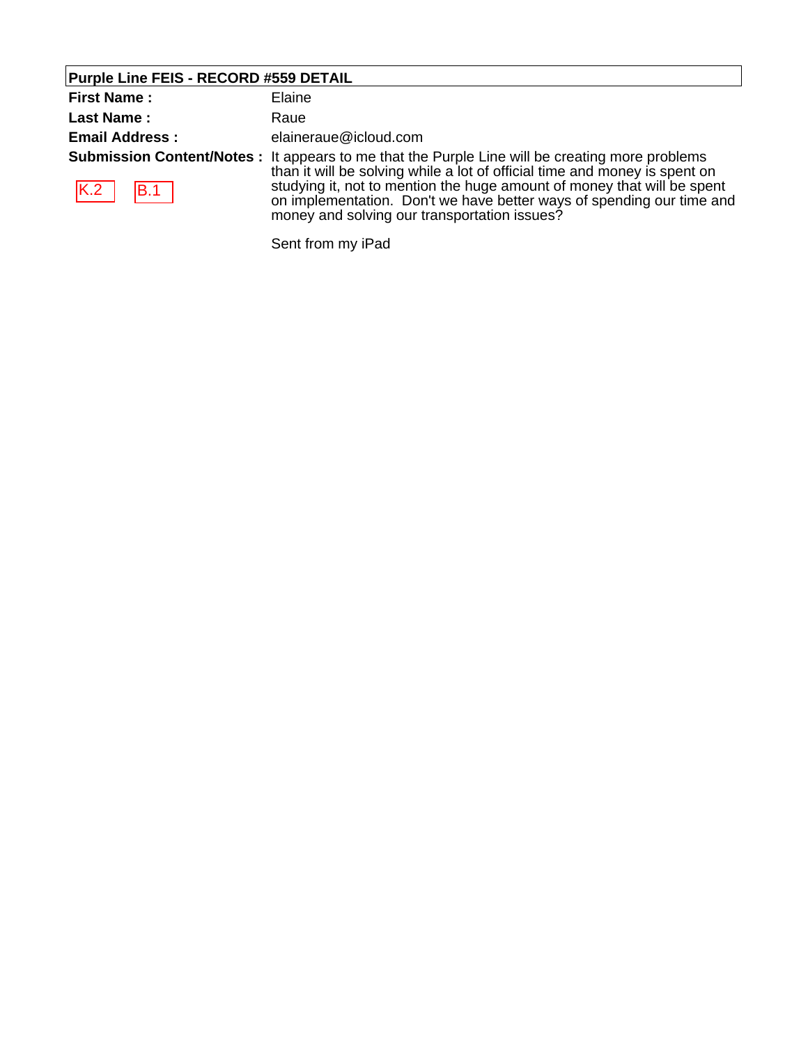**Purple Line FEIS - RECORD #559 DETAIL**

| | |
|---|---|
| **First Name :** | Elaine |
| **Last Name :** | Raue |
| **Email Address :** | elaineraue@icloud.com |
| **Submission Content/Notes :** K.2 B.1 | It appears to me that the Purple Line will be creating more problems than it will be solving while a lot of official time and money is spent on studying it, not to mention the huge amount of money that will be spent on implementation. Don't we have better ways of spending our time and money and solving our transportation issues?<br><br>Sent from my iPad |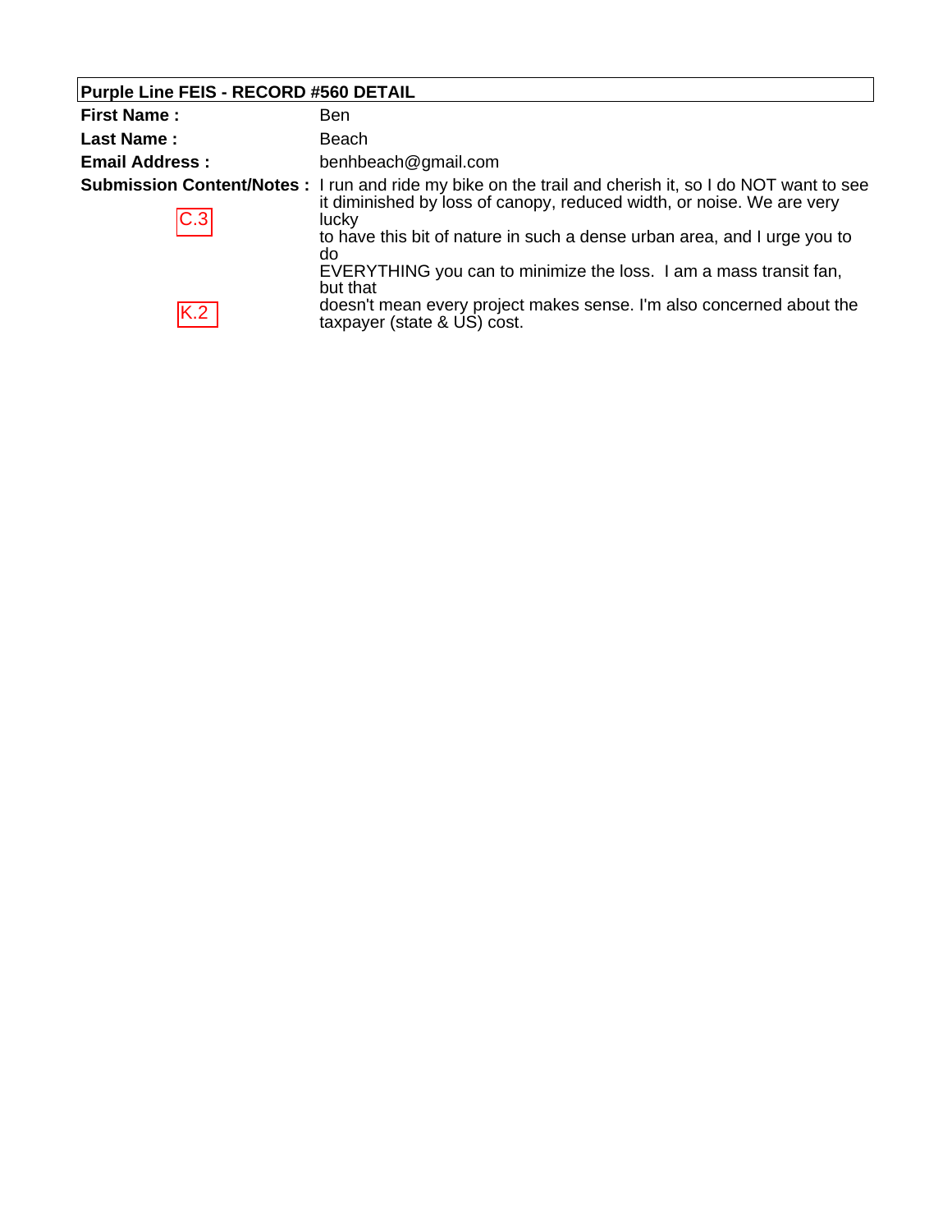**Purple Line FEIS - RECORD #560 DETAIL**

| | |
|---|---|
| **First Name :** | Ben |
| **Last Name :** | Beach |
| **Email Address :** | benhbeach@gmail.com |
| **Submission Content/Notes :** C.3 K.2 | I run and ride my bike on the trail and cherish it, so I do NOT want to see it diminished by loss of canopy, reduced width, or noise. We are very lucky to have this bit of nature in such a dense urban area, and I urge you to do EVERYTHING you can to minimize the loss. I am a mass transit fan, but that doesn't mean every project makes sense. I'm also concerned about the taxpayer (state & US) cost. |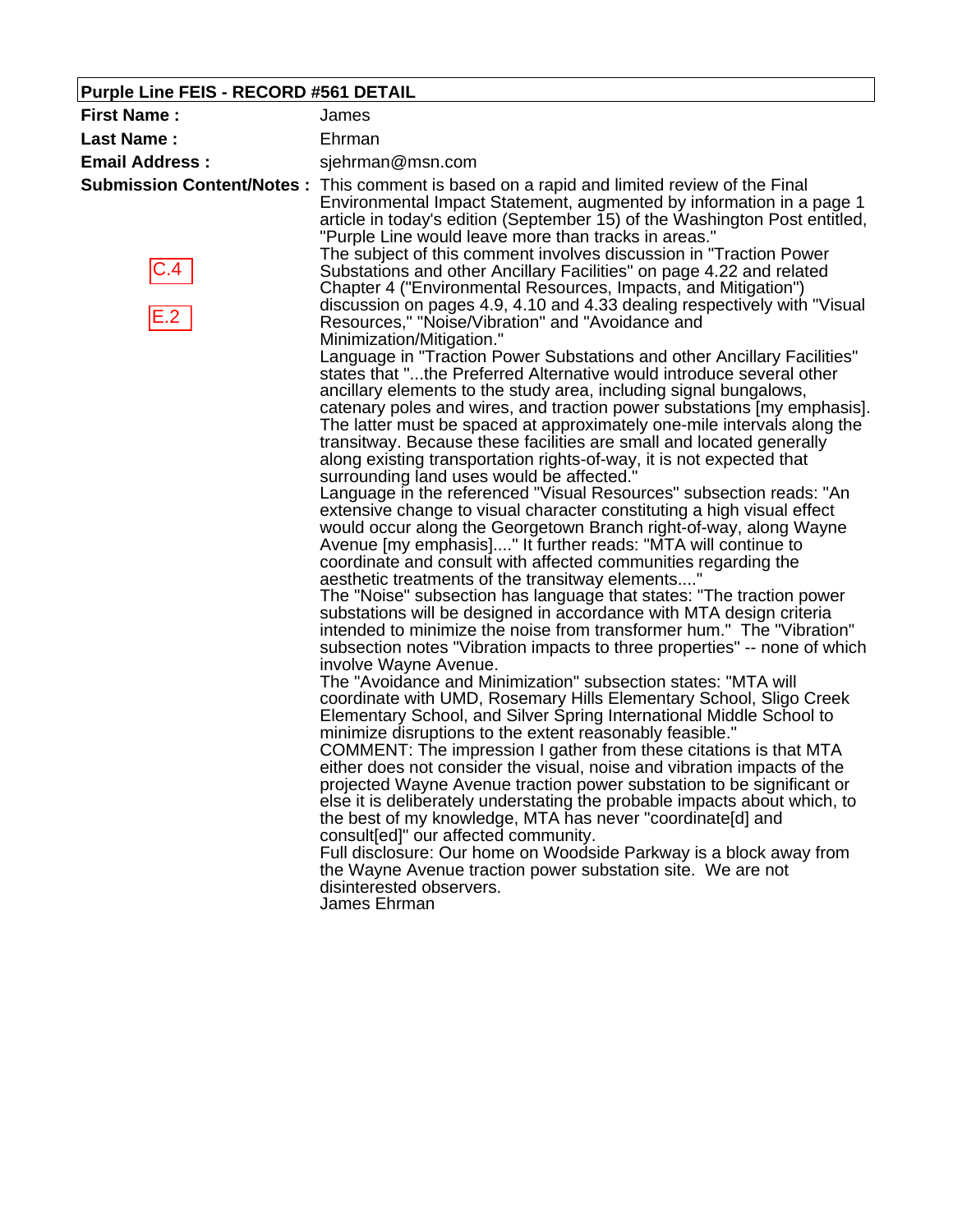**Purple Line FEIS - RECORD #561 DETAIL**

**First Name :** James

**Last Name :** Ehrman

**Email Address :** sjehrman@msn.com

**Submission Content/Notes :**

C.4

E.2

This comment is based on a rapid and limited review of the Final Environmental Impact Statement, augmented by information in a page 1 article in today's edition (September 15) of the Washington Post entitled, "Purple Line would leave more than tracks in areas."

The subject of this comment involves discussion in "Traction Power Substations and other Ancillary Facilities" on page 4.22 and related Chapter 4 ("Environmental Resources, Impacts, and Mitigation") discussion on pages 4.9, 4.10 and 4.33 dealing respectively with "Visual Resources," "Noise/Vibration" and "Avoidance and Minimization/Mitigation."

Language in "Traction Power Substations and other Ancillary Facilities" states that "...the Preferred Alternative would introduce several other ancillary elements to the study area, including signal bungalows, catenary poles and wires, and traction power substations [my emphasis]. The latter must be spaced at approximately one-mile intervals along the transitway. Because these facilities are small and located generally along existing transportation rights-of-way, it is not expected that surrounding land uses would be affected."

Language in the referenced "Visual Resources" subsection reads: "An extensive change to visual character constituting a high visual effect would occur along the Georgetown Branch right-of-way, along Wayne Avenue [my emphasis]...." It further reads: "MTA will continue to coordinate and consult with affected communities regarding the aesthetic treatments of the transitway elements...."

The "Noise" subsection has language that states: "The traction power substations will be designed in accordance with MTA design criteria intended to minimize the noise from transformer hum." The "Vibration" subsection notes "Vibration impacts to three properties" -- none of which involve Wayne Avenue.

The "Avoidance and Minimization" subsection states: "MTA will coordinate with UMD, Rosemary Hills Elementary School, Sligo Creek Elementary School, and Silver Spring International Middle School to minimize disruptions to the extent reasonably feasible."

COMMENT: The impression I gather from these citations is that MTA either does not consider the visual, noise and vibration impacts of the projected Wayne Avenue traction power substation to be significant or else it is deliberately understating the probable impacts about which, to the best of my knowledge, MTA has never "coordinate[d] and consult[ed]" our affected community.

Full disclosure: Our home on Woodside Parkway is a block away from the Wayne Avenue traction power substation site. We are not disinterested observers.

James Ehrman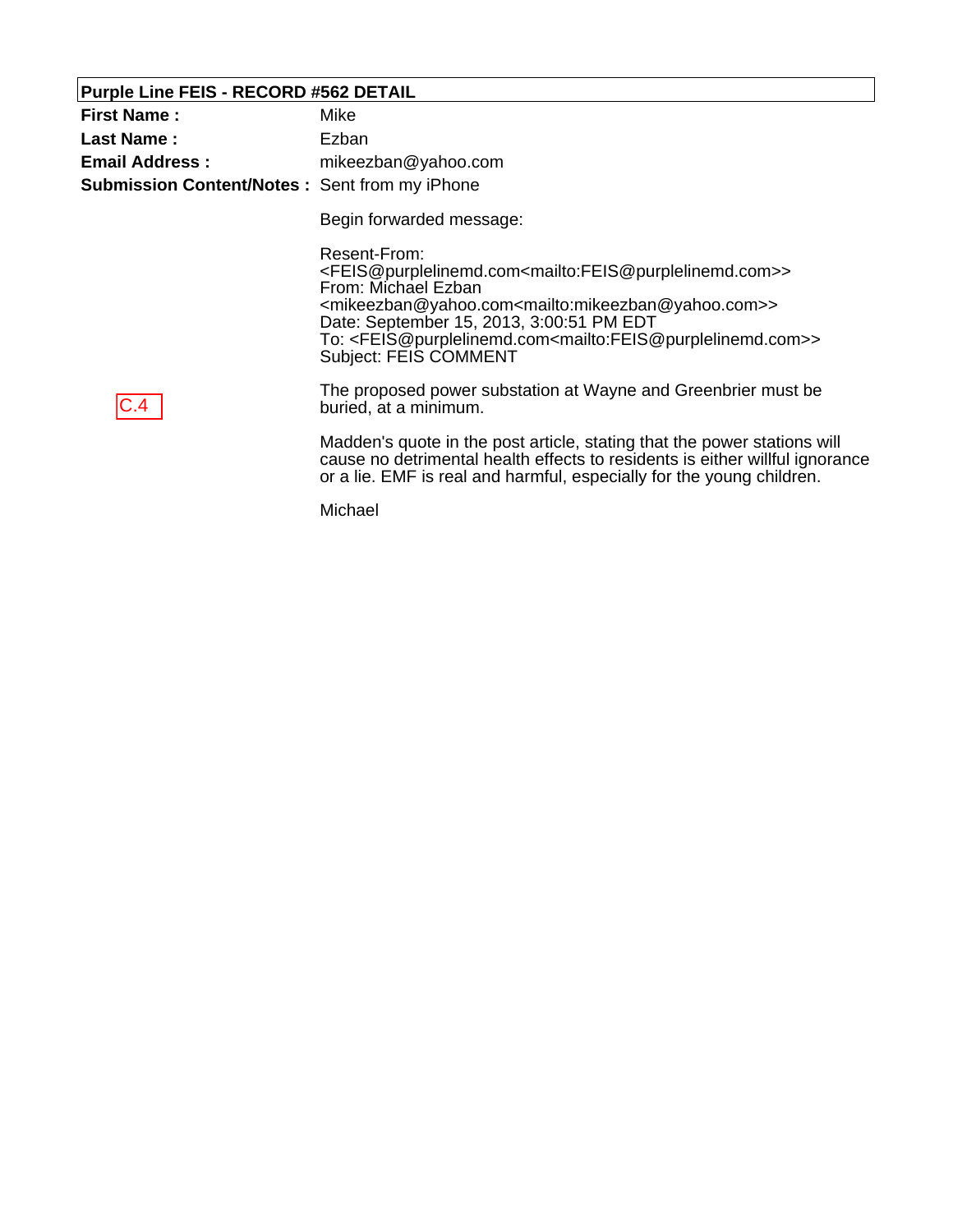**Purple Line FEIS - RECORD #562 DETAIL**

| | |
|---|---|
| **First Name :** | Mike |
| **Last Name :** | Ezban |
| **Email Address :** | mikeezban@yahoo.com |
| **Submission Content/Notes :** | Sent from my iPhone |

Begin forwarded message:

Resent-From: <FEIS@purplelinemd.com<mailto:FEIS@purplelinemd.com>>
From: Michael Ezban <mikeezban@yahoo.com<mailto:mikeezban@yahoo.com>>
Date: September 15, 2013, 3:00:51 PM EDT
To: <FEIS@purplelinemd.com<mailto:FEIS@purplelinemd.com>>
Subject: FEIS COMMENT

C.4

The proposed power substation at Wayne and Greenbrier must be buried, at a minimum.

Madden's quote in the post article, stating that the power stations will cause no detrimental health effects to residents is either willful ignorance or a lie. EMF is real and harmful, especially for the young children.

Michael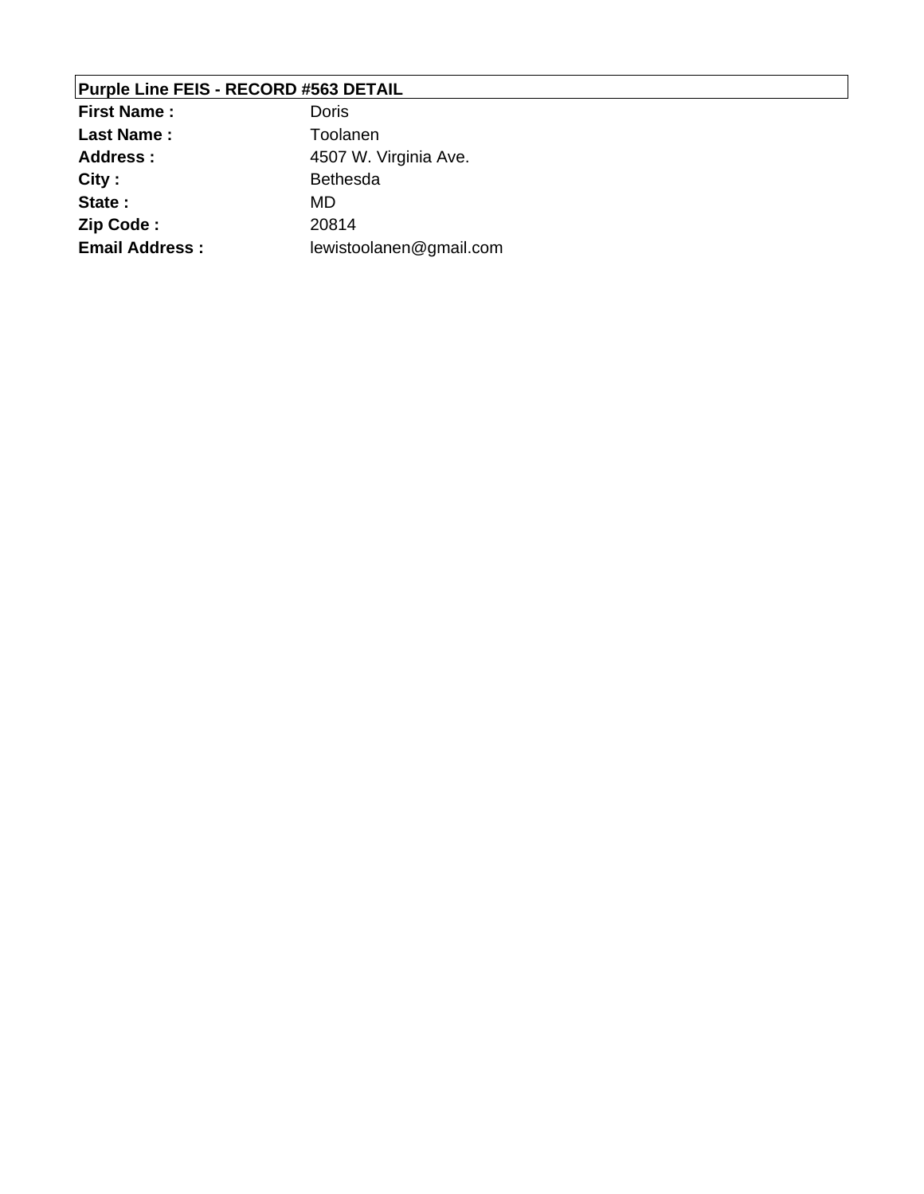**Purple Line FEIS - RECORD #563 DETAIL**

| | |
|---|---|
| **First Name :** | Doris |
| **Last Name :** | Toolanen |
| **Address :** | 4507 W. Virginia Ave. |
| **City :** | Bethesda |
| **State :** | MD |
| **Zip Code :** | 20814 |
| **Email Address :** | lewistoolanen@gmail.com |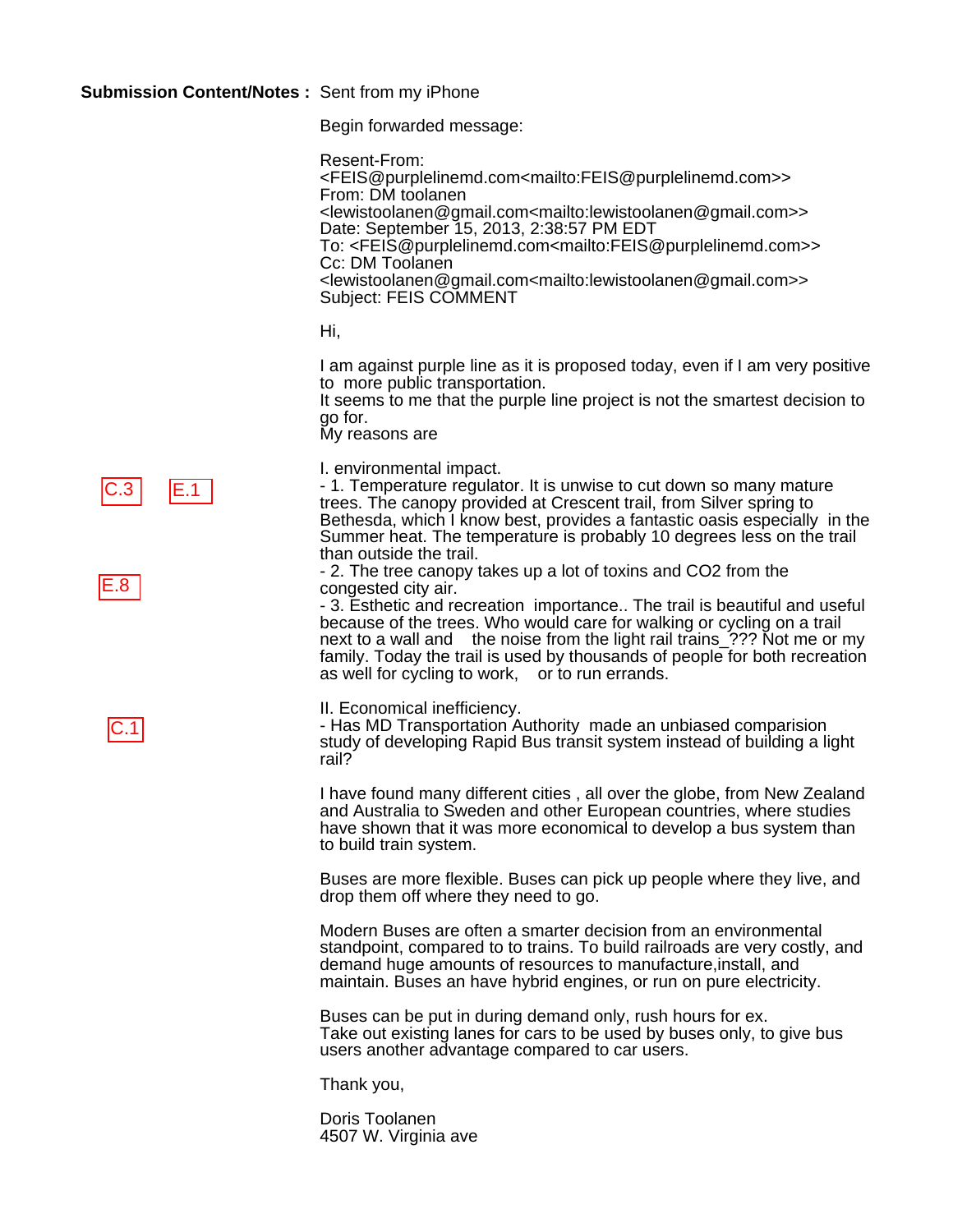**Submission Content/Notes :** Sent from my iPhone

Begin forwarded message:

Resent-From:
<FEIS@purplelinemd.com<mailto:FEIS@purplelinemd.com>>
From: DM toolanen
<lewistoolanen@gmail.com<mailto:lewistoolanen@gmail.com>>
Date: September 15, 2013, 2:38:57 PM EDT
To: <FEIS@purplelinemd.com<mailto:FEIS@purplelinemd.com>>
Cc: DM Toolanen
<lewistoolanen@gmail.com<mailto:lewistoolanen@gmail.com>>
Subject: FEIS COMMENT

Hi,

I am against purple line as it is proposed today, even if I am very positive to more public transportation.
It seems to me that the purple line project is not the smartest decision to go for.
My reasons are

I. environmental impact.

C.3 E.1

- 1. Temperature regulator. It is unwise to cut down so many mature trees. The canopy provided at Crescent trail, from Silver spring to Bethesda, which I know best, provides a fantastic oasis especially in the Summer heat. The temperature is probably 10 degrees less on the trail than outside the trail.

E.8

- 2. The tree canopy takes up a lot of toxins and CO2 from the congested city air.
- 3. Esthetic and recreation importance.. The trail is beautiful and useful because of the trees. Who would care for walking or cycling on a trail next to a wall and the noise from the light rail trains_??? Not me or my family. Today the trail is used by thousands of people for both recreation as well for cycling to work, or to run errands.

II. Economical inefficiency.

C.1

- Has MD Transportation Authority made an unbiased comparision study of developing Rapid Bus transit system instead of building a light rail?

I have found many different cities , all over the globe, from New Zealand and Australia to Sweden and other European countries, where studies have shown that it was more economical to develop a bus system than to build train system.

Buses are more flexible. Buses can pick up people where they live, and drop them off where they need to go.

Modern Buses are often a smarter decision from an environmental standpoint, compared to to trains. To build railroads are very costly, and demand huge amounts of resources to manufacture,install, and maintain. Buses an have hybrid engines, or run on pure electricity.

Buses can be put in during demand only, rush hours for ex.
Take out existing lanes for cars to be used by buses only, to give bus users another advantage compared to car users.

Thank you,

Doris Toolanen
4507 W. Virginia ave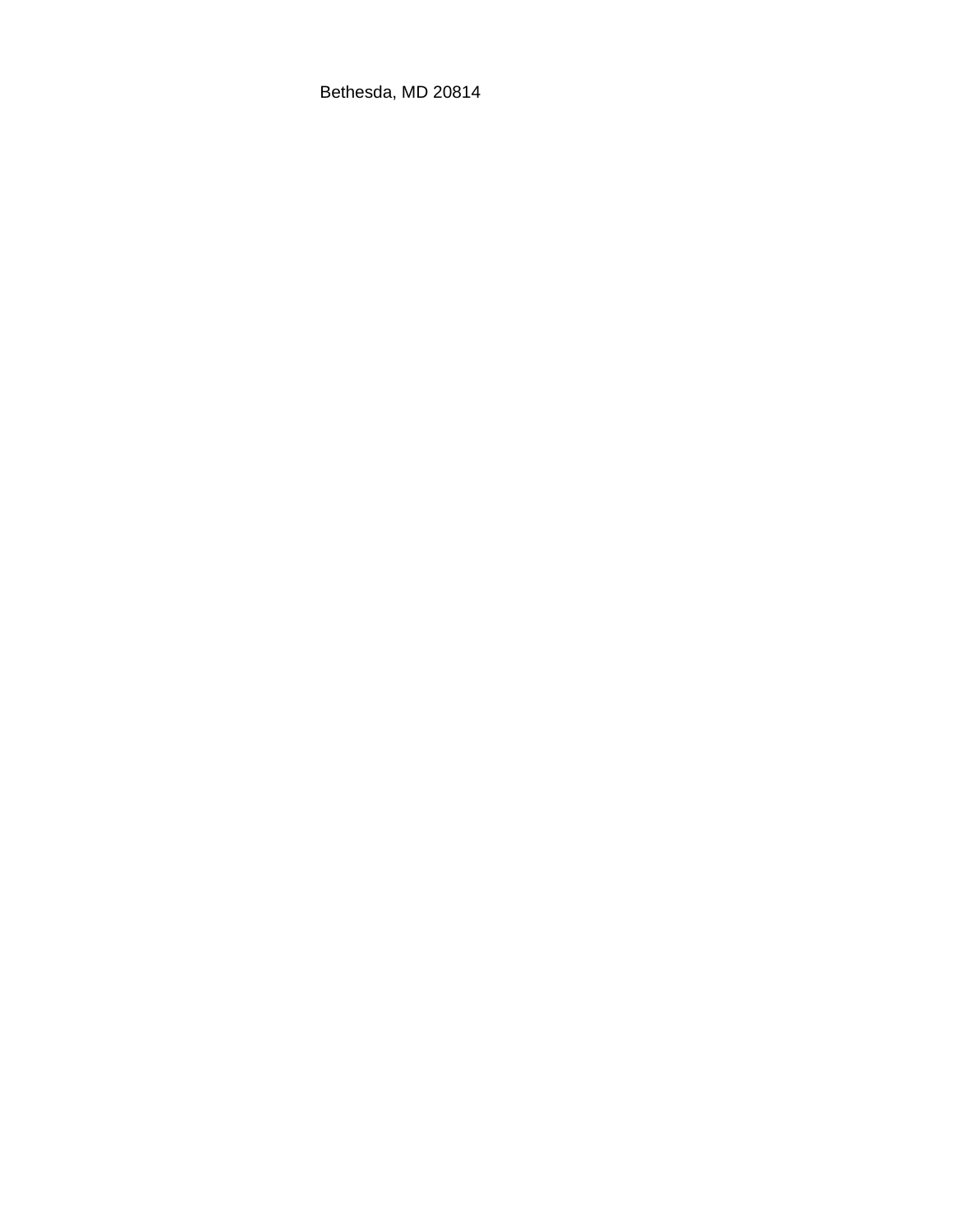Bethesda, MD 20814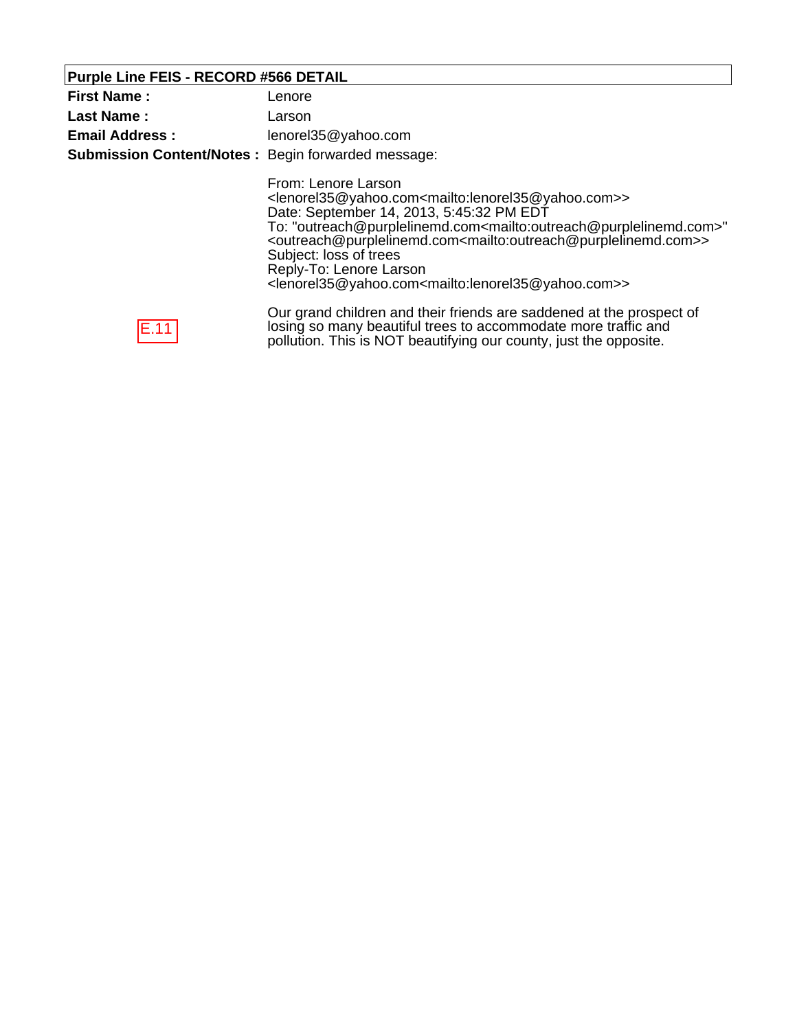**Purple Line FEIS - RECORD #566 DETAIL**

| | |
|---|---|
| **First Name :** | Lenore |
| **Last Name :** | Larson |
| **Email Address :** | lenorel35@yahoo.com |
| **Submission Content/Notes :** | Begin forwarded message: |

From: Lenore Larson
<lenorel35@yahoo.com<mailto:lenorel35@yahoo.com>>
Date: September 14, 2013, 5:45:32 PM EDT
To: "outreach@purplelinemd.com<mailto:outreach@purplelinemd.com>"
<outreach@purplelinemd.com<mailto:outreach@purplelinemd.com>>
Subject: loss of trees
Reply-To: Lenore Larson
<lenorel35@yahoo.com<mailto:lenorel35@yahoo.com>>

E.11

Our grand children and their friends are saddened at the prospect of losing so many beautiful trees to accommodate more traffic and pollution. This is NOT beautifying our county, just the opposite.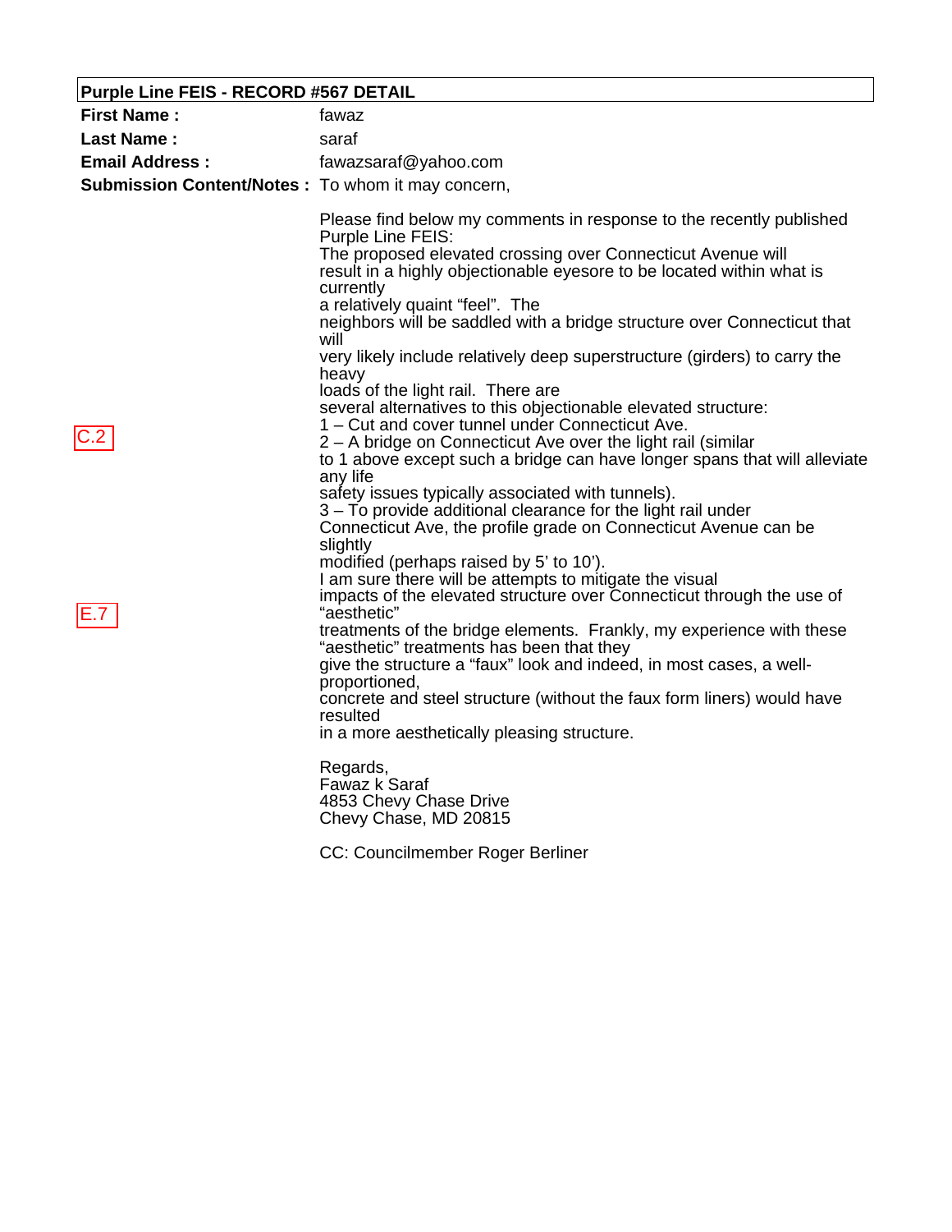**Purple Line FEIS - RECORD #567 DETAIL**

| | |
|---|---|
| **First Name :** | fawaz |
| **Last Name :** | saraf |
| **Email Address :** | fawazsaraf@yahoo.com |
| **Submission Content/Notes :** | To whom it may concern, |

Please find below my comments in response to the recently published Purple Line FEIS:
The proposed elevated crossing over Connecticut Avenue will result in a highly objectionable eyesore to be located within what is currently a relatively quaint "feel". The neighbors will be saddled with a bridge structure over Connecticut that will very likely include relatively deep superstructure (girders) to carry the heavy loads of the light rail. There are several alternatives to this objectionable elevated structure:

C.2

1 – Cut and cover tunnel under Connecticut Ave.
2 – A bridge on Connecticut Ave over the light rail (similar to 1 above except such a bridge can have longer spans that will alleviate any life safety issues typically associated with tunnels).
3 – To provide additional clearance for the light rail under Connecticut Ave, the profile grade on Connecticut Avenue can be slightly modified (perhaps raised by 5' to 10').

E.7

I am sure there will be attempts to mitigate the visual impacts of the elevated structure over Connecticut through the use of "aesthetic" treatments of the bridge elements. Frankly, my experience with these "aesthetic" treatments has been that they give the structure a "faux" look and indeed, in most cases, a well-proportioned, concrete and steel structure (without the faux form liners) would have resulted in a more aesthetically pleasing structure.

Regards,
Fawaz k Saraf
4853 Chevy Chase Drive
Chevy Chase, MD 20815

CC: Councilmember Roger Berliner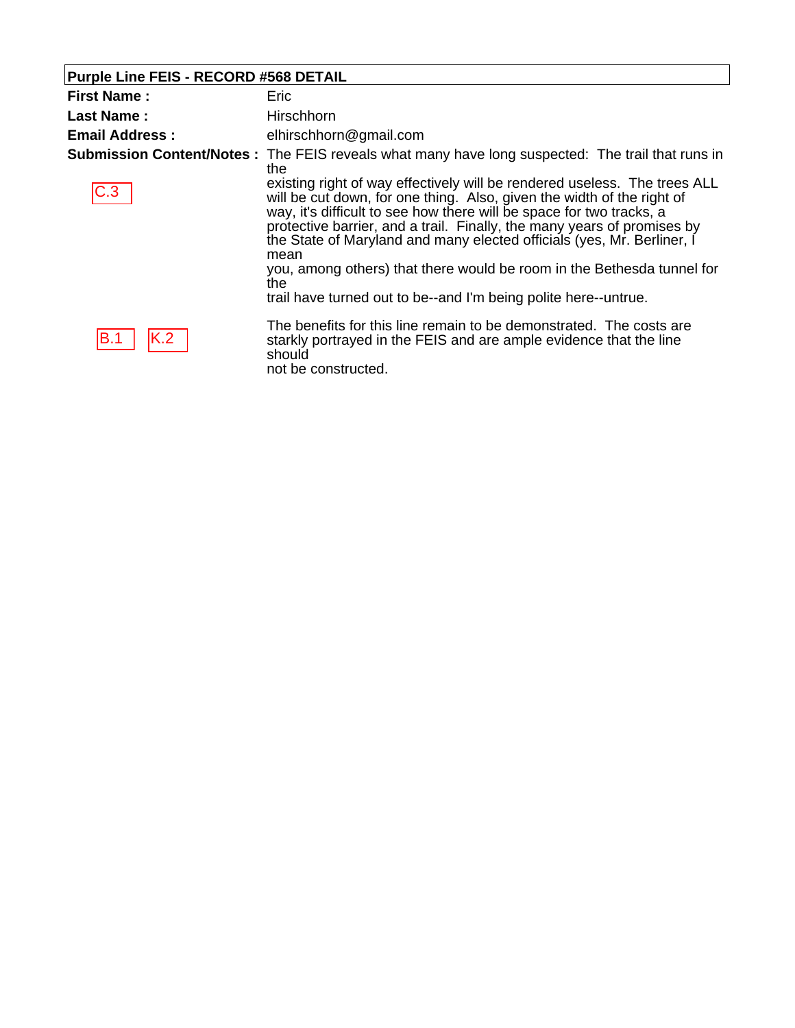**Purple Line FEIS - RECORD #568 DETAIL**

| | |
|---|---|
| **First Name :** | Eric |
| **Last Name :** | Hirschhorn |
| **Email Address :** | elhirschhorn@gmail.com |
| **Submission Content/Notes :** | The FEIS reveals what many have long suspected: The trail that runs in the existing right of way effectively will be rendered useless. The trees ALL will be cut down, for one thing. Also, given the width of the right of way, it's difficult to see how there will be space for two tracks, a protective barrier, and a trail. Finally, the many years of promises by the State of Maryland and many elected officials (yes, Mr. Berliner, I mean you, among others) that there would be room in the Bethesda tunnel for the trail have turned out to be--and I'm being polite here--untrue. |

C.3

The benefits for this line remain to be demonstrated. The costs are starkly portrayed in the FEIS and are ample evidence that the line should not be constructed.

B.1 K.2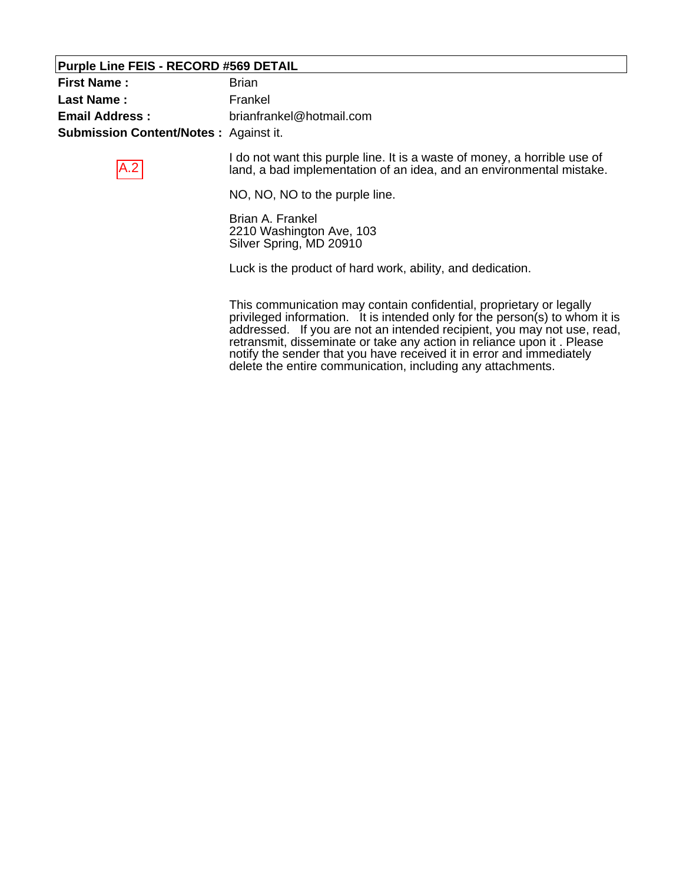**Purple Line FEIS - RECORD #569 DETAIL**

**First Name :** Brian

**Last Name :** Frankel

**Email Address :** brianfrankel@hotmail.com

**Submission Content/Notes :** Against it.

A.2

I do not want this purple line. It is a waste of money, a horrible use of land, a bad implementation of an idea, and an environmental mistake.

NO, NO, NO to the purple line.

Brian A. Frankel
2210 Washington Ave, 103
Silver Spring, MD 20910

Luck is the product of hard work, ability, and dedication.

This communication may contain confidential, proprietary or legally privileged information. It is intended only for the person(s) to whom it is addressed. If you are not an intended recipient, you may not use, read, retransmit, disseminate or take any action in reliance upon it . Please notify the sender that you have received it in error and immediately delete the entire communication, including any attachments.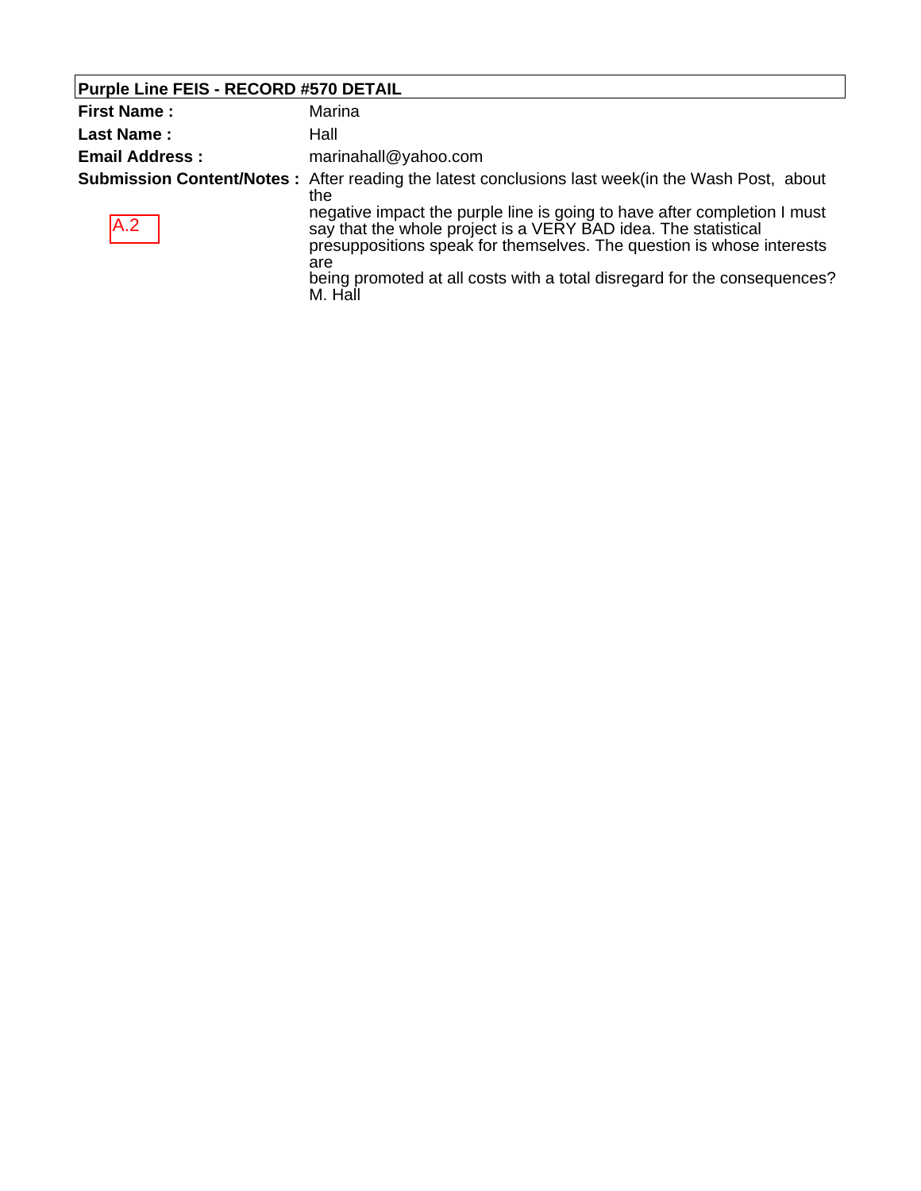**Purple Line FEIS - RECORD #570 DETAIL**

| | |
|---|---|
| **First Name :** | Marina |
| **Last Name :** | Hall |
| **Email Address :** | marinahall@yahoo.com |
| **Submission Content/Notes :** | After reading the latest conclusions last week(in the Wash Post, about the negative impact the purple line is going to have after completion I must say that the whole project is a VERY BAD idea. The statistical presuppositions speak for themselves. The question is whose interests are being promoted at all costs with a total disregard for the consequences? M. Hall |

A.2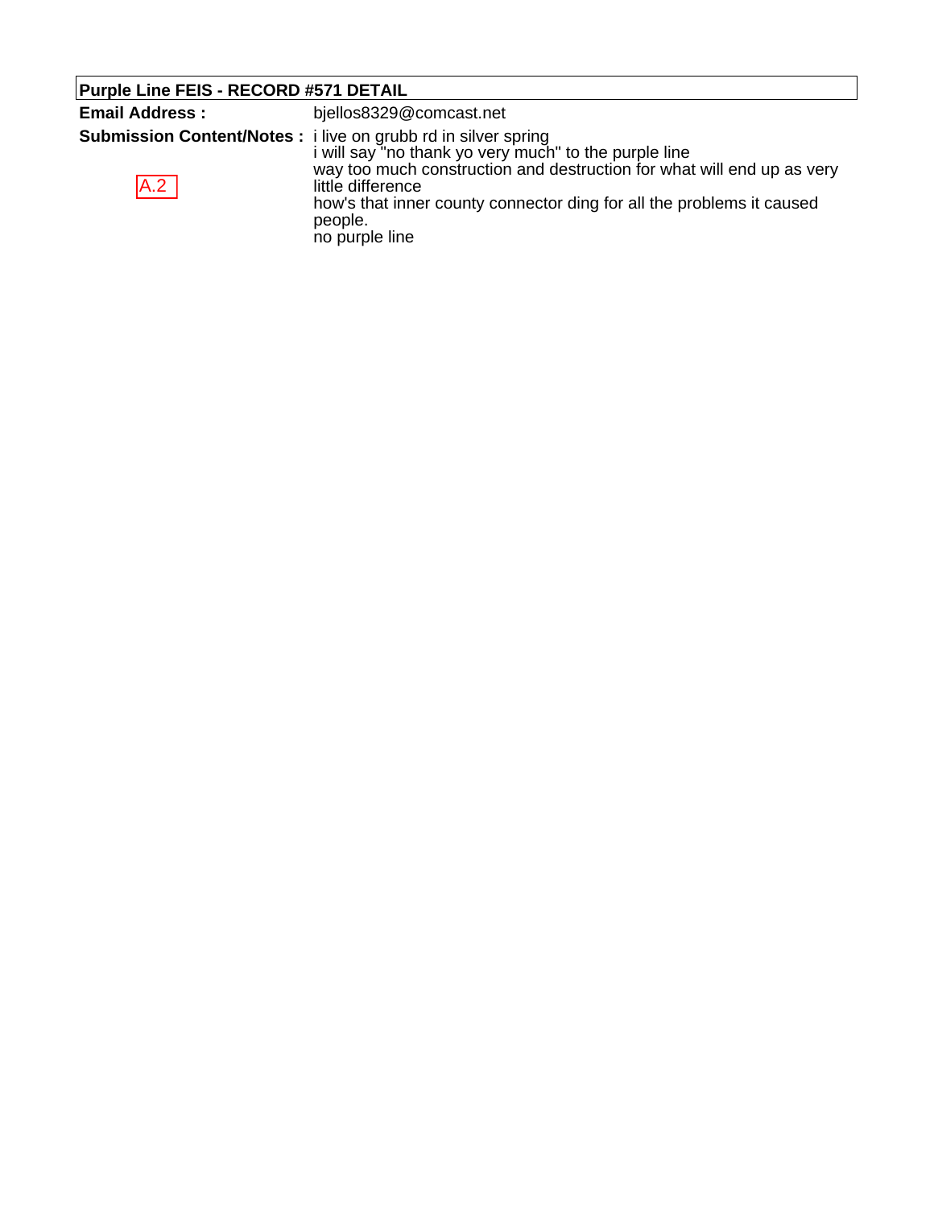**Purple Line FEIS - RECORD #571 DETAIL**

**Email Address :** bjellos8329@comcast.net

**Submission Content/Notes :**

A.2

i live on grubb rd in silver spring
i will say "no thank yo very much" to the purple line
way too much construction and destruction for what will end up as very little difference
how's that inner county connector ding for all the problems it caused people.
no purple line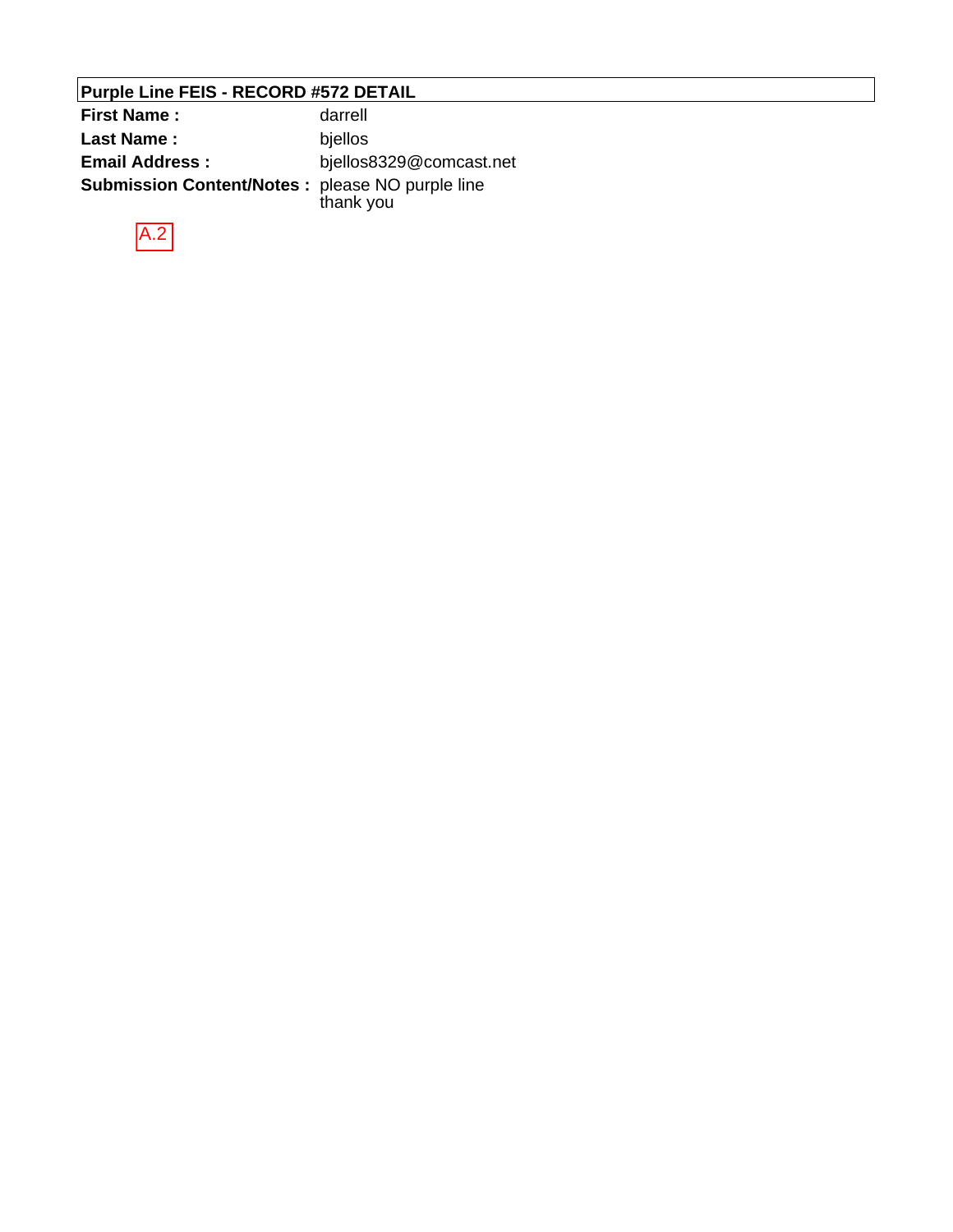**Purple Line FEIS - RECORD #572 DETAIL**

| | |
|---|---|
| **First Name :** | darrell |
| **Last Name :** | bjellos |
| **Email Address :** | bjellos8329@comcast.net |
| **Submission Content/Notes :** | please NO purple line thank you |

A.2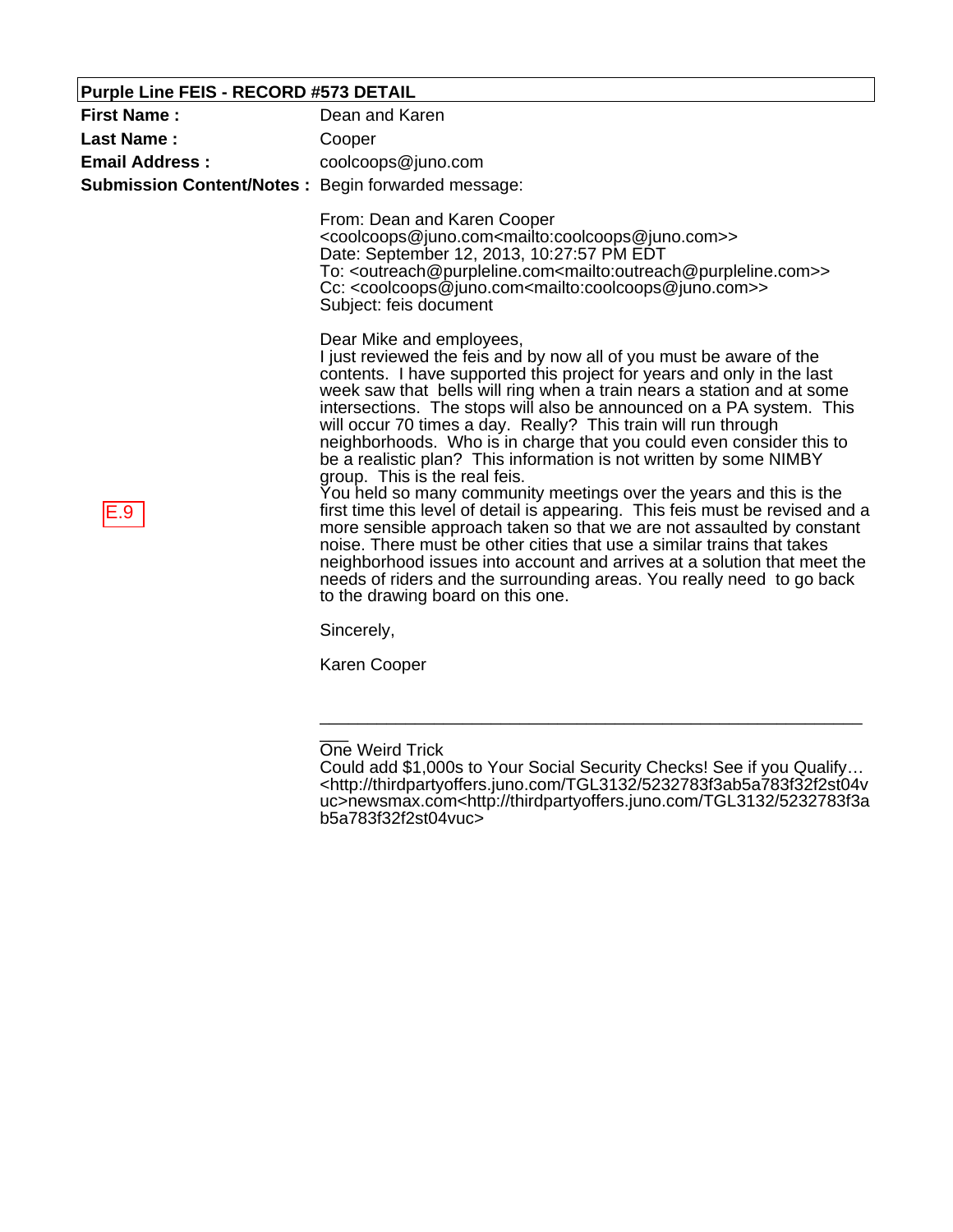**Purple Line FEIS - RECORD #573 DETAIL**

| | |
|---|---|
| **First Name :** | Dean and Karen |
| **Last Name :** | Cooper |
| **Email Address :** | coolcoops@juno.com |
| **Submission Content/Notes :** | Begin forwarded message: |

From: Dean and Karen Cooper <coolcoops@juno.com<mailto:coolcoops@juno.com>>
Date: September 12, 2013, 10:27:57 PM EDT
To: <outreach@purpleline.com<mailto:outreach@purpleline.com>>
Cc: <coolcoops@juno.com<mailto:coolcoops@juno.com>>
Subject: feis document

E.9

Dear Mike and employees,
I just reviewed the feis and by now all of you must be aware of the contents. I have supported this project for years and only in the last week saw that bells will ring when a train nears a station and at some intersections. The stops will also be announced on a PA system. This will occur 70 times a day. Really? This train will run through neighborhoods. Who is in charge that you could even consider this to be a realistic plan? This information is not written by some NIMBY group. This is the real feis.
You held so many community meetings over the years and this is the first time this level of detail is appearing. This feis must be revised and a more sensible approach taken so that we are not assaulted by constant noise. There must be other cities that use a similar trains that takes neighborhood issues into account and arrives at a solution that meet the needs of riders and the surrounding areas. You really need to go back to the drawing board on this one.

Sincerely,

Karen Cooper

____________________________________________________________
One Weird Trick
Could add $1,000s to Your Social Security Checks! See if you Qualify…
<http://thirdpartyoffers.juno.com/TGL3132/5232783f3ab5a783f32f2st04vuc>newsmax.com<http://thirdpartyoffers.juno.com/TGL3132/5232783f3ab5a783f32f2st04vuc>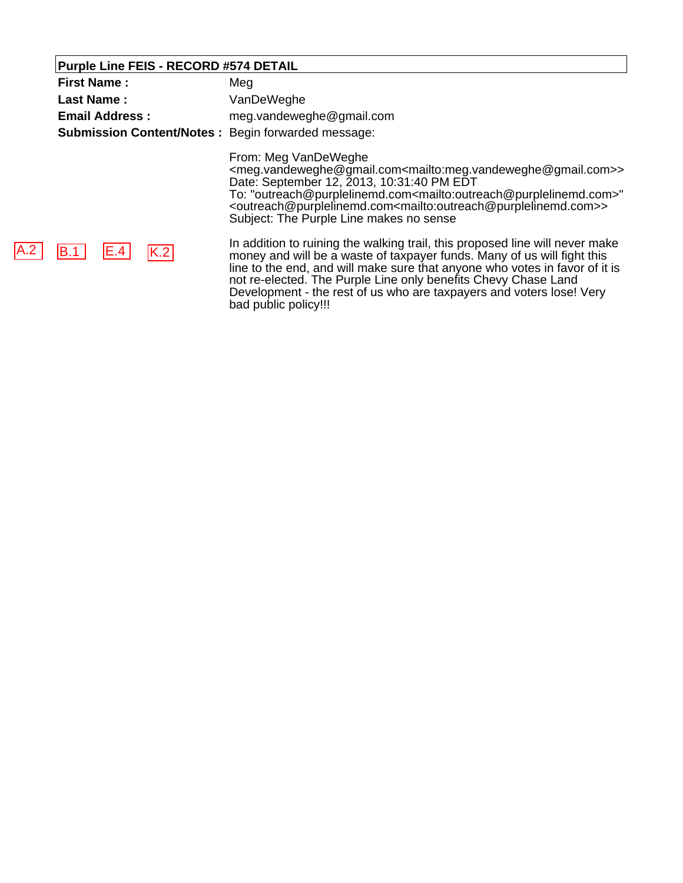**Purple Line FEIS - RECORD #574 DETAIL**

**First Name :** Meg

**Last Name :** VanDeWeghe

**Email Address :** meg.vandeweghe@gmail.com

**Submission Content/Notes :** Begin forwarded message:

From: Meg VanDeWeghe <meg.vandeweghe@gmail.com<mailto:meg.vandeweghe@gmail.com>>
Date: September 12, 2013, 10:31:40 PM EDT
To: "outreach@purplelinemd.com<mailto:outreach@purplelinemd.com>" <outreach@purplelinemd.com<mailto:outreach@purplelinemd.com>>
Subject: The Purple Line makes no sense

A.2 B.1 E.4 K.2

In addition to ruining the walking trail, this proposed line will never make money and will be a waste of taxpayer funds. Many of us will fight this line to the end, and will make sure that anyone who votes in favor of it is not re-elected. The Purple Line only benefits Chevy Chase Land Development - the rest of us who are taxpayers and voters lose! Very bad public policy!!!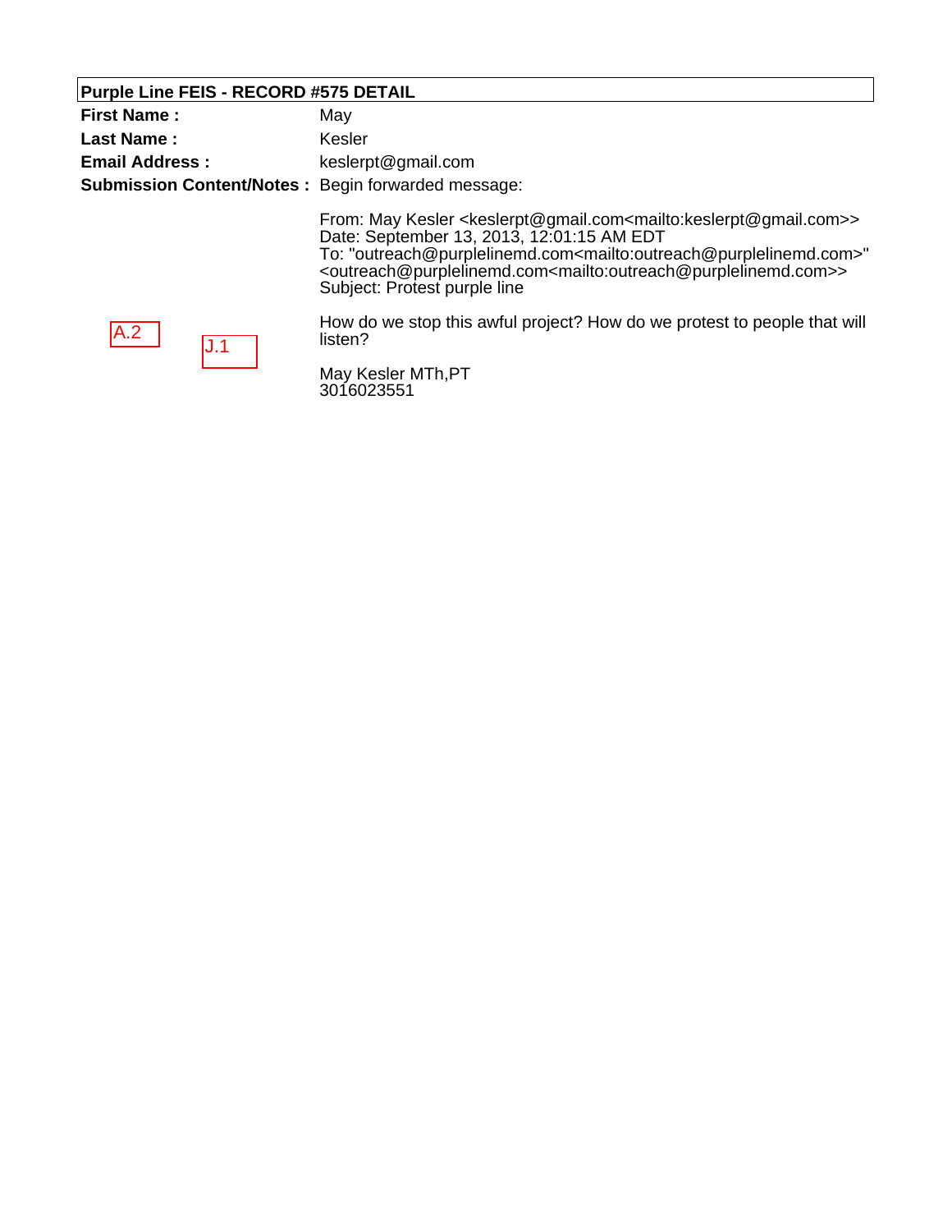**Purple Line FEIS - RECORD #575 DETAIL**

| | |
|---|---|
| **First Name :** | May |
| **Last Name :** | Kesler |
| **Email Address :** | keslerpt@gmail.com |
| **Submission Content/Notes :** | Begin forwarded message: |

From: May Kesler <keslerpt@gmail.com<mailto:keslerpt@gmail.com>>
Date: September 13, 2013, 12:01:15 AM EDT
To: "outreach@purplelinemd.com<mailto:outreach@purplelinemd.com>" <outreach@purplelinemd.com<mailto:outreach@purplelinemd.com>>
Subject: Protest purple line

A.2 J.1

How do we stop this awful project? How do we protest to people that will listen?

May Kesler MTh,PT
3016023551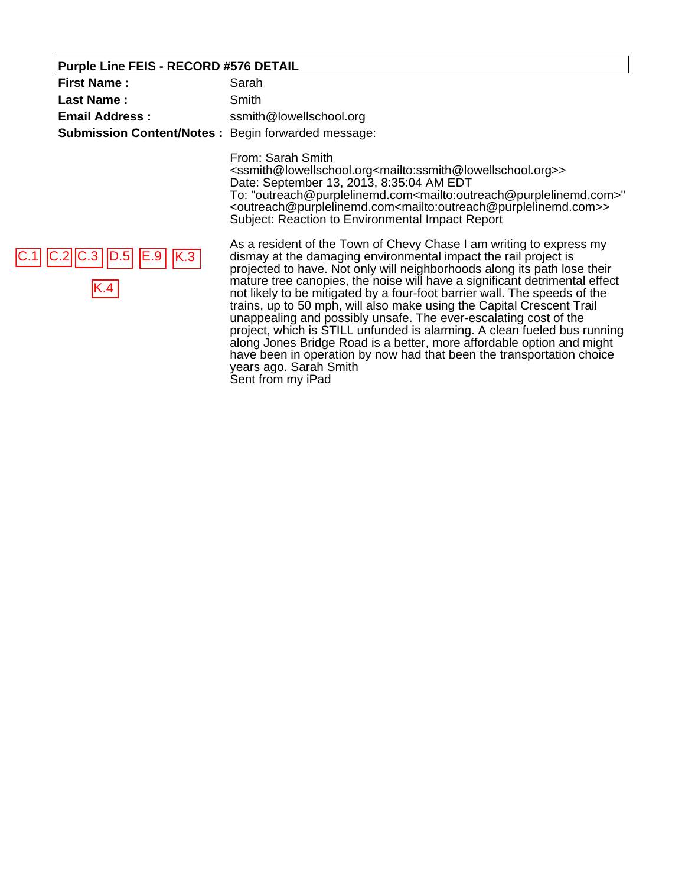**Purple Line FEIS - RECORD #576 DETAIL**

**First Name :** Sarah

**Last Name :** Smith

**Email Address :** ssmith@lowellschool.org

**Submission Content/Notes :** Begin forwarded message:

From: Sarah Smith <ssmith@lowellschool.org<mailto:ssmith@lowellschool.org>>
Date: September 13, 2013, 8:35:04 AM EDT
To: "outreach@purplelinemd.com<mailto:outreach@purplelinemd.com>" <outreach@purplelinemd.com<mailto:outreach@purplelinemd.com>>
Subject: Reaction to Environmental Impact Report

C.1 C.2 C.3 D.5 E.9 K.3 K.4

As a resident of the Town of Chevy Chase I am writing to express my dismay at the damaging environmental impact the rail project is projected to have. Not only will neighborhoods along its path lose their mature tree canopies, the noise will have a significant detrimental effect not likely to be mitigated by a four-foot barrier wall. The speeds of the trains, up to 50 mph, will also make using the Capital Crescent Trail unappealing and possibly unsafe. The ever-escalating cost of the project, which is STILL unfunded is alarming. A clean fueled bus running along Jones Bridge Road is a better, more affordable option and might have been in operation by now had that been the transportation choice years ago. Sarah Smith
Sent from my iPad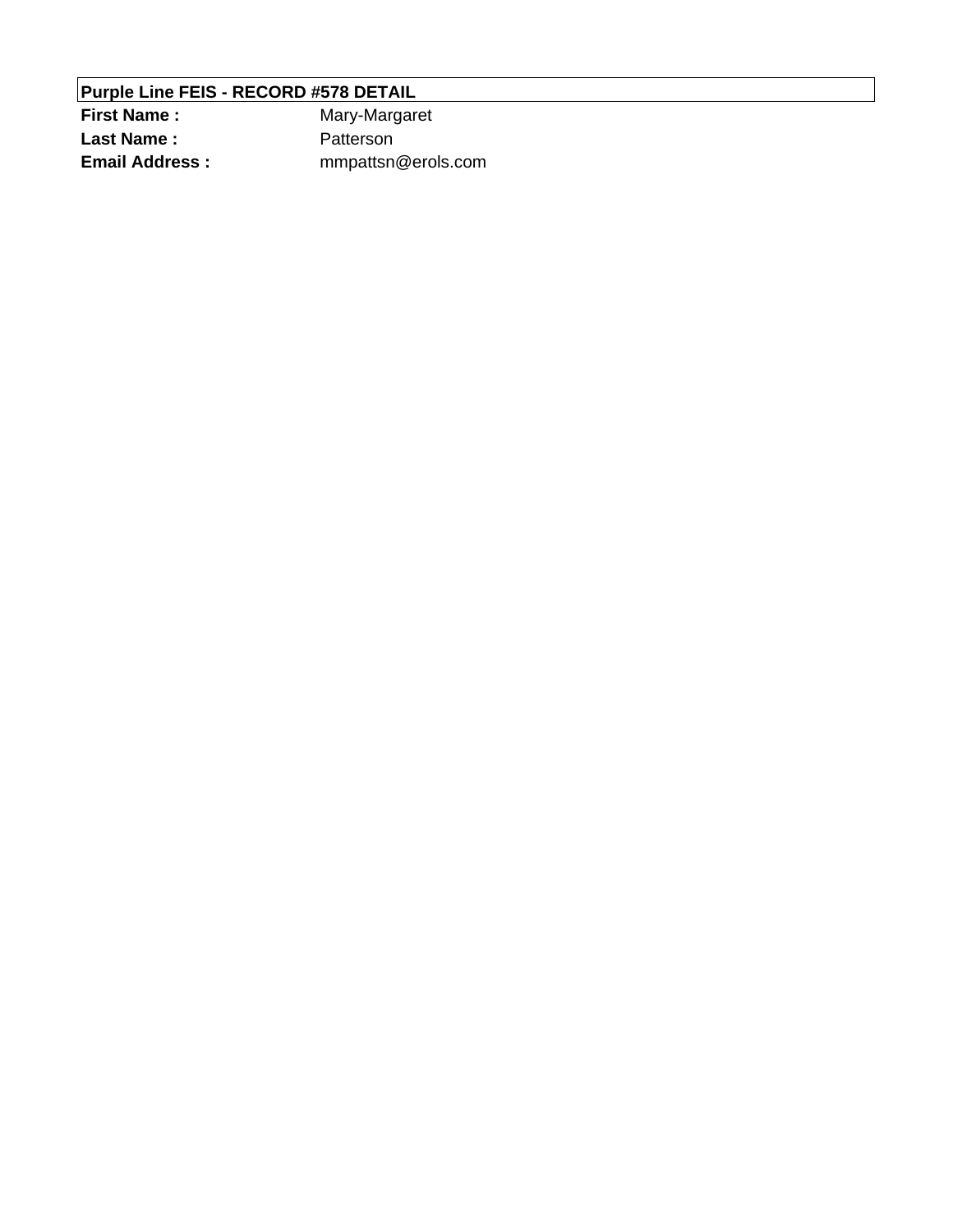**Purple Line FEIS - RECORD #578 DETAIL**

| | |
|---|---|
| **First Name :** | Mary-Margaret |
| **Last Name :** | Patterson |
| **Email Address :** | mmpattsn@erols.com |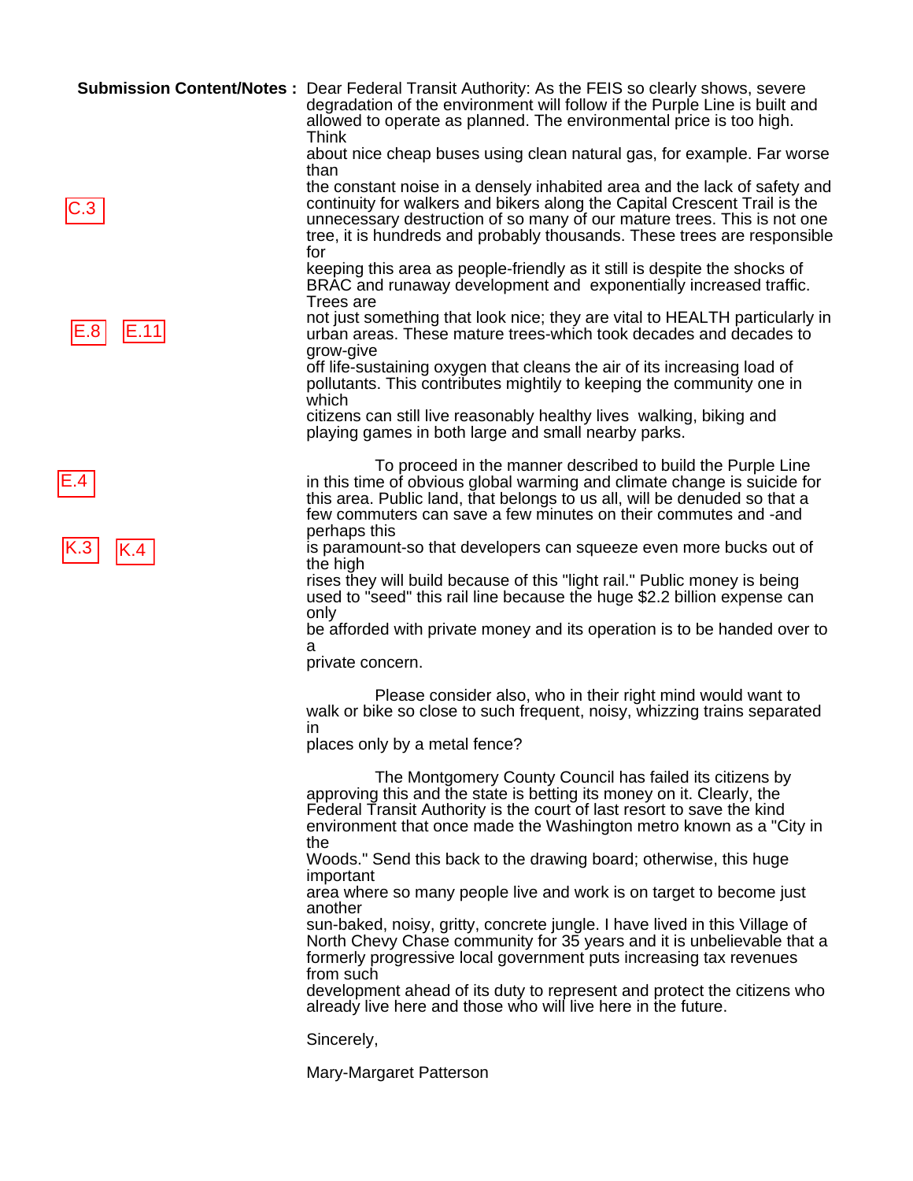**Submission Content/Notes :** Dear Federal Transit Authority: As the FEIS so clearly shows, severe degradation of the environment will follow if the Purple Line is built and allowed to operate as planned. The environmental price is too high. Think about nice cheap buses using clean natural gas, for example. Far worse than the constant noise in a densely inhabited area and the lack of safety and continuity for walkers and bikers along the Capital Crescent Trail is the unnecessary destruction of so many of our mature trees. This is not one tree, it is hundreds and probably thousands. These trees are responsible for keeping this area as people-friendly as it still is despite the shocks of BRAC and runaway development and exponentially increased traffic. Trees are not just something that look nice; they are vital to HEALTH particularly in urban areas. These mature trees-which took decades and decades to grow-give off life-sustaining oxygen that cleans the air of its increasing load of pollutants. This contributes mightily to keeping the community one in which citizens can still live reasonably healthy lives walking, biking and playing games in both large and small nearby parks.

C.3

E.8 E.11

To proceed in the manner described to build the Purple Line in this time of obvious global warming and climate change is suicide for this area. Public land, that belongs to us all, will be denuded so that a few commuters can save a few minutes on their commutes and -and perhaps this is paramount-so that developers can squeeze even more bucks out of the high rises they will build because of this "light rail." Public money is being used to "seed" this rail line because the huge $2.2 billion expense can only be afforded with private money and its operation is to be handed over to a private concern.

E.4

K.3 K.4

Please consider also, who in their right mind would want to walk or bike so close to such frequent, noisy, whizzing trains separated in places only by a metal fence?

The Montgomery County Council has failed its citizens by approving this and the state is betting its money on it. Clearly, the Federal Transit Authority is the court of last resort to save the kind environment that once made the Washington metro known as a "City in the Woods." Send this back to the drawing board; otherwise, this huge important area where so many people live and work is on target to become just another sun-baked, noisy, gritty, concrete jungle. I have lived in this Village of North Chevy Chase community for 35 years and it is unbelievable that a formerly progressive local government puts increasing tax revenues from such development ahead of its duty to represent and protect the citizens who already live here and those who will live here in the future.

Sincerely,

Mary-Margaret Patterson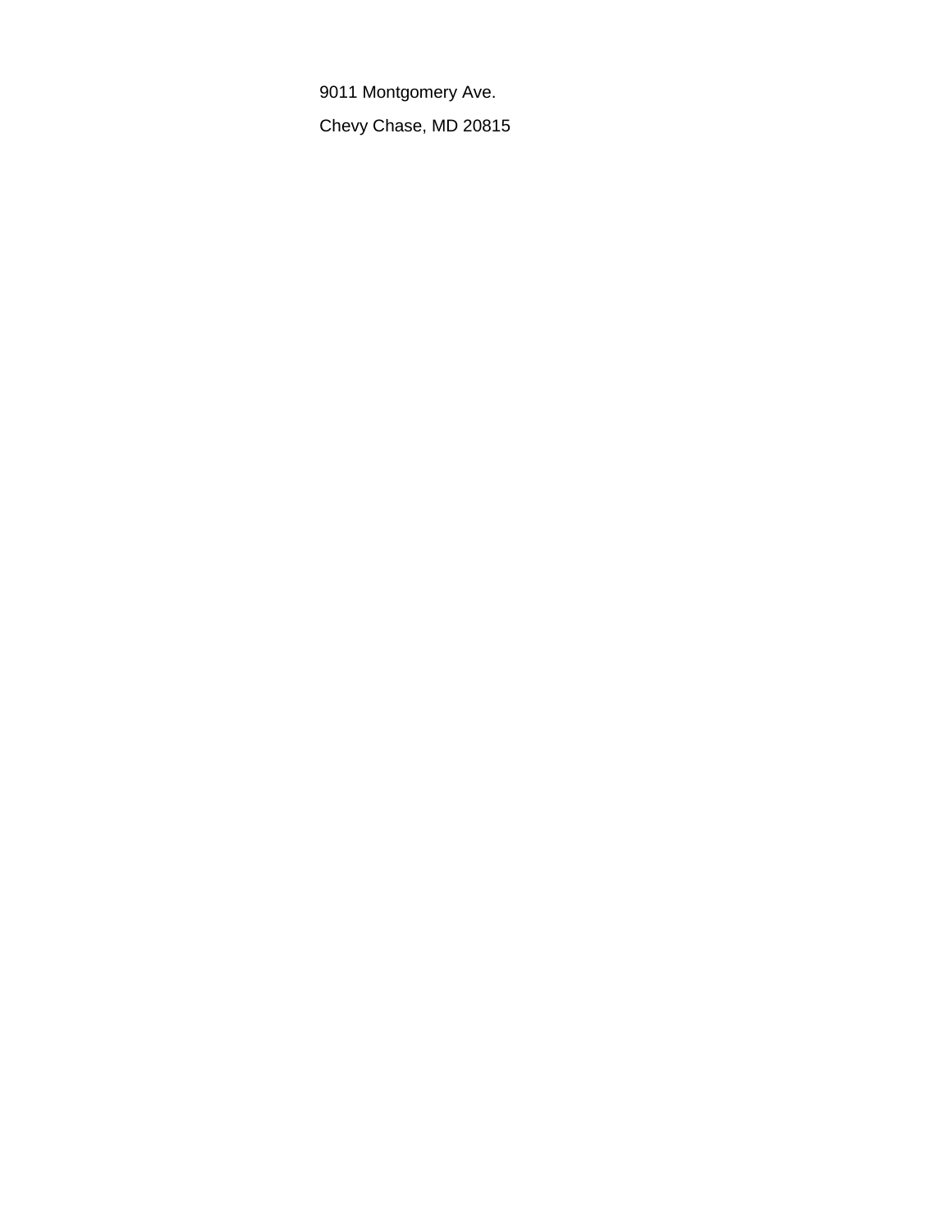9011 Montgomery Ave.

Chevy Chase, MD 20815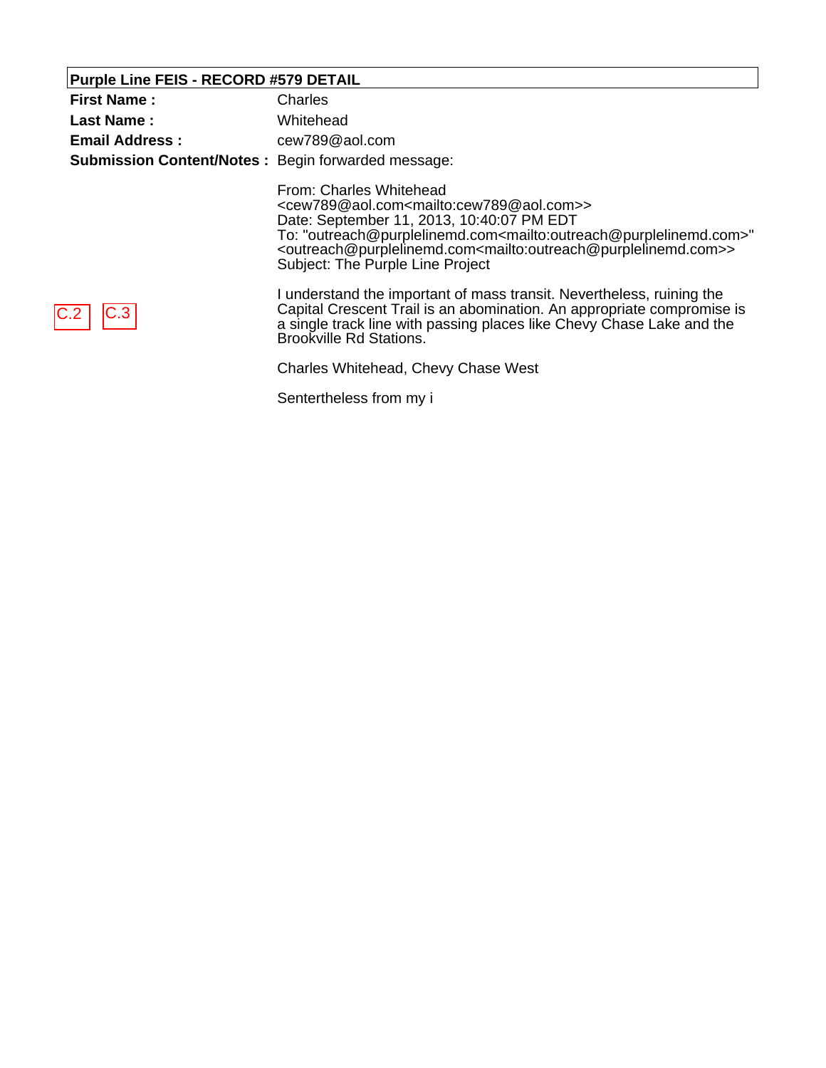**Purple Line FEIS - RECORD #579 DETAIL**

**First Name :** Charles

**Last Name :** Whitehead

**Email Address :** cew789@aol.com

**Submission Content/Notes :** Begin forwarded message:

From: Charles Whitehead
<cew789@aol.com<mailto:cew789@aol.com>>
Date: September 11, 2013, 10:40:07 PM EDT
To: "outreach@purplelinemd.com<mailto:outreach@purplelinemd.com>"
<outreach@purplelinemd.com<mailto:outreach@purplelinemd.com>>
Subject: The Purple Line Project

C.2 C.3

I understand the important of mass transit. Nevertheless, ruining the Capital Crescent Trail is an abomination. An appropriate compromise is a single track line with passing places like Chevy Chase Lake and the Brookville Rd Stations.

Charles Whitehead, Chevy Chase West

Sentertheless from my i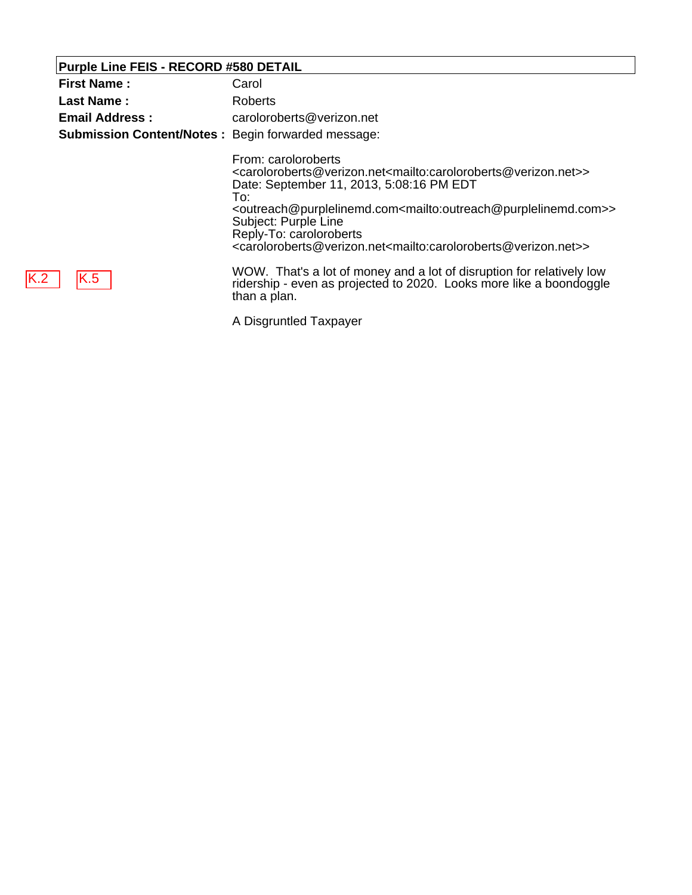**Purple Line FEIS - RECORD #580 DETAIL**

| | |
|---|---|
| **First Name :** | Carol |
| **Last Name :** | Roberts |
| **Email Address :** | caroloroberts@verizon.net |
| **Submission Content/Notes :** | Begin forwarded message: |

From: caroloroberts <caroloroberts@verizon.net<mailto:caroloroberts@verizon.net>>
Date: September 11, 2013, 5:08:16 PM EDT
To:
<outreach@purplelinemd.com<mailto:outreach@purplelinemd.com>>
Subject: Purple Line
Reply-To: caroloroberts
<caroloroberts@verizon.net<mailto:caroloroberts@verizon.net>>

K.2 K.5

WOW. That's a lot of money and a lot of disruption for relatively low ridership - even as projected to 2020. Looks more like a boondoggle than a plan.

A Disgruntled Taxpayer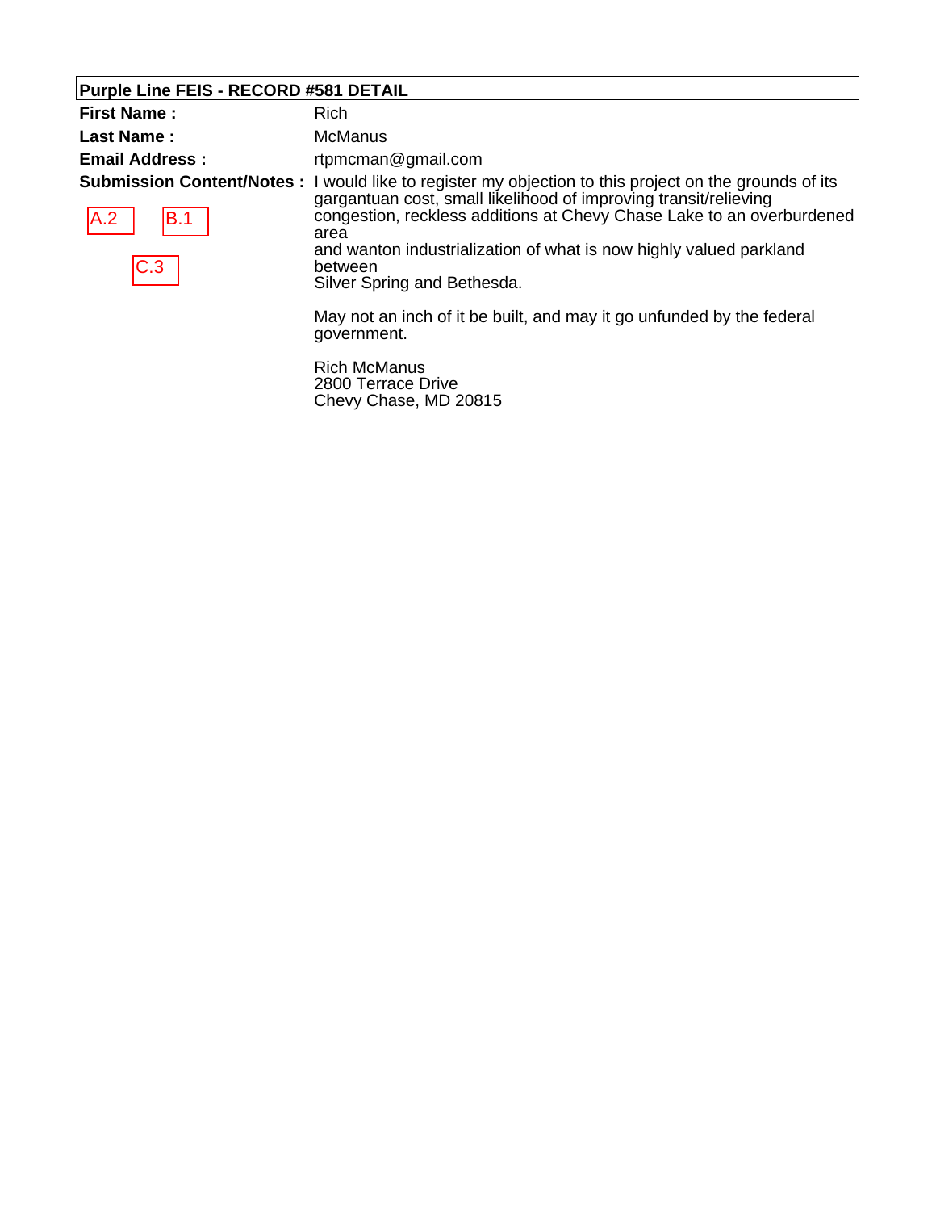**Purple Line FEIS - RECORD #581 DETAIL**

| | |
|---|---|
| **First Name :** | Rich |
| **Last Name :** | McManus |
| **Email Address :** | rtpmcman@gmail.com |
| **Submission Content/Notes :** A.2 B.1 C.3 | I would like to register my objection to this project on the grounds of its gargantuan cost, small likelihood of improving transit/relieving congestion, reckless additions at Chevy Chase Lake to an overburdened area and wanton industrialization of what is now highly valued parkland between Silver Spring and Bethesda.<br><br>May not an inch of it be built, and may it go unfunded by the federal government.<br><br>Rich McManus<br>2800 Terrace Drive<br>Chevy Chase, MD 20815 |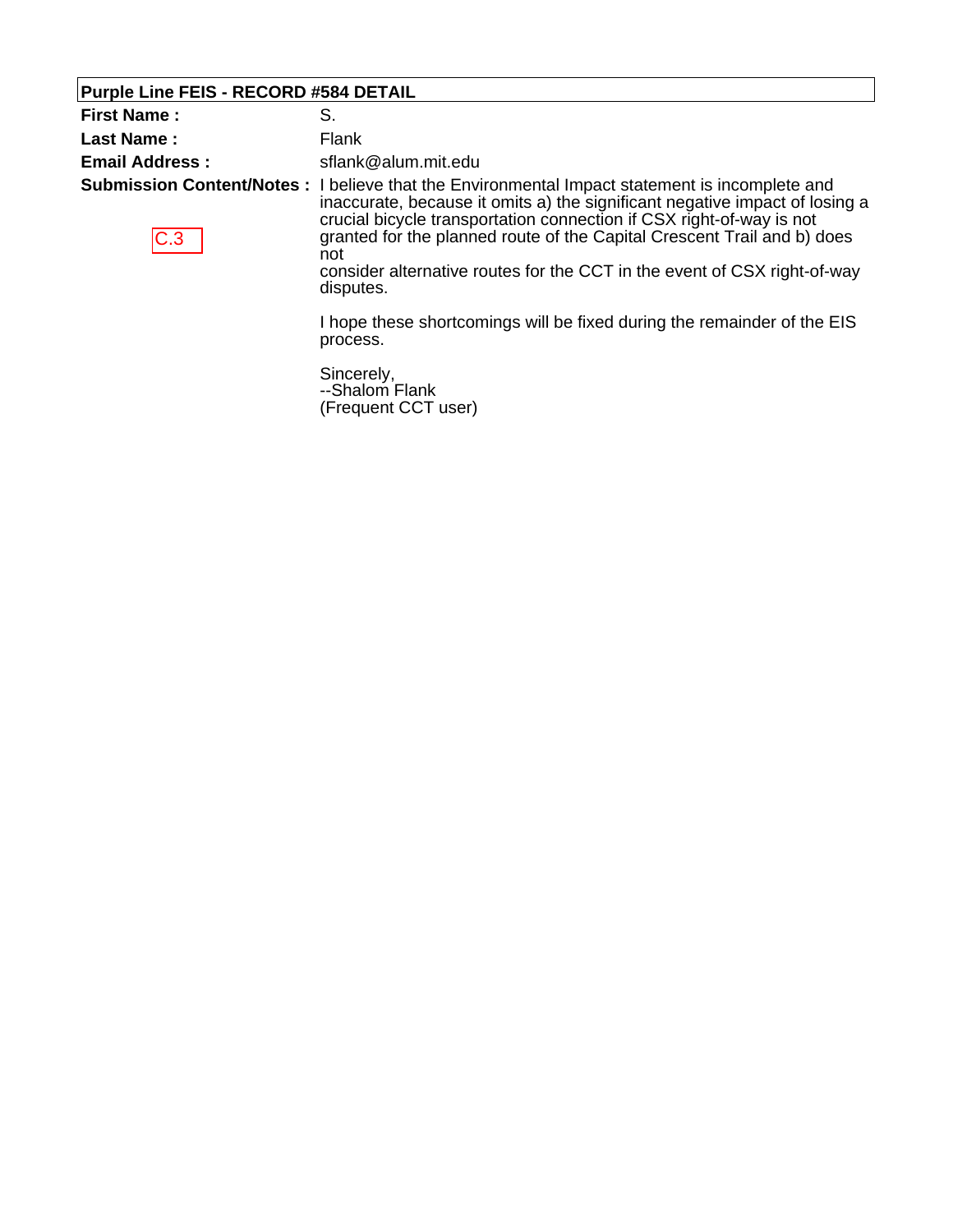**Purple Line FEIS - RECORD #584 DETAIL**

| | |
|---|---|
| **First Name :** | S. |
| **Last Name :** | Flank |
| **Email Address :** | sflank@alum.mit.edu |
| **Submission Content/Notes :** C.3 | I believe that the Environmental Impact statement is incomplete and inaccurate, because it omits a) the significant negative impact of losing a crucial bicycle transportation connection if CSX right-of-way is not granted for the planned route of the Capital Crescent Trail and b) does not consider alternative routes for the CCT in the event of CSX right-of-way disputes.<br><br>I hope these shortcomings will be fixed during the remainder of the EIS process.<br><br>Sincerely,<br>--Shalom Flank<br>(Frequent CCT user) |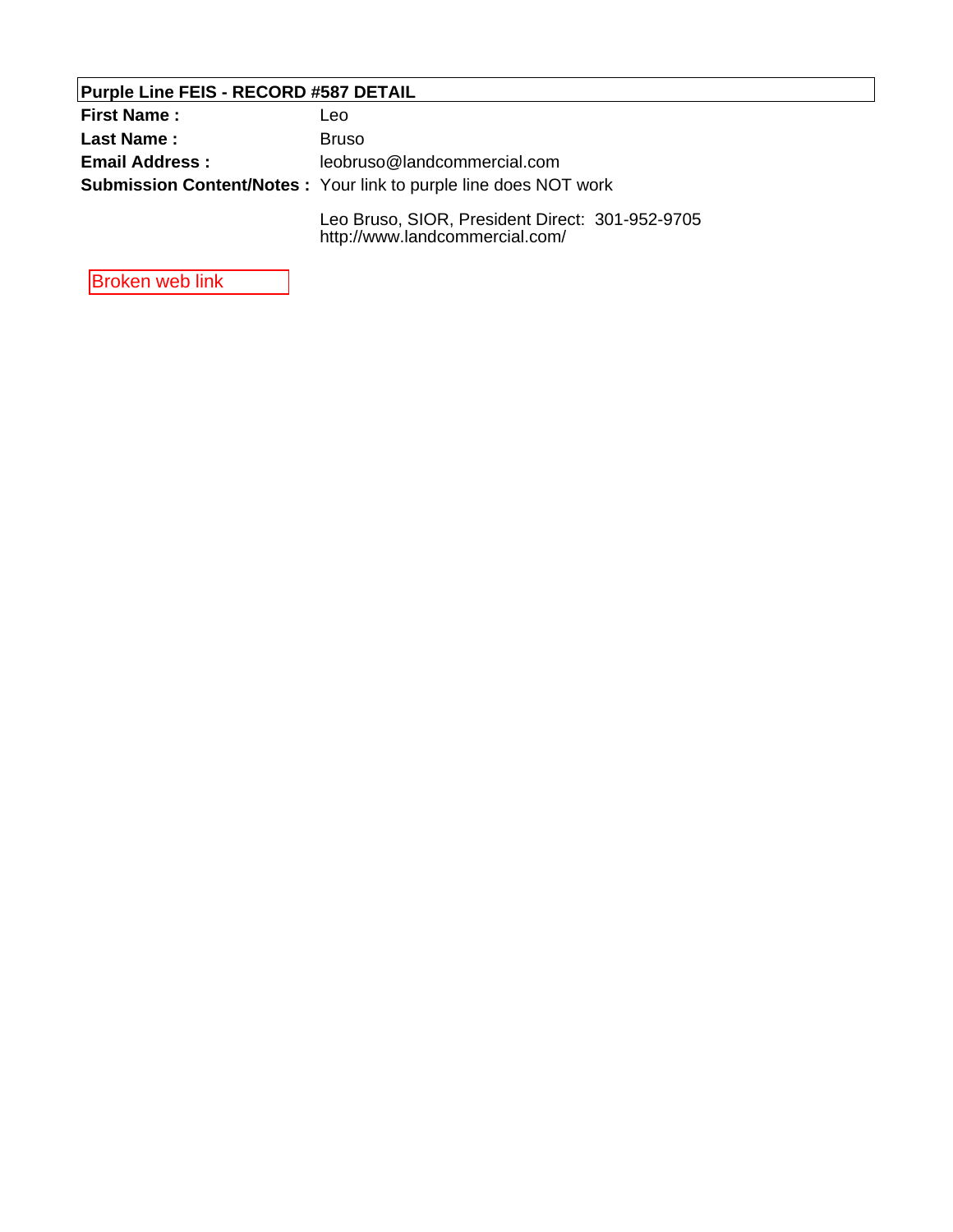**Purple Line FEIS - RECORD #587 DETAIL**

**First Name :** Leo

**Last Name :** Bruso

**Email Address :** leobruso@landcommercial.com

**Submission Content/Notes :** Your link to purple line does NOT work

Leo Bruso, SIOR, President Direct: 301-952-9705
http://www.landcommercial.com/

Broken web link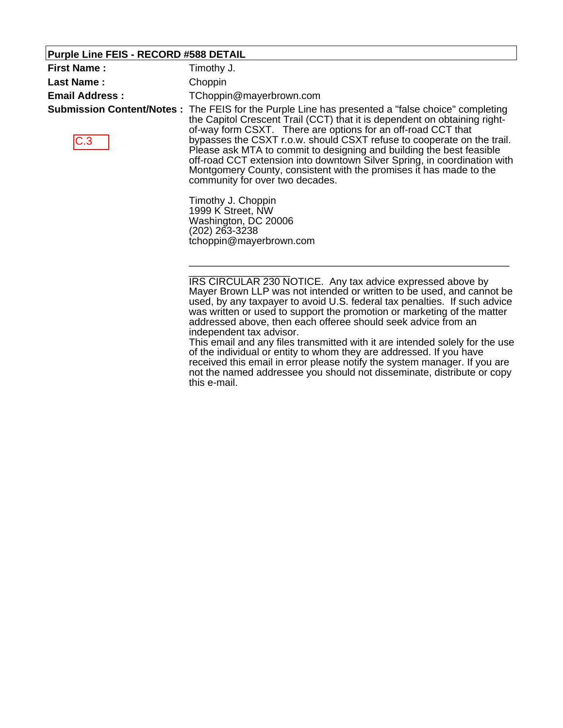## Purple Line FEIS - RECORD #588 DETAIL

**First Name :** Timothy J.

**Last Name :** Choppin

**Email Address :** TChoppin@mayerbrown.com

**Submission Content/Notes :**

C.3

The FEIS for the Purple Line has presented a "false choice" completing the Capitol Crescent Trail (CCT) that it is dependent on obtaining right-of-way form CSXT. There are options for an off-road CCT that bypasses the CSXT r.o.w. should CSXT refuse to cooperate on the trail. Please ask MTA to commit to designing and building the best feasible off-road CCT extension into downtown Silver Spring, in coordination with Montgomery County, consistent with the promises it has made to the community for over two decades.

Timothy J. Choppin
1999 K Street, NW
Washington, DC 20006
(202) 263-3238
tchoppin@mayerbrown.com

---

IRS CIRCULAR 230 NOTICE. Any tax advice expressed above by Mayer Brown LLP was not intended or written to be used, and cannot be used, by any taxpayer to avoid U.S. federal tax penalties. If such advice was written or used to support the promotion or marketing of the matter addressed above, then each offeree should seek advice from an independent tax advisor.
This email and any files transmitted with it are intended solely for the use of the individual or entity to whom they are addressed. If you have received this email in error please notify the system manager. If you are not the named addressee you should not disseminate, distribute or copy this e-mail.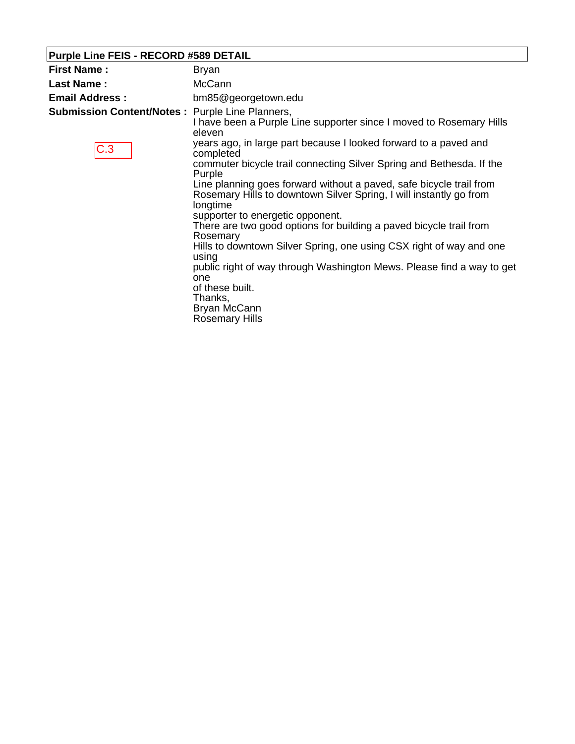**Purple Line FEIS - RECORD #589 DETAIL**

| | |
|---|---|
| **First Name :** | Bryan |
| **Last Name :** | McCann |
| **Email Address :** | bm85@georgetown.edu |
| **Submission Content/Notes :** | Purple Line Planners,<br>I have been a Purple Line supporter since I moved to Rosemary Hills eleven years ago, in large part because I looked forward to a paved and completed commuter bicycle trail connecting Silver Spring and Bethesda. If the Purple Line planning goes forward without a paved, safe bicycle trail from Rosemary Hills to downtown Silver Spring, I will instantly go from longtime supporter to energetic opponent.<br>There are two good options for building a paved bicycle trail from Rosemary Hills to downtown Silver Spring, one using CSX right of way and one using public right of way through Washington Mews. Please find a way to get one of these built.<br>Thanks,<br>Bryan McCann<br>Rosemary Hills |

C.3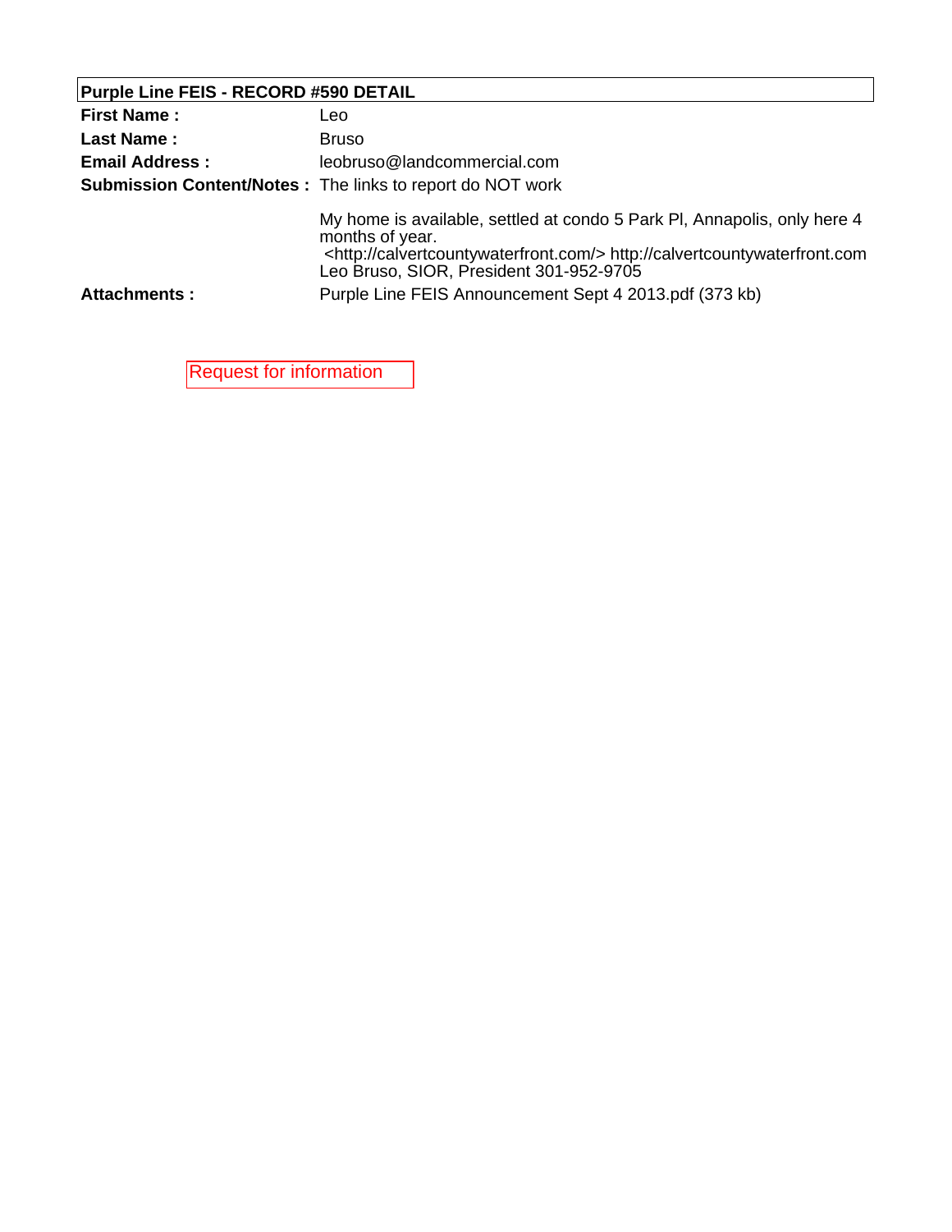**Purple Line FEIS - RECORD #590 DETAIL**

| | |
|---|---|
| **First Name :** | Leo |
| **Last Name :** | Bruso |
| **Email Address :** | leobruso@landcommercial.com |
| **Submission Content/Notes :** | The links to report do NOT work<br><br>My home is available, settled at condo 5 Park Pl, Annapolis, only here 4 months of year.<br><http://calvertcountywaterfront.com/> http://calvertcountywaterfront.com<br>Leo Bruso, SIOR, President 301-952-9705 |
| **Attachments :** | Purple Line FEIS Announcement Sept 4 2013.pdf (373 kb) |

Request for information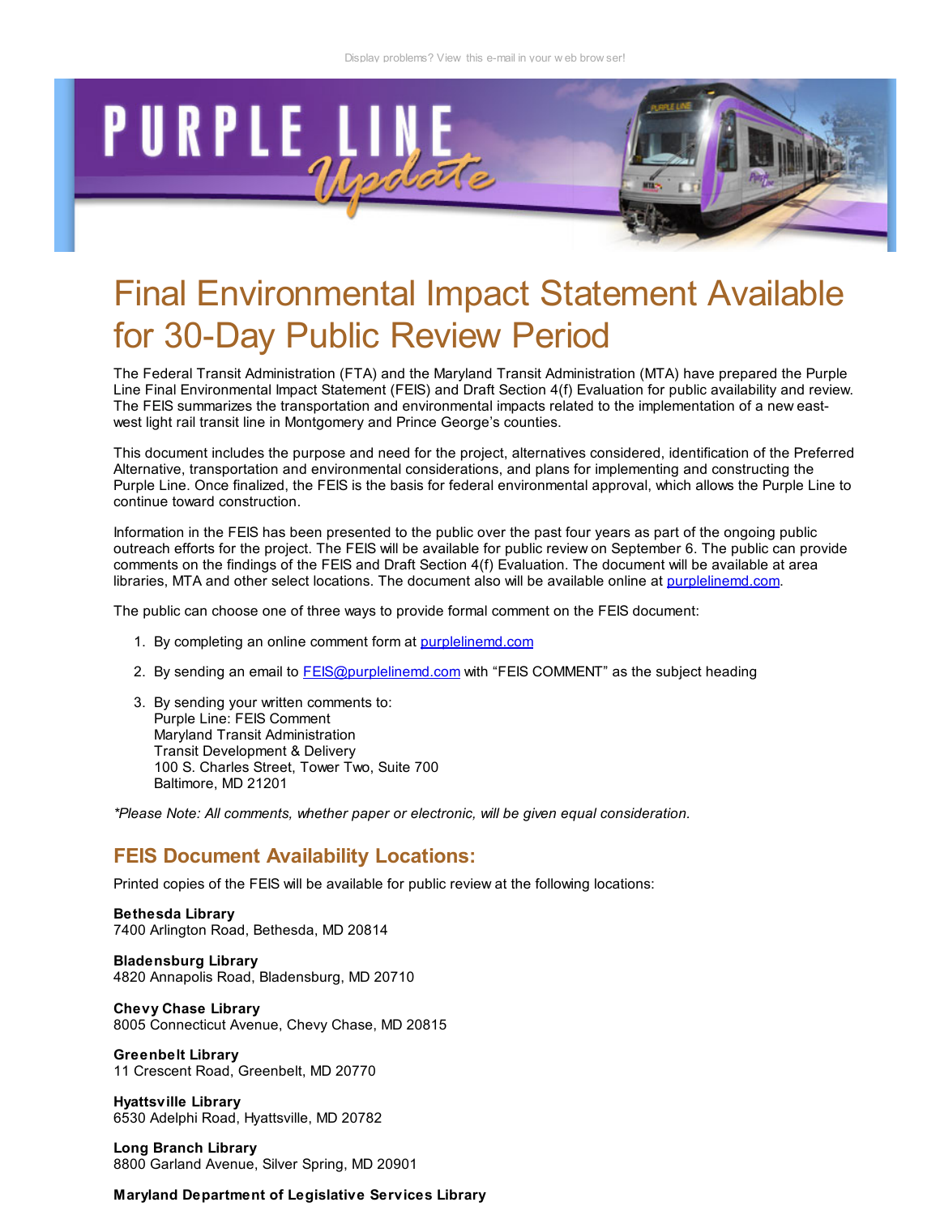Display problems? View this e-mail in your web browser!

PURPLE LINE Update

# Final Environmental Impact Statement Available for 30-Day Public Review Period

The Federal Transit Administration (FTA) and the Maryland Transit Administration (MTA) have prepared the Purple Line Final Environmental Impact Statement (FEIS) and Draft Section 4(f) Evaluation for public availability and review. The FEIS summarizes the transportation and environmental impacts related to the implementation of a new east-west light rail transit line in Montgomery and Prince George's counties.

This document includes the purpose and need for the project, alternatives considered, identification of the Preferred Alternative, transportation and environmental considerations, and plans for implementing and constructing the Purple Line. Once finalized, the FEIS is the basis for federal environmental approval, which allows the Purple Line to continue toward construction.

Information in the FEIS has been presented to the public over the past four years as part of the ongoing public outreach efforts for the project. The FEIS will be available for public review on September 6. The public can provide comments on the findings of the FEIS and Draft Section 4(f) Evaluation. The document will be available at area libraries, MTA and other select locations. The document also will be available online at purplelinemd.com.

The public can choose one of three ways to provide formal comment on the FEIS document:

1. By completing an online comment form at purplelinemd.com
2. By sending an email to FEIS@purplelinemd.com with "FEIS COMMENT" as the subject heading
3. By sending your written comments to:
   Purple Line: FEIS Comment
   Maryland Transit Administration
   Transit Development & Delivery
   100 S. Charles Street, Tower Two, Suite 700
   Baltimore, MD 21201

*\*Please Note: All comments, whether paper or electronic, will be given equal consideration.*

## FEIS Document Availability Locations:

Printed copies of the FEIS will be available for public review at the following locations:

**Bethesda Library**
7400 Arlington Road, Bethesda, MD 20814

**Bladensburg Library**
4820 Annapolis Road, Bladensburg, MD 20710

**Chevy Chase Library**
8005 Connecticut Avenue, Chevy Chase, MD 20815

**Greenbelt Library**
11 Crescent Road, Greenbelt, MD 20770

**Hyattsville Library**
6530 Adelphi Road, Hyattsville, MD 20782

**Long Branch Library**
8800 Garland Avenue, Silver Spring, MD 20901

**Maryland Department of Legislative Services Library**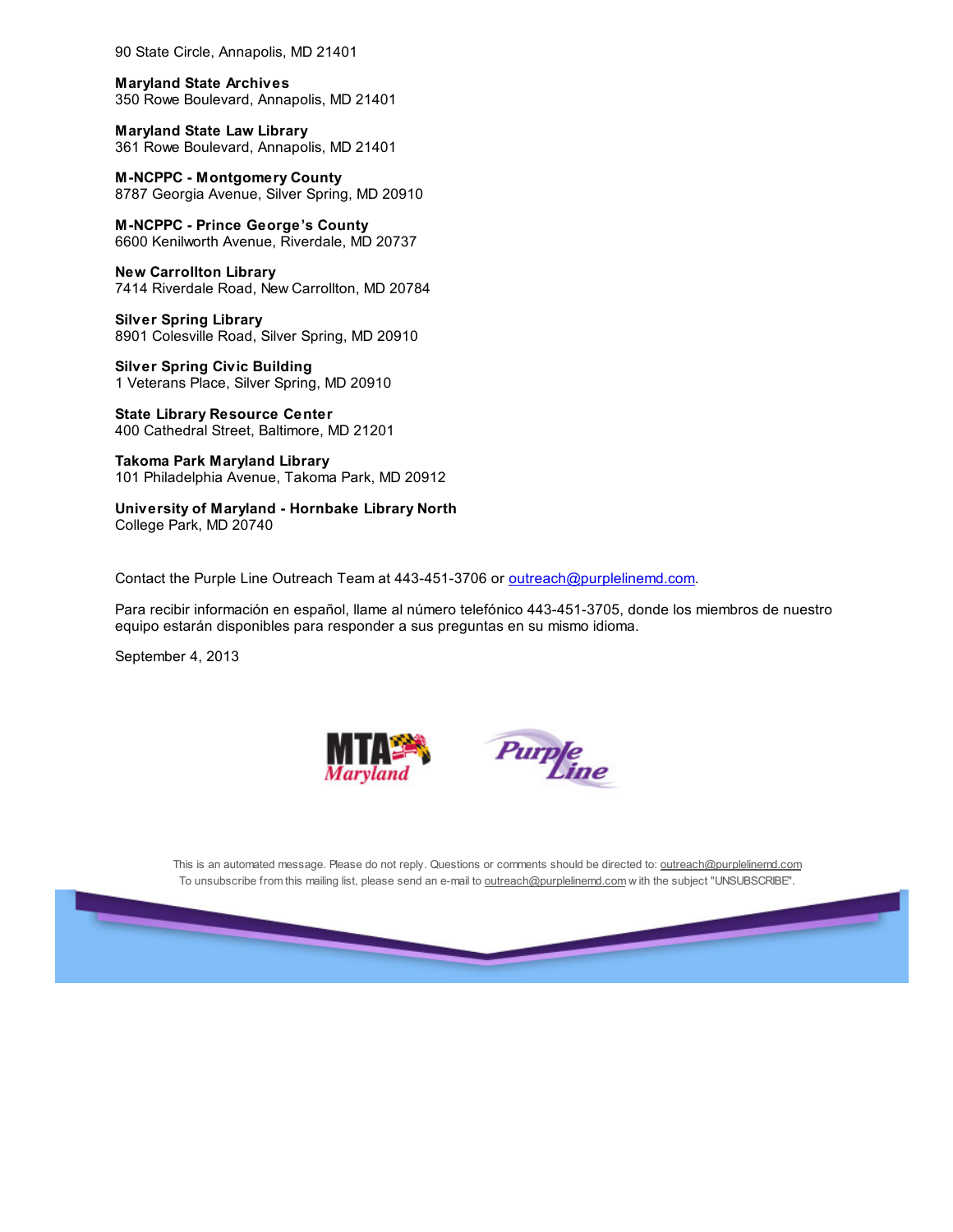90 State Circle, Annapolis, MD 21401

**Maryland State Archives**
350 Rowe Boulevard, Annapolis, MD 21401

**Maryland State Law Library**
361 Rowe Boulevard, Annapolis, MD 21401

**M-NCPPC - Montgomery County**
8787 Georgia Avenue, Silver Spring, MD 20910

**M-NCPPC - Prince George's County**
6600 Kenilworth Avenue, Riverdale, MD 20737

**New Carrollton Library**
7414 Riverdale Road, New Carrollton, MD 20784

**Silver Spring Library**
8901 Colesville Road, Silver Spring, MD 20910

**Silver Spring Civic Building**
1 Veterans Place, Silver Spring, MD 20910

**State Library Resource Center**
400 Cathedral Street, Baltimore, MD 21201

**Takoma Park Maryland Library**
101 Philadelphia Avenue, Takoma Park, MD 20912

**University of Maryland - Hornbake Library North**
College Park, MD 20740

Contact the Purple Line Outreach Team at 443-451-3706 or outreach@purplelinemd.com.

Para recibir información en español, llame al número telefónico 443-451-3705, donde los miembros de nuestro equipo estarán disponibles para responder a sus preguntas en su mismo idioma.

September 4, 2013

MTA Maryland    Purple Line

This is an automated message. Please do not reply. Questions or comments should be directed to: outreach@purplelinemd.com
To unsubscribe from this mailing list, please send an e-mail to outreach@purplelinemd.com with the subject "UNSUBSCRIBE".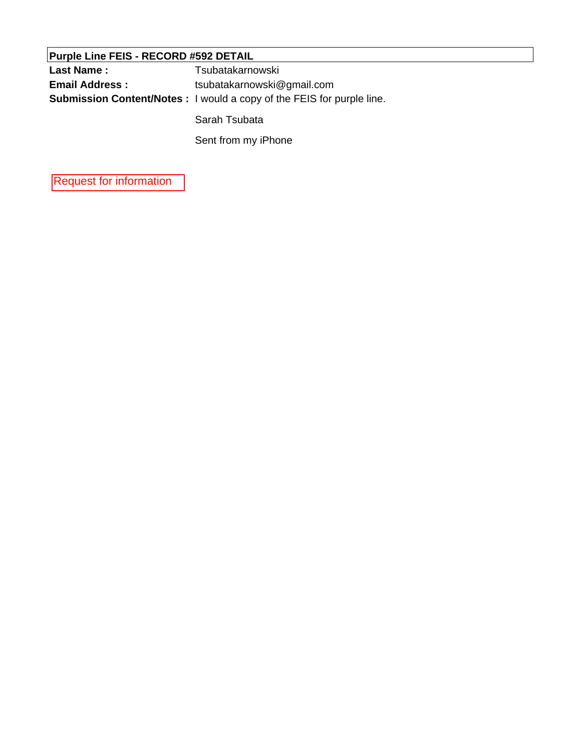**Purple Line FEIS - RECORD #592 DETAIL**

**Last Name :** Tsubatakarnowski

**Email Address :** tsubatakarnowski@gmail.com

**Submission Content/Notes :** I would a copy of the FEIS for purple line.

Sarah Tsubata

Sent from my iPhone

Request for information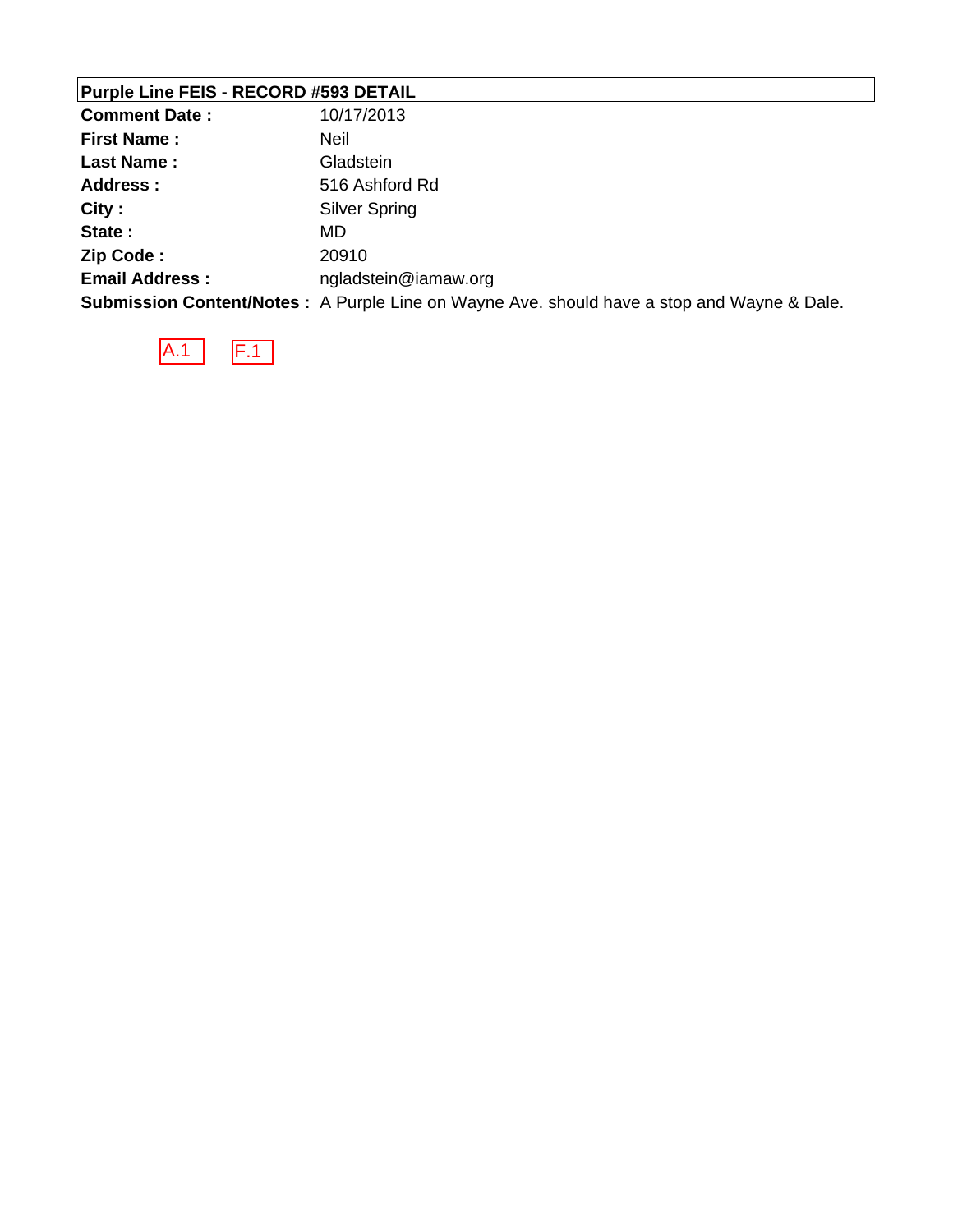**Purple Line FEIS - RECORD #593 DETAIL**

| | |
|---|---|
| **Comment Date :** | 10/17/2013 |
| **First Name :** | Neil |
| **Last Name :** | Gladstein |
| **Address :** | 516 Ashford Rd |
| **City :** | Silver Spring |
| **State :** | MD |
| **Zip Code :** | 20910 |
| **Email Address :** | ngladstein@iamaw.org |
| **Submission Content/Notes :** | A Purple Line on Wayne Ave. should have a stop and Wayne & Dale. |

A.1 F.1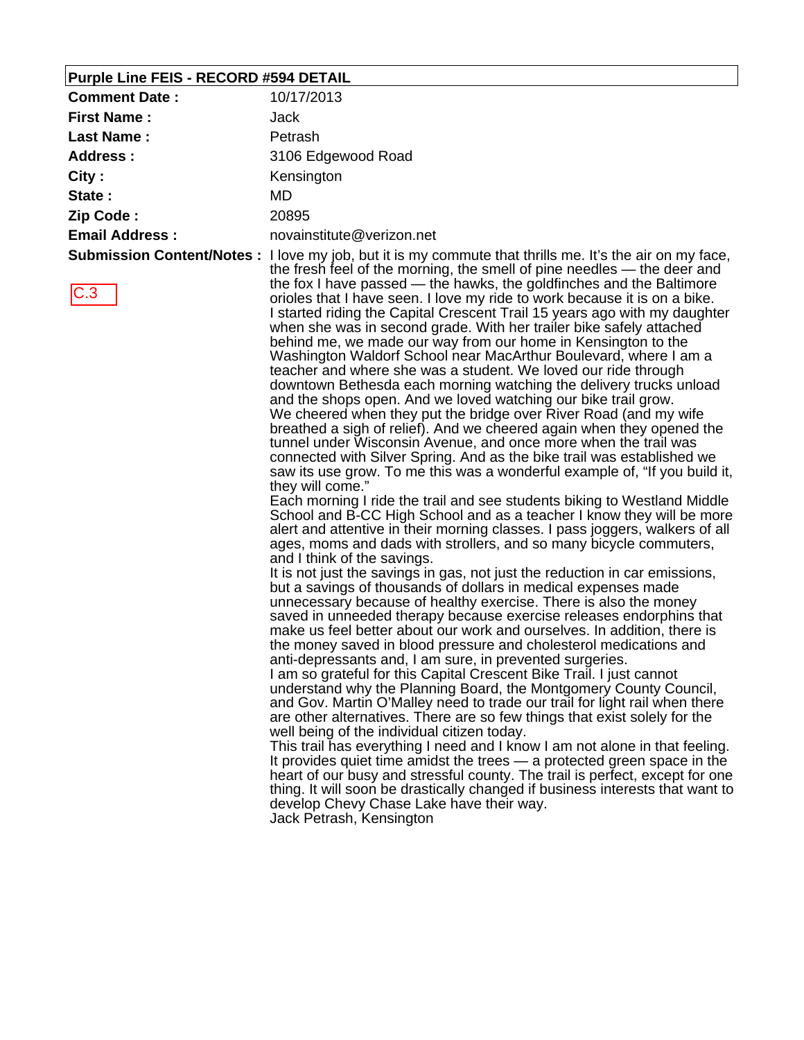**Purple Line FEIS - RECORD #594 DETAIL**

| | |
|---|---|
| **Comment Date :** | 10/17/2013 |
| **First Name :** | Jack |
| **Last Name :** | Petrash |
| **Address :** | 3106 Edgewood Road |
| **City :** | Kensington |
| **State :** | MD |
| **Zip Code :** | 20895 |
| **Email Address :** | novainstitute@verizon.net |

**Submission Content/Notes :**

C.3

I love my job, but it is my commute that thrills me. It's the air on my face, the fresh feel of the morning, the smell of pine needles — the deer and the fox I have passed — the hawks, the goldfinches and the Baltimore orioles that I have seen. I love my ride to work because it is on a bike.

I started riding the Capital Crescent Trail 15 years ago with my daughter when she was in second grade. With her trailer bike safely attached behind me, we made our way from our home in Kensington to the Washington Waldorf School near MacArthur Boulevard, where I am a teacher and where she was a student. We loved our ride through downtown Bethesda each morning watching the delivery trucks unload and the shops open. And we loved watching our bike trail grow.

We cheered when they put the bridge over River Road (and my wife breathed a sigh of relief). And we cheered again when they opened the tunnel under Wisconsin Avenue, and once more when the trail was connected with Silver Spring. And as the bike trail was established we saw its use grow. To me this was a wonderful example of, "If you build it, they will come."

Each morning I ride the trail and see students biking to Westland Middle School and B-CC High School and as a teacher I know they will be more alert and attentive in their morning classes. I pass joggers, walkers of all ages, moms and dads with strollers, and so many bicycle commuters, and I think of the savings.

It is not just the savings in gas, not just the reduction in car emissions, but a savings of thousands of dollars in medical expenses made unnecessary because of healthy exercise. There is also the money saved in unneeded therapy because exercise releases endorphins that make us feel better about our work and ourselves. In addition, there is the money saved in blood pressure and cholesterol medications and anti-depressants and, I am sure, in prevented surgeries.

I am so grateful for this Capital Crescent Bike Trail. I just cannot understand why the Planning Board, the Montgomery County Council, and Gov. Martin O'Malley need to trade our trail for light rail when there are other alternatives. There are so few things that exist solely for the well being of the individual citizen today.

This trail has everything I need and I know I am not alone in that feeling. It provides quiet time amidst the trees — a protected green space in the heart of our busy and stressful county. The trail is perfect, except for one thing. It will soon be drastically changed if business interests that want to develop Chevy Chase Lake have their way.

Jack Petrash, Kensington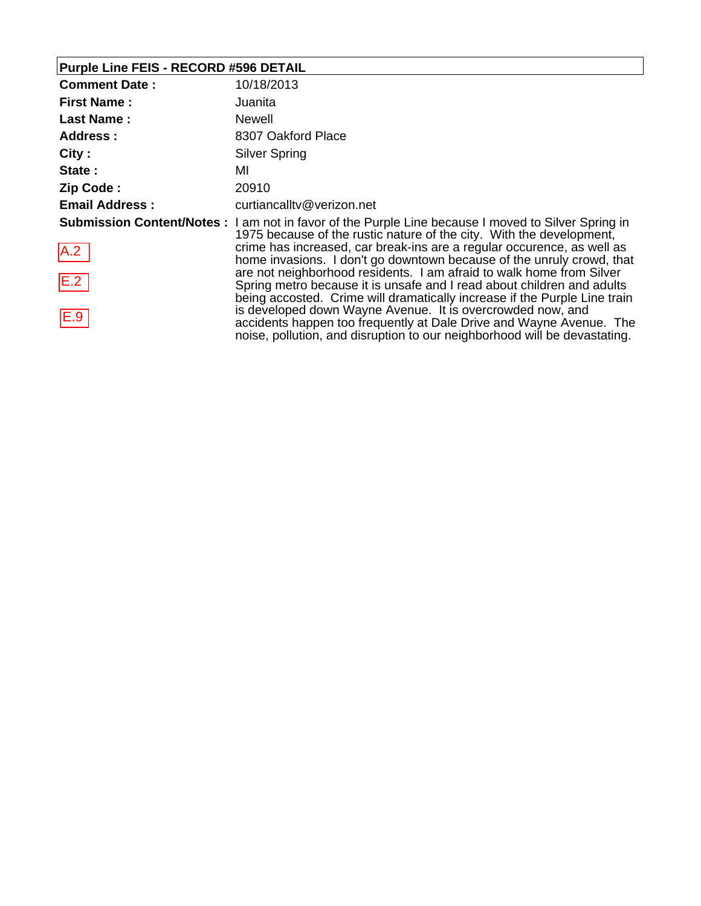## Purple Line FEIS - RECORD #596 DETAIL

| | |
|---|---|
| **Comment Date :** | 10/18/2013 |
| **First Name :** | Juanita |
| **Last Name :** | Newell |
| **Address :** | 8307 Oakford Place |
| **City :** | Silver Spring |
| **State :** | MI |
| **Zip Code :** | 20910 |
| **Email Address :** | curtiancalltv@verizon.net |
| **Submission Content/Notes :** | I am not in favor of the Purple Line because I moved to Silver Spring in 1975 because of the rustic nature of the city. With the development, crime has increased, car break-ins are a regular occurence, as well as home invasions. I don't go downtown because of the unruly crowd, that are not neighborhood residents. I am afraid to walk home from Silver Spring metro because it is unsafe and I read about children and adults being accosted. Crime will dramatically increase if the Purple Line train is developed down Wayne Avenue. It is overcrowded now, and accidents happen too frequently at Dale Drive and Wayne Avenue. The noise, pollution, and disruption to our neighborhood will be devastating. |

A.2

E.2

E.9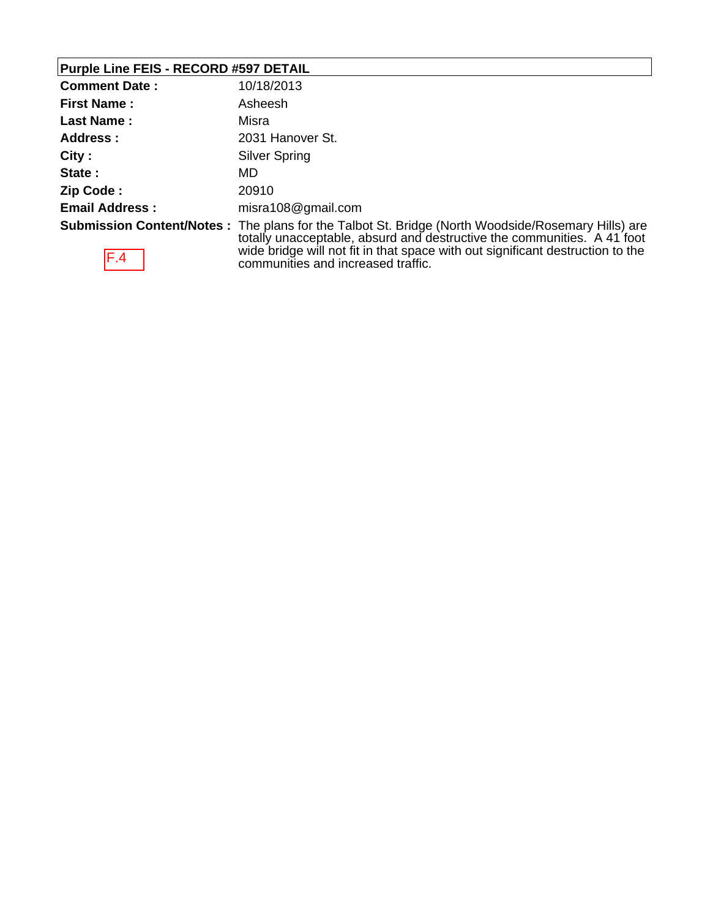**Purple Line FEIS - RECORD #597 DETAIL**

| | |
|---|---|
| **Comment Date :** | 10/18/2013 |
| **First Name :** | Asheesh |
| **Last Name :** | Misra |
| **Address :** | 2031 Hanover St. |
| **City :** | Silver Spring |
| **State :** | MD |
| **Zip Code :** | 20910 |
| **Email Address :** | misra108@gmail.com |
| **Submission Content/Notes :** | The plans for the Talbot St. Bridge (North Woodside/Rosemary Hills) are totally unacceptable, absurd and destructive the communities. A 41 foot wide bridge will not fit in that space with out significant destruction to the communities and increased traffic. |

F.4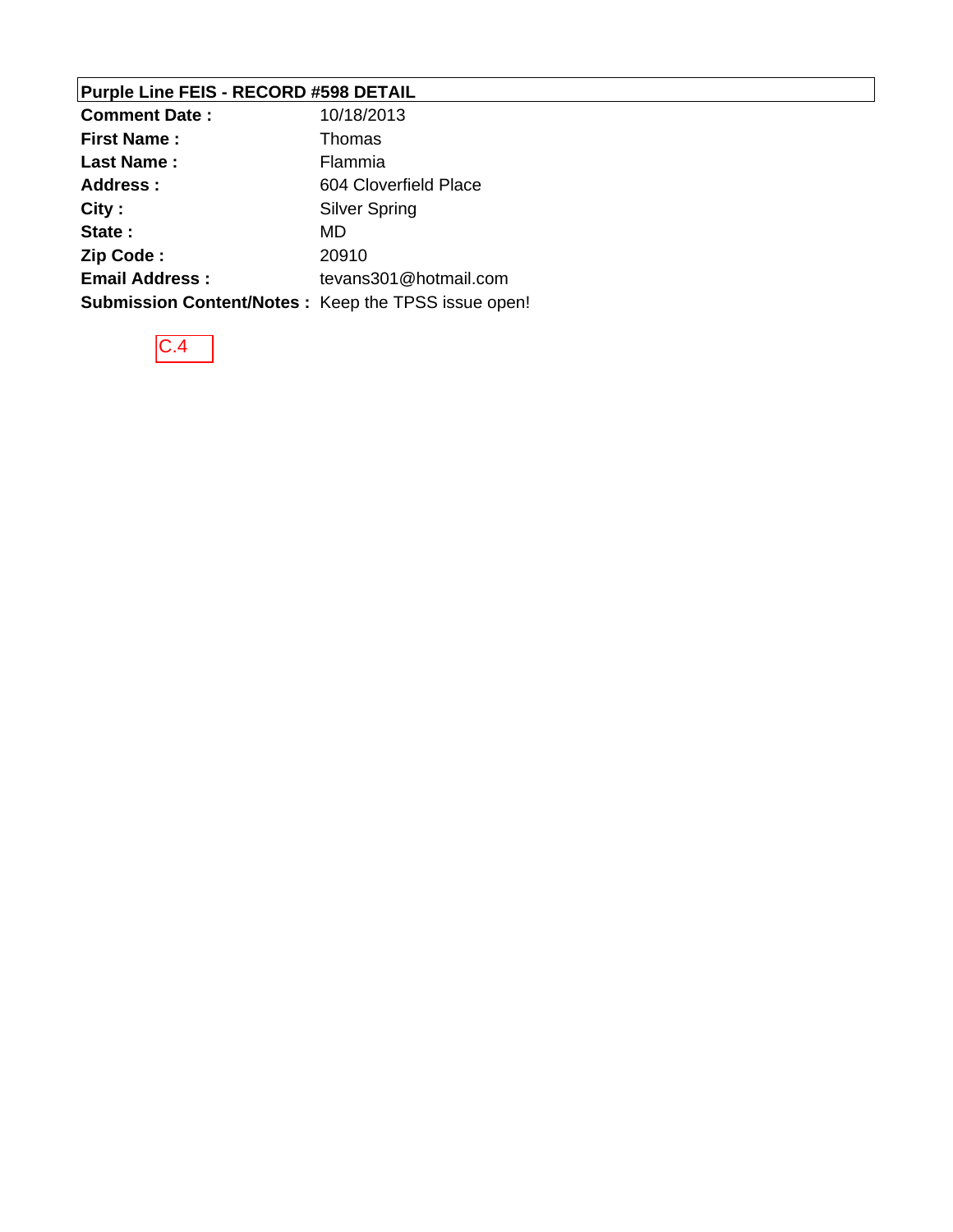**Purple Line FEIS - RECORD #598 DETAIL**

| | |
|---|---|
| **Comment Date :** | 10/18/2013 |
| **First Name :** | Thomas |
| **Last Name :** | Flammia |
| **Address :** | 604 Cloverfield Place |
| **City :** | Silver Spring |
| **State :** | MD |
| **Zip Code :** | 20910 |
| **Email Address :** | tevans301@hotmail.com |
| **Submission Content/Notes :** | Keep the TPSS issue open! |

C.4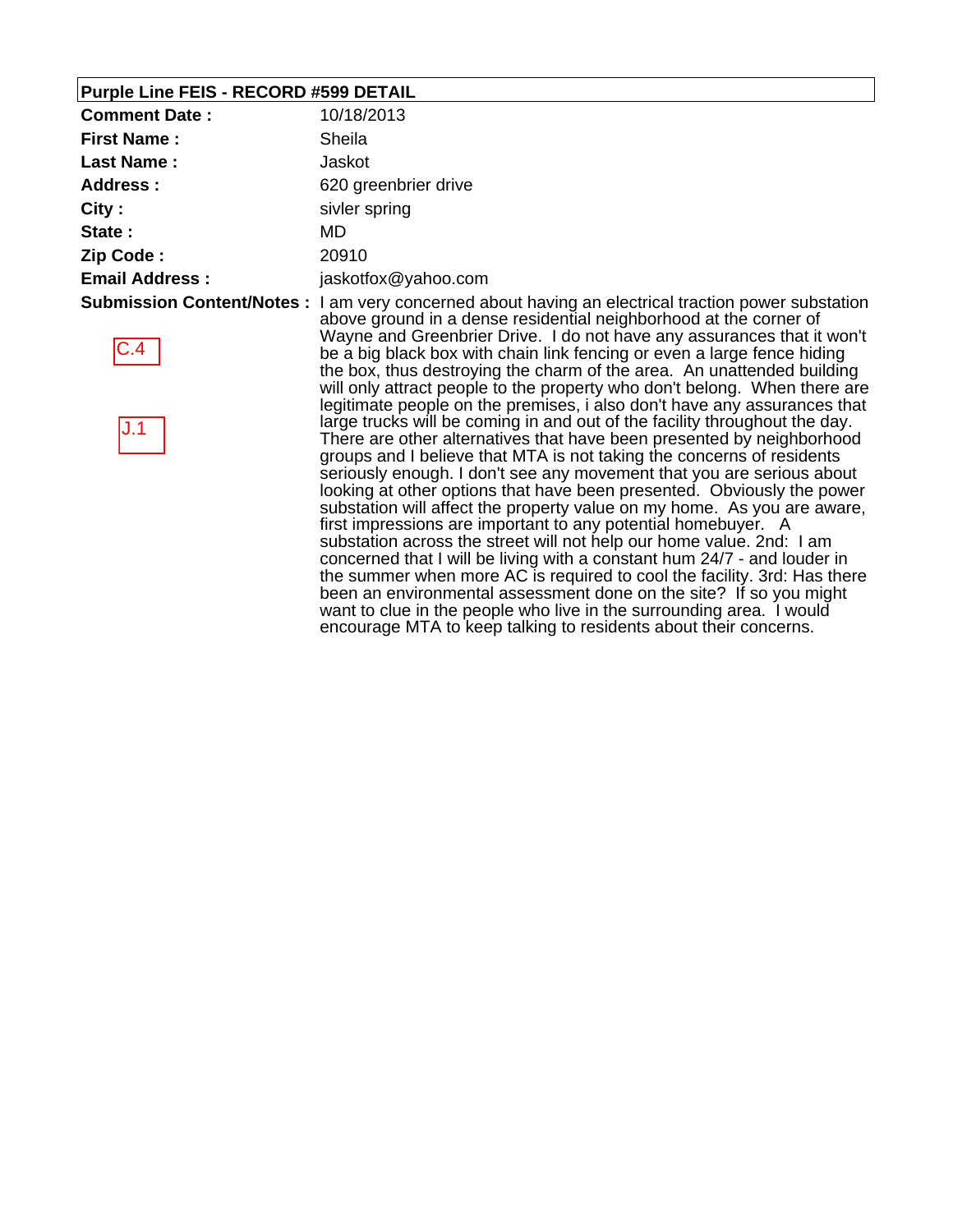**Purple Line FEIS - RECORD #599 DETAIL**

| | |
|---|---|
| **Comment Date :** | 10/18/2013 |
| **First Name :** | Sheila |
| **Last Name :** | Jaskot |
| **Address :** | 620 greenbrier drive |
| **City :** | sivler spring |
| **State :** | MD |
| **Zip Code :** | 20910 |
| **Email Address :** | jaskotfox@yahoo.com |
| **Submission Content/Notes :** C.4 J.1 | I am very concerned about having an electrical traction power substation above ground in a dense residential neighborhood at the corner of Wayne and Greenbrier Drive. I do not have any assurances that it won't be a big black box with chain link fencing or even a large fence hiding the box, thus destroying the charm of the area. An unattended building will only attract people to the property who don't belong. When there are legitimate people on the premises, i also don't have any assurances that large trucks will be coming in and out of the facility throughout the day. There are other alternatives that have been presented by neighborhood groups and I believe that MTA is not taking the concerns of residents seriously enough. I don't see any movement that you are serious about looking at other options that have been presented. Obviously the power substation will affect the property value on my home. As you are aware, first impressions are important to any potential homebuyer. A substation across the street will not help our home value. 2nd: I am concerned that I will be living with a constant hum 24/7 - and louder in the summer when more AC is required to cool the facility. 3rd: Has there been an environmental assessment done on the site? If so you might want to clue in the people who live in the surrounding area. I would encourage MTA to keep talking to residents about their concerns. |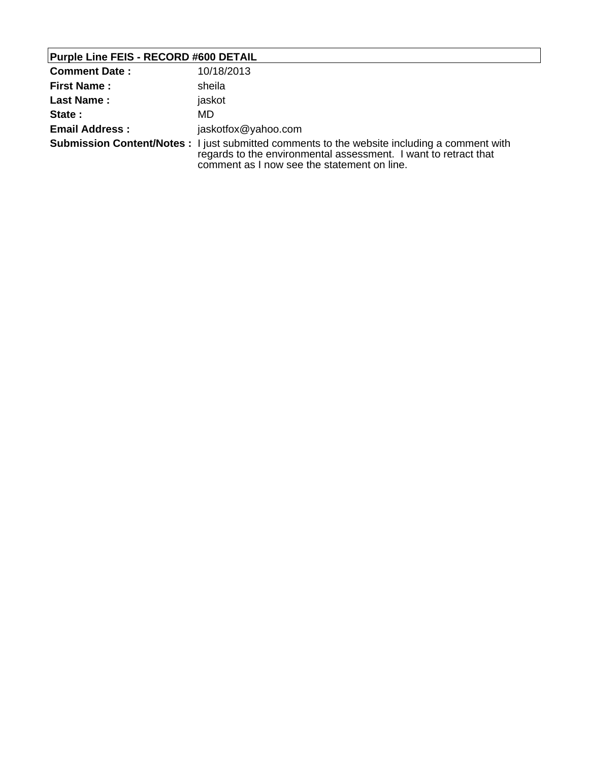**Purple Line FEIS - RECORD #600 DETAIL**

| | |
|---|---|
| **Comment Date :** | 10/18/2013 |
| **First Name :** | sheila |
| **Last Name :** | jaskot |
| **State :** | MD |
| **Email Address :** | jaskotfox@yahoo.com |
| **Submission Content/Notes :** | I just submitted comments to the website including a comment with regards to the environmental assessment. I want to retract that comment as I now see the statement on line. |